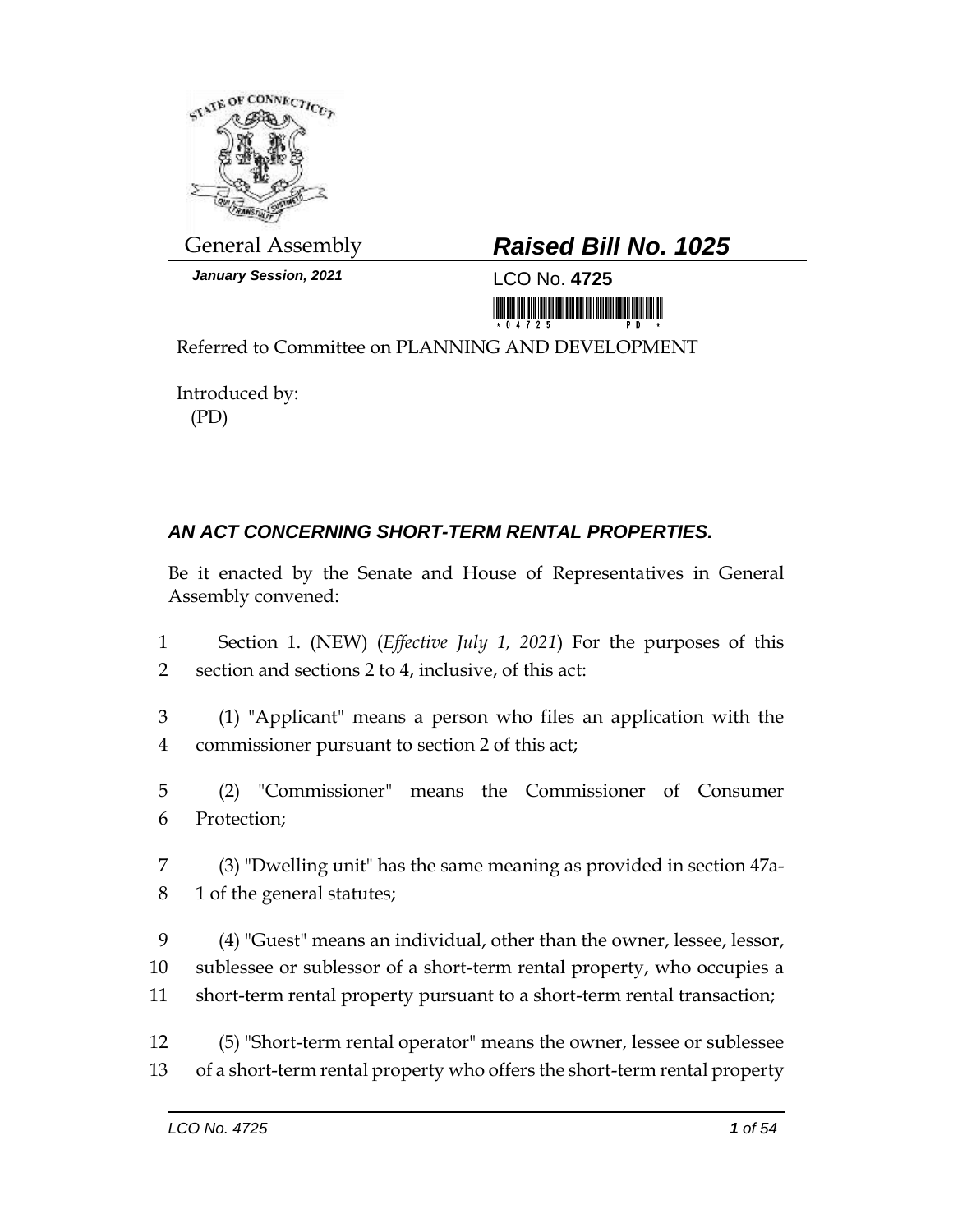General Assembly

*January Session, 2021*

# *Raised Bill No. 1025*

LCO No. **4725**

Referred to Committee on PLANNING AND DEVELOPMENT

Introduced by:
(PD)

## *AN ACT CONCERNING SHORT-TERM RENTAL PROPERTIES.*

Be it enacted by the Senate and House of Representatives in General Assembly convened:

1 Section 1. (NEW) (*Effective July 1, 2021*) For the purposes of this
2 section and sections 2 to 4, inclusive, of this act:

3 (1) "Applicant" means a person who files an application with the
4 commissioner pursuant to section 2 of this act;

5 (2) "Commissioner" means the Commissioner of Consumer
6 Protection;

7 (3) "Dwelling unit" has the same meaning as provided in section 47a-
8 1 of the general statutes;

9 (4) "Guest" means an individual, other than the owner, lessee, lessor,
10 sublessee or sublessor of a short-term rental property, who occupies a
11 short-term rental property pursuant to a short-term rental transaction;

12 (5) "Short-term rental operator" means the owner, lessee or sublessee
13 of a short-term rental property who offers the short-term rental property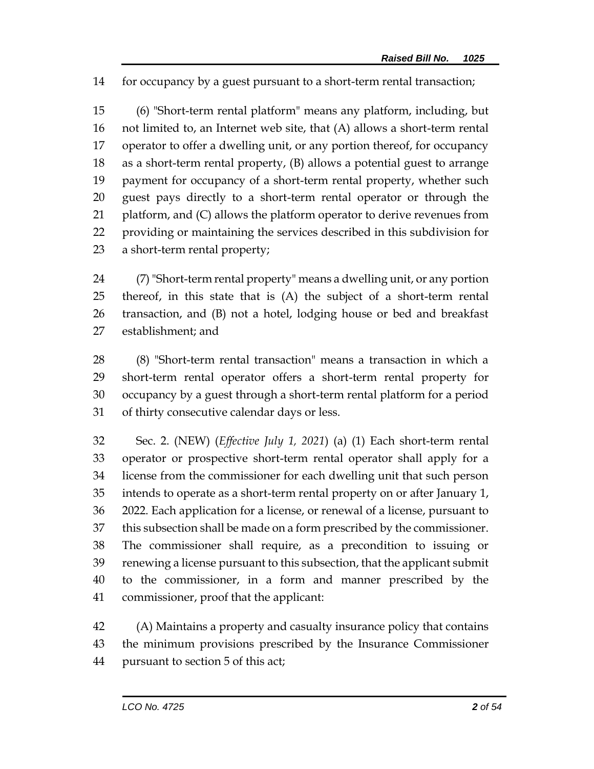for occupancy by a guest pursuant to a short-term rental transaction;

(6) "Short-term rental platform" means any platform, including, but not limited to, an Internet web site, that (A) allows a short-term rental operator to offer a dwelling unit, or any portion thereof, for occupancy as a short-term rental property, (B) allows a potential guest to arrange payment for occupancy of a short-term rental property, whether such guest pays directly to a short-term rental operator or through the platform, and (C) allows the platform operator to derive revenues from providing or maintaining the services described in this subdivision for a short-term rental property;

(7) "Short-term rental property" means a dwelling unit, or any portion thereof, in this state that is (A) the subject of a short-term rental transaction, and (B) not a hotel, lodging house or bed and breakfast establishment; and

(8) "Short-term rental transaction" means a transaction in which a short-term rental operator offers a short-term rental property for occupancy by a guest through a short-term rental platform for a period of thirty consecutive calendar days or less.

Sec. 2. (NEW) (*Effective July 1, 2021*) (a) (1) Each short-term rental operator or prospective short-term rental operator shall apply for a license from the commissioner for each dwelling unit that such person intends to operate as a short-term rental property on or after January 1, 2022. Each application for a license, or renewal of a license, pursuant to this subsection shall be made on a form prescribed by the commissioner. The commissioner shall require, as a precondition to issuing or renewing a license pursuant to this subsection, that the applicant submit to the commissioner, in a form and manner prescribed by the commissioner, proof that the applicant:

(A) Maintains a property and casualty insurance policy that contains the minimum provisions prescribed by the Insurance Commissioner pursuant to section 5 of this act;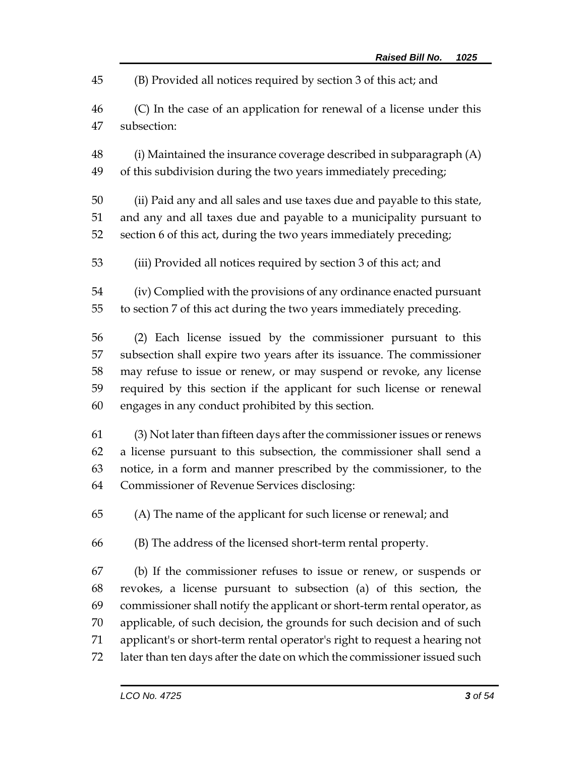(B) Provided all notices required by section 3 of this act; and

(C) In the case of an application for renewal of a license under this subsection:

(i) Maintained the insurance coverage described in subparagraph (A) of this subdivision during the two years immediately preceding;

(ii) Paid any and all sales and use taxes due and payable to this state, and any and all taxes due and payable to a municipality pursuant to section 6 of this act, during the two years immediately preceding;

(iii) Provided all notices required by section 3 of this act; and

(iv) Complied with the provisions of any ordinance enacted pursuant to section 7 of this act during the two years immediately preceding.

(2) Each license issued by the commissioner pursuant to this subsection shall expire two years after its issuance. The commissioner may refuse to issue or renew, or may suspend or revoke, any license required by this section if the applicant for such license or renewal engages in any conduct prohibited by this section.

(3) Not later than fifteen days after the commissioner issues or renews a license pursuant to this subsection, the commissioner shall send a notice, in a form and manner prescribed by the commissioner, to the Commissioner of Revenue Services disclosing:

(A) The name of the applicant for such license or renewal; and

(B) The address of the licensed short-term rental property.

(b) If the commissioner refuses to issue or renew, or suspends or revokes, a license pursuant to subsection (a) of this section, the commissioner shall notify the applicant or short-term rental operator, as applicable, of such decision, the grounds for such decision and of such applicant's or short-term rental operator's right to request a hearing not later than ten days after the date on which the commissioner issued such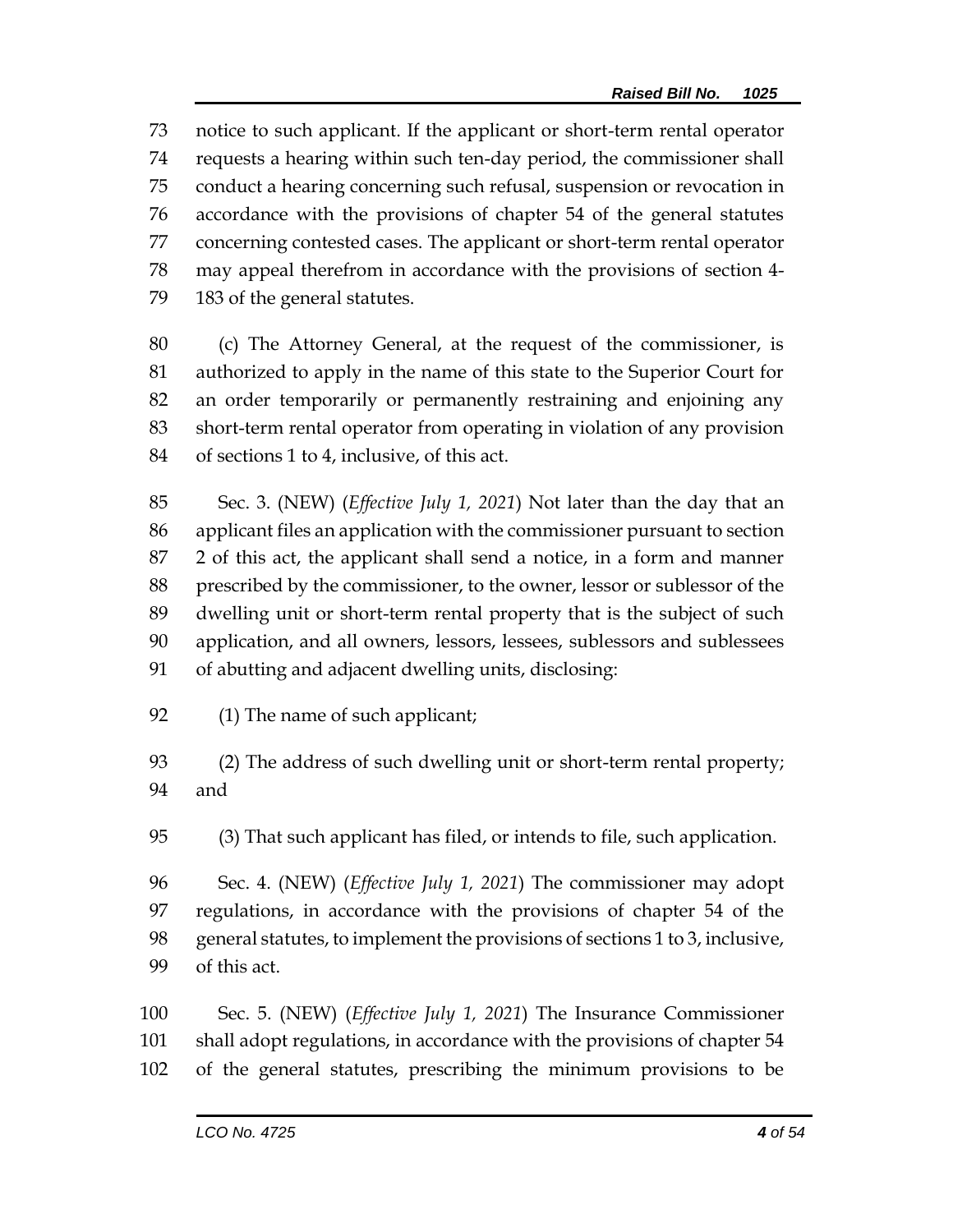notice to such applicant. If the applicant or short-term rental operator requests a hearing within such ten-day period, the commissioner shall conduct a hearing concerning such refusal, suspension or revocation in accordance with the provisions of chapter 54 of the general statutes concerning contested cases. The applicant or short-term rental operator may appeal therefrom in accordance with the provisions of section 4-183 of the general statutes.

(c) The Attorney General, at the request of the commissioner, is authorized to apply in the name of this state to the Superior Court for an order temporarily or permanently restraining and enjoining any short-term rental operator from operating in violation of any provision of sections 1 to 4, inclusive, of this act.

Sec. 3. (NEW) (*Effective July 1, 2021*) Not later than the day that an applicant files an application with the commissioner pursuant to section 2 of this act, the applicant shall send a notice, in a form and manner prescribed by the commissioner, to the owner, lessor or sublessor of the dwelling unit or short-term rental property that is the subject of such application, and all owners, lessors, lessees, sublessors and sublessees of abutting and adjacent dwelling units, disclosing:

(1) The name of such applicant;

(2) The address of such dwelling unit or short-term rental property; and

(3) That such applicant has filed, or intends to file, such application.

Sec. 4. (NEW) (*Effective July 1, 2021*) The commissioner may adopt regulations, in accordance with the provisions of chapter 54 of the general statutes, to implement the provisions of sections 1 to 3, inclusive, of this act.

Sec. 5. (NEW) (*Effective July 1, 2021*) The Insurance Commissioner shall adopt regulations, in accordance with the provisions of chapter 54 of the general statutes, prescribing the minimum provisions to be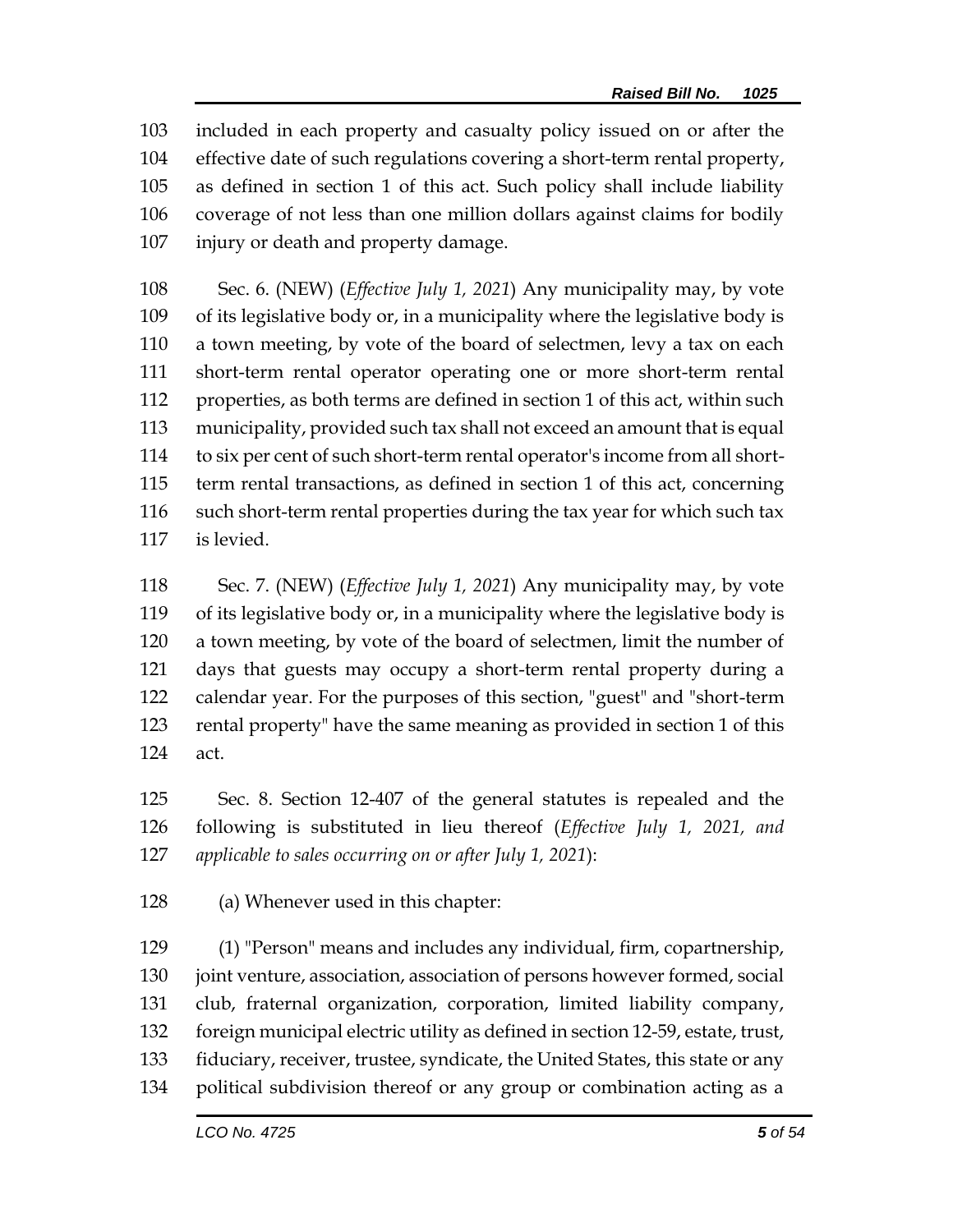included in each property and casualty policy issued on or after the effective date of such regulations covering a short-term rental property, as defined in section 1 of this act. Such policy shall include liability coverage of not less than one million dollars against claims for bodily injury or death and property damage.

Sec. 6. (NEW) (*Effective July 1, 2021*) Any municipality may, by vote of its legislative body or, in a municipality where the legislative body is a town meeting, by vote of the board of selectmen, levy a tax on each short-term rental operator operating one or more short-term rental properties, as both terms are defined in section 1 of this act, within such municipality, provided such tax shall not exceed an amount that is equal to six per cent of such short-term rental operator's income from all short-term rental transactions, as defined in section 1 of this act, concerning such short-term rental properties during the tax year for which such tax is levied.

Sec. 7. (NEW) (*Effective July 1, 2021*) Any municipality may, by vote of its legislative body or, in a municipality where the legislative body is a town meeting, by vote of the board of selectmen, limit the number of days that guests may occupy a short-term rental property during a calendar year. For the purposes of this section, "guest" and "short-term rental property" have the same meaning as provided in section 1 of this act.

Sec. 8. Section 12-407 of the general statutes is repealed and the following is substituted in lieu thereof (*Effective July 1, 2021, and applicable to sales occurring on or after July 1, 2021*):

(a) Whenever used in this chapter:

(1) "Person" means and includes any individual, firm, copartnership, joint venture, association, association of persons however formed, social club, fraternal organization, corporation, limited liability company, foreign municipal electric utility as defined in section 12-59, estate, trust, fiduciary, receiver, trustee, syndicate, the United States, this state or any political subdivision thereof or any group or combination acting as a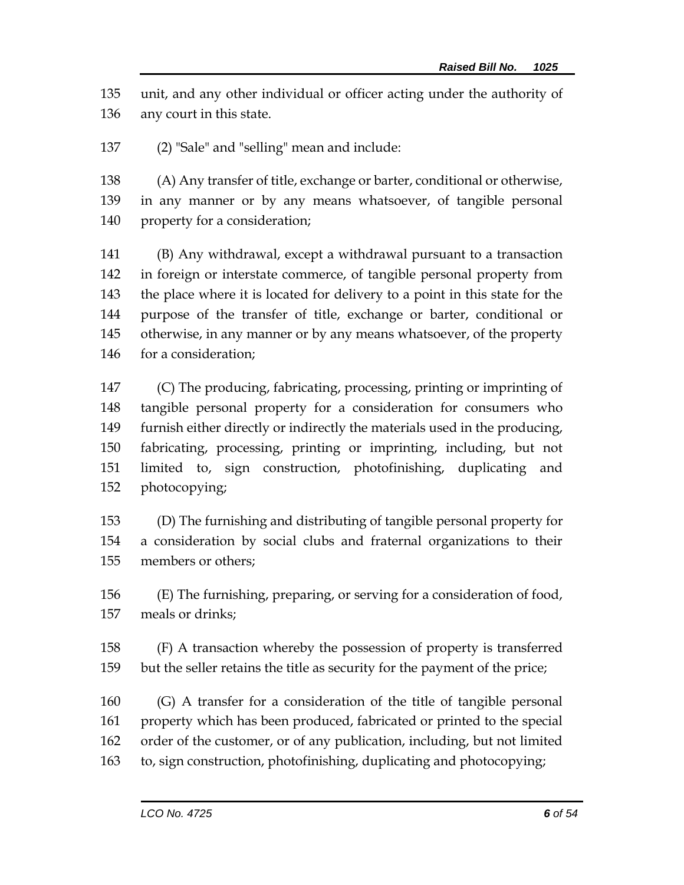unit, and any other individual or officer acting under the authority of any court in this state.

(2) "Sale" and "selling" mean and include:

(A) Any transfer of title, exchange or barter, conditional or otherwise, in any manner or by any means whatsoever, of tangible personal property for a consideration;

(B) Any withdrawal, except a withdrawal pursuant to a transaction in foreign or interstate commerce, of tangible personal property from the place where it is located for delivery to a point in this state for the purpose of the transfer of title, exchange or barter, conditional or otherwise, in any manner or by any means whatsoever, of the property for a consideration;

(C) The producing, fabricating, processing, printing or imprinting of tangible personal property for a consideration for consumers who furnish either directly or indirectly the materials used in the producing, fabricating, processing, printing or imprinting, including, but not limited to, sign construction, photofinishing, duplicating and photocopying;

(D) The furnishing and distributing of tangible personal property for a consideration by social clubs and fraternal organizations to their members or others;

(E) The furnishing, preparing, or serving for a consideration of food, meals or drinks;

(F) A transaction whereby the possession of property is transferred but the seller retains the title as security for the payment of the price;

(G) A transfer for a consideration of the title of tangible personal property which has been produced, fabricated or printed to the special order of the customer, or of any publication, including, but not limited to, sign construction, photofinishing, duplicating and photocopying;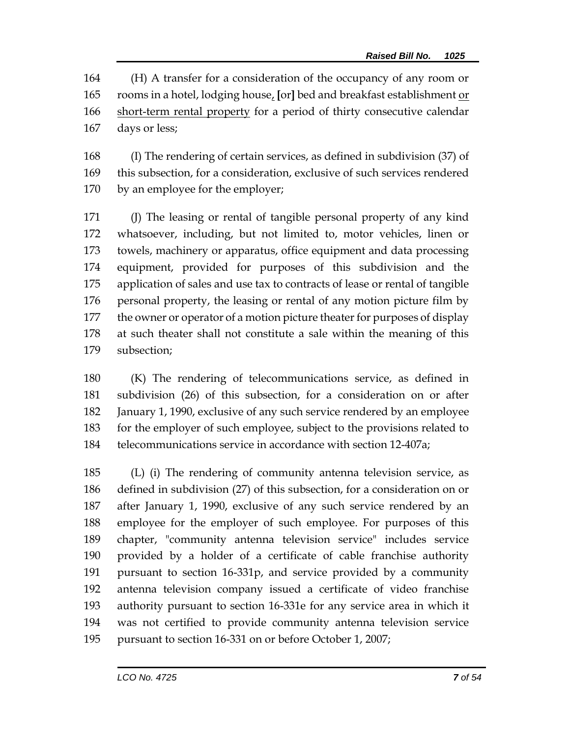164 (H) A transfer for a consideration of the occupancy of any room or
165 rooms in a hotel, lodging house, [or] bed and breakfast establishment or
166 short-term rental property for a period of thirty consecutive calendar
167 days or less;

168 (I) The rendering of certain services, as defined in subdivision (37) of
169 this subsection, for a consideration, exclusive of such services rendered
170 by an employee for the employer;

171 (J) The leasing or rental of tangible personal property of any kind
172 whatsoever, including, but not limited to, motor vehicles, linen or
173 towels, machinery or apparatus, office equipment and data processing
174 equipment, provided for purposes of this subdivision and the
175 application of sales and use tax to contracts of lease or rental of tangible
176 personal property, the leasing or rental of any motion picture film by
177 the owner or operator of a motion picture theater for purposes of display
178 at such theater shall not constitute a sale within the meaning of this
179 subsection;

180 (K) The rendering of telecommunications service, as defined in
181 subdivision (26) of this subsection, for a consideration on or after
182 January 1, 1990, exclusive of any such service rendered by an employee
183 for the employer of such employee, subject to the provisions related to
184 telecommunications service in accordance with section 12-407a;

185 (L) (i) The rendering of community antenna television service, as
186 defined in subdivision (27) of this subsection, for a consideration on or
187 after January 1, 1990, exclusive of any such service rendered by an
188 employee for the employer of such employee. For purposes of this
189 chapter, "community antenna television service" includes service
190 provided by a holder of a certificate of cable franchise authority
191 pursuant to section 16-331p, and service provided by a community
192 antenna television company issued a certificate of video franchise
193 authority pursuant to section 16-331e for any service area in which it
194 was not certified to provide community antenna television service
195 pursuant to section 16-331 on or before October 1, 2007;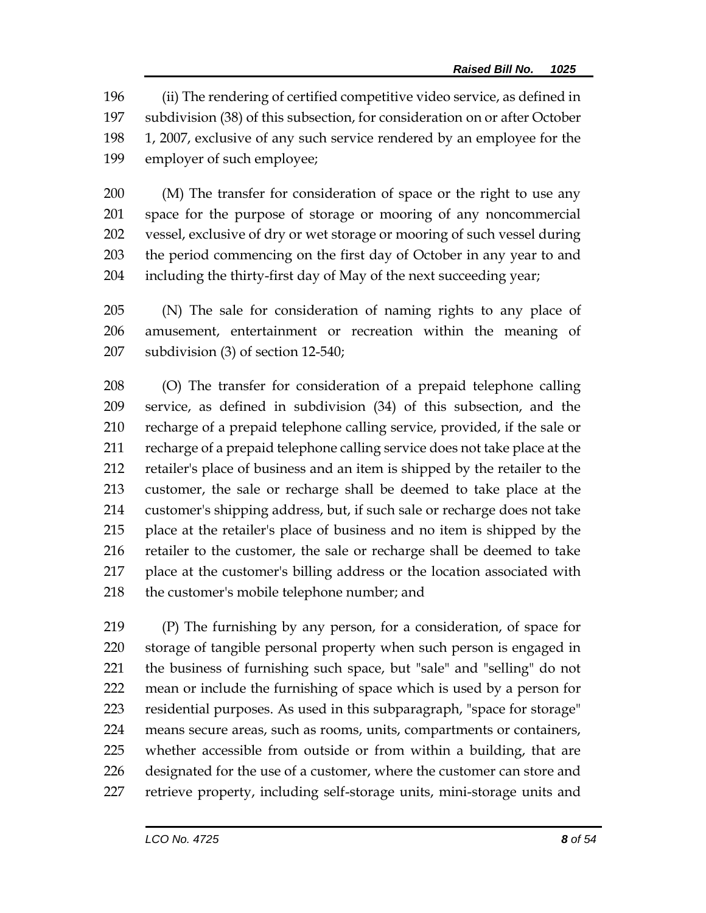(ii) The rendering of certified competitive video service, as defined in subdivision (38) of this subsection, for consideration on or after October 1, 2007, exclusive of any such service rendered by an employee for the employer of such employee;

(M) The transfer for consideration of space or the right to use any space for the purpose of storage or mooring of any noncommercial vessel, exclusive of dry or wet storage or mooring of such vessel during the period commencing on the first day of October in any year to and including the thirty-first day of May of the next succeeding year;

(N) The sale for consideration of naming rights to any place of amusement, entertainment or recreation within the meaning of subdivision (3) of section 12-540;

(O) The transfer for consideration of a prepaid telephone calling service, as defined in subdivision (34) of this subsection, and the recharge of a prepaid telephone calling service, provided, if the sale or recharge of a prepaid telephone calling service does not take place at the retailer's place of business and an item is shipped by the retailer to the customer, the sale or recharge shall be deemed to take place at the customer's shipping address, but, if such sale or recharge does not take place at the retailer's place of business and no item is shipped by the retailer to the customer, the sale or recharge shall be deemed to take place at the customer's billing address or the location associated with the customer's mobile telephone number; and

(P) The furnishing by any person, for a consideration, of space for storage of tangible personal property when such person is engaged in the business of furnishing such space, but "sale" and "selling" do not mean or include the furnishing of space which is used by a person for residential purposes. As used in this subparagraph, "space for storage" means secure areas, such as rooms, units, compartments or containers, whether accessible from outside or from within a building, that are designated for the use of a customer, where the customer can store and retrieve property, including self-storage units, mini-storage units and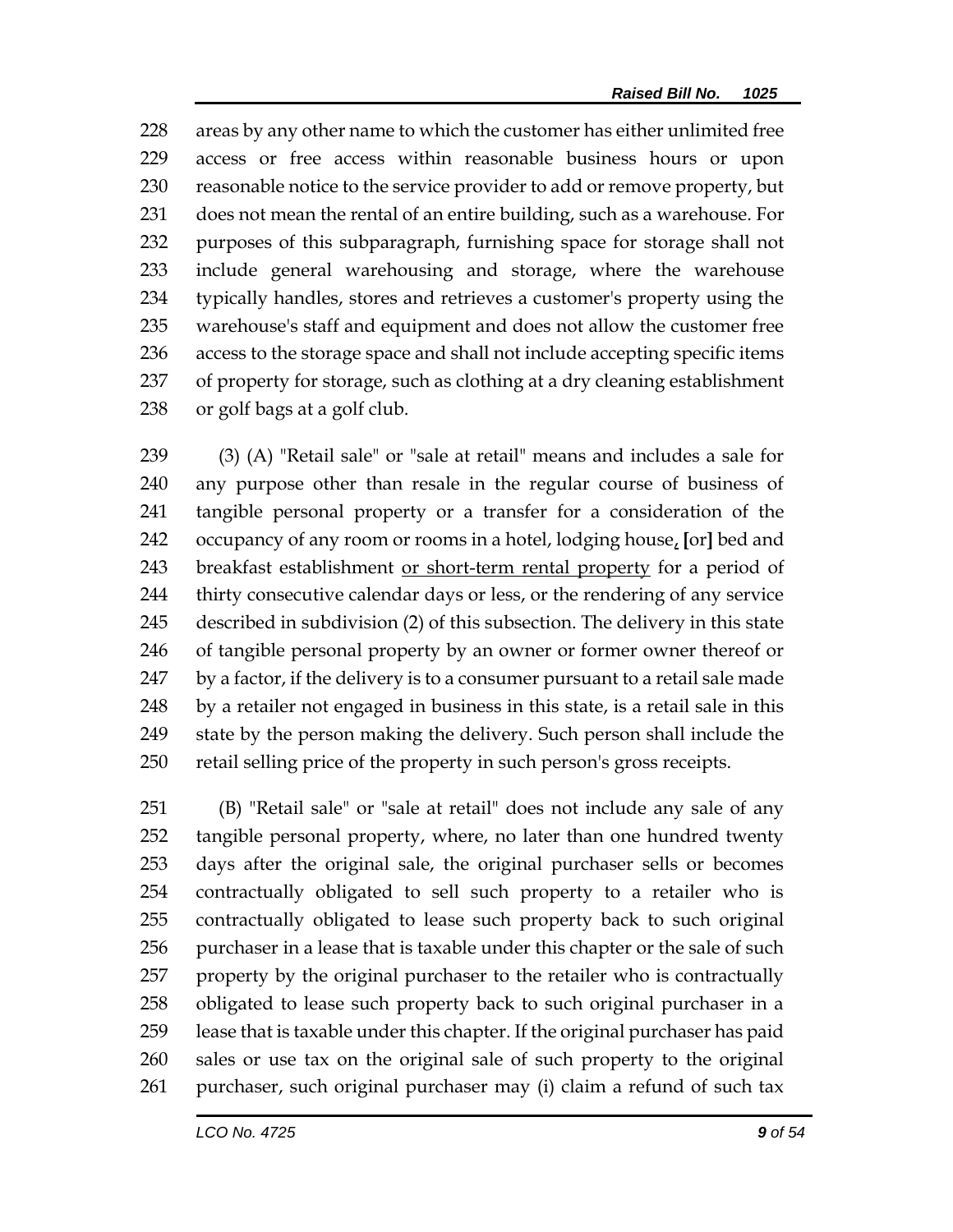228 areas by any other name to which the customer has either unlimited free
229 access or free access within reasonable business hours or upon
230 reasonable notice to the service provider to add or remove property, but
231 does not mean the rental of an entire building, such as a warehouse. For
232 purposes of this subparagraph, furnishing space for storage shall not
233 include general warehousing and storage, where the warehouse
234 typically handles, stores and retrieves a customer's property using the
235 warehouse's staff and equipment and does not allow the customer free
236 access to the storage space and shall not include accepting specific items
237 of property for storage, such as clothing at a dry cleaning establishment
238 or golf bags at a golf club.

239 (3) (A) "Retail sale" or "sale at retail" means and includes a sale for
240 any purpose other than resale in the regular course of business of
241 tangible personal property or a transfer for a consideration of the
242 occupancy of any room or rooms in a hotel, lodging house, [or] bed and
243 breakfast establishment <u>or short-term rental property</u> for a period of
244 thirty consecutive calendar days or less, or the rendering of any service
245 described in subdivision (2) of this subsection. The delivery in this state
246 of tangible personal property by an owner or former owner thereof or
247 by a factor, if the delivery is to a consumer pursuant to a retail sale made
248 by a retailer not engaged in business in this state, is a retail sale in this
249 state by the person making the delivery. Such person shall include the
250 retail selling price of the property in such person's gross receipts.

251 (B) "Retail sale" or "sale at retail" does not include any sale of any
252 tangible personal property, where, no later than one hundred twenty
253 days after the original sale, the original purchaser sells or becomes
254 contractually obligated to sell such property to a retailer who is
255 contractually obligated to lease such property back to such original
256 purchaser in a lease that is taxable under this chapter or the sale of such
257 property by the original purchaser to the retailer who is contractually
258 obligated to lease such property back to such original purchaser in a
259 lease that is taxable under this chapter. If the original purchaser has paid
260 sales or use tax on the original sale of such property to the original
261 purchaser, such original purchaser may (i) claim a refund of such tax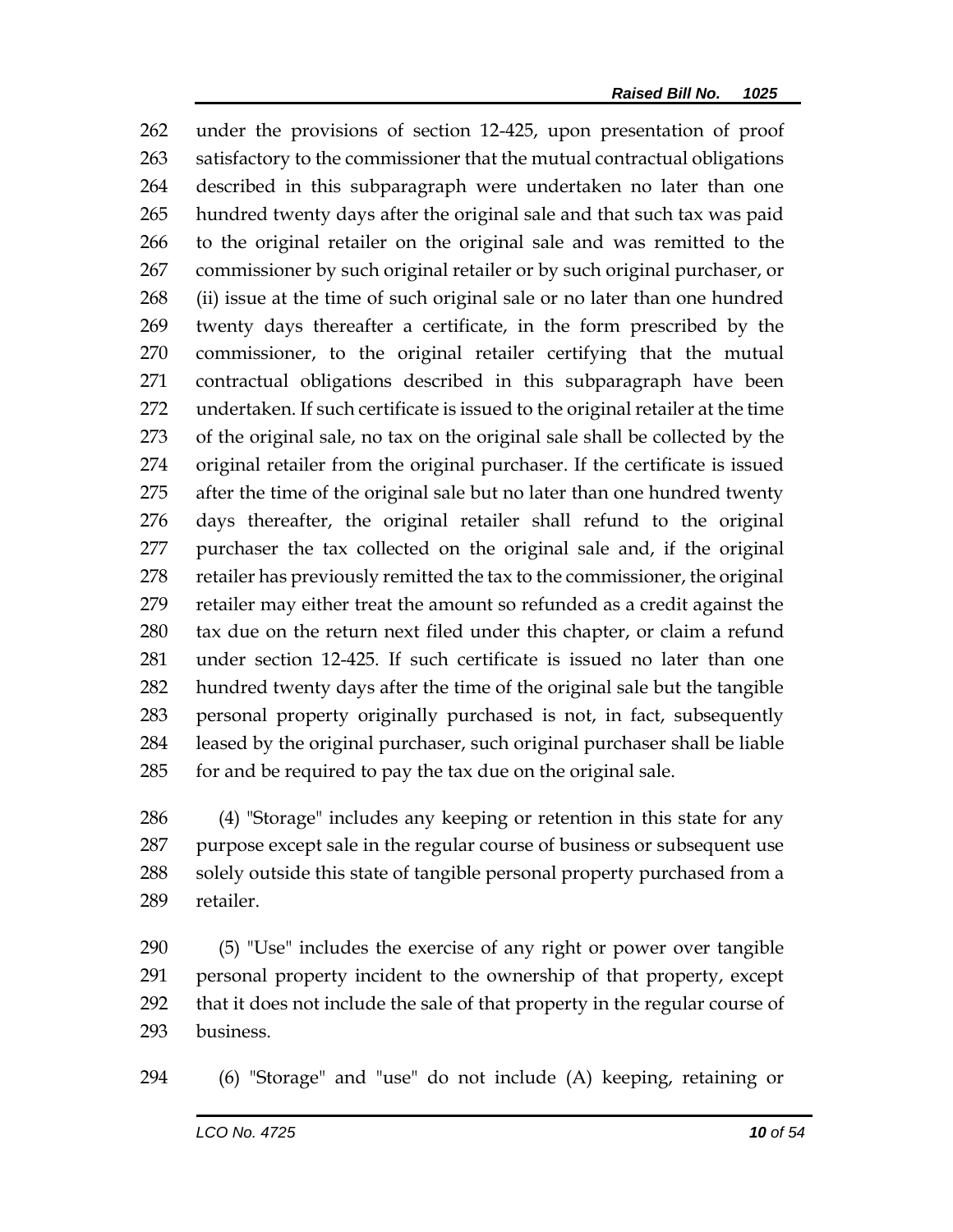under the provisions of section 12-425, upon presentation of proof satisfactory to the commissioner that the mutual contractual obligations described in this subparagraph were undertaken no later than one hundred twenty days after the original sale and that such tax was paid to the original retailer on the original sale and was remitted to the commissioner by such original retailer or by such original purchaser, or (ii) issue at the time of such original sale or no later than one hundred twenty days thereafter a certificate, in the form prescribed by the commissioner, to the original retailer certifying that the mutual contractual obligations described in this subparagraph have been undertaken. If such certificate is issued to the original retailer at the time of the original sale, no tax on the original sale shall be collected by the original retailer from the original purchaser. If the certificate is issued after the time of the original sale but no later than one hundred twenty days thereafter, the original retailer shall refund to the original purchaser the tax collected on the original sale and, if the original retailer has previously remitted the tax to the commissioner, the original retailer may either treat the amount so refunded as a credit against the tax due on the return next filed under this chapter, or claim a refund under section 12-425. If such certificate is issued no later than one hundred twenty days after the time of the original sale but the tangible personal property originally purchased is not, in fact, subsequently leased by the original purchaser, such original purchaser shall be liable for and be required to pay the tax due on the original sale.

(4) "Storage" includes any keeping or retention in this state for any purpose except sale in the regular course of business or subsequent use solely outside this state of tangible personal property purchased from a retailer.

(5) "Use" includes the exercise of any right or power over tangible personal property incident to the ownership of that property, except that it does not include the sale of that property in the regular course of business.

(6) "Storage" and "use" do not include (A) keeping, retaining or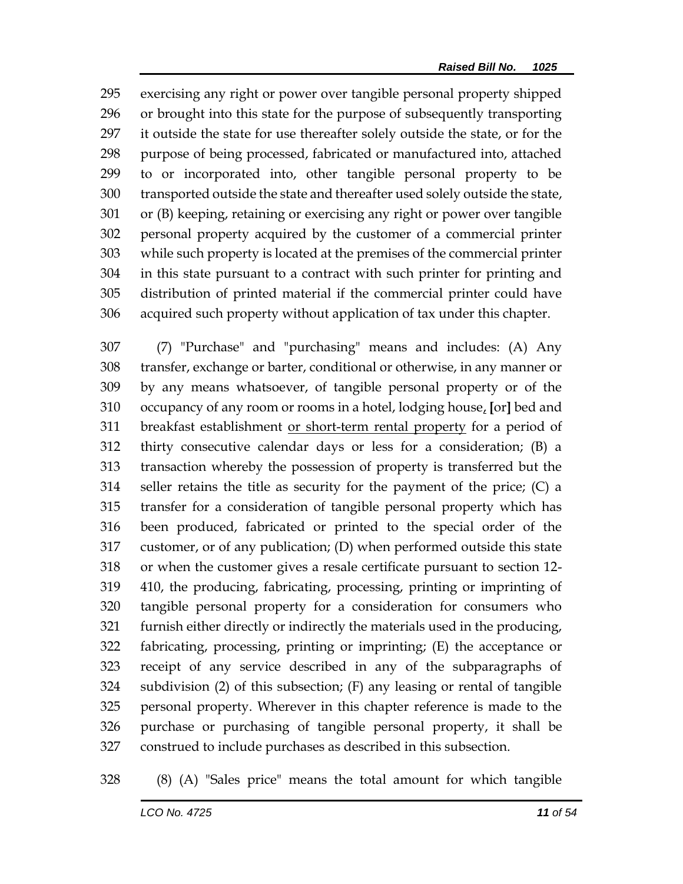295 exercising any right or power over tangible personal property shipped
296 or brought into this state for the purpose of subsequently transporting
297 it outside the state for use thereafter solely outside the state, or for the
298 purpose of being processed, fabricated or manufactured into, attached
299 to or incorporated into, other tangible personal property to be
300 transported outside the state and thereafter used solely outside the state,
301 or (B) keeping, retaining or exercising any right or power over tangible
302 personal property acquired by the customer of a commercial printer
303 while such property is located at the premises of the commercial printer
304 in this state pursuant to a contract with such printer for printing and
305 distribution of printed material if the commercial printer could have
306 acquired such property without application of tax under this chapter.

307 (7) "Purchase" and "purchasing" means and includes: (A) Any
308 transfer, exchange or barter, conditional or otherwise, in any manner or
309 by any means whatsoever, of tangible personal property or of the
310 occupancy of any room or rooms in a hotel, lodging house, **[**or**]** bed and
311 breakfast establishment <u>or short-term rental property</u> for a period of
312 thirty consecutive calendar days or less for a consideration; (B) a
313 transaction whereby the possession of property is transferred but the
314 seller retains the title as security for the payment of the price; (C) a
315 transfer for a consideration of tangible personal property which has
316 been produced, fabricated or printed to the special order of the
317 customer, or of any publication; (D) when performed outside this state
318 or when the customer gives a resale certificate pursuant to section 12-
319 410, the producing, fabricating, processing, printing or imprinting of
320 tangible personal property for a consideration for consumers who
321 furnish either directly or indirectly the materials used in the producing,
322 fabricating, processing, printing or imprinting; (E) the acceptance or
323 receipt of any service described in any of the subparagraphs of
324 subdivision (2) of this subsection; (F) any leasing or rental of tangible
325 personal property. Wherever in this chapter reference is made to the
326 purchase or purchasing of tangible personal property, it shall be
327 construed to include purchases as described in this subsection.

328 (8) (A) "Sales price" means the total amount for which tangible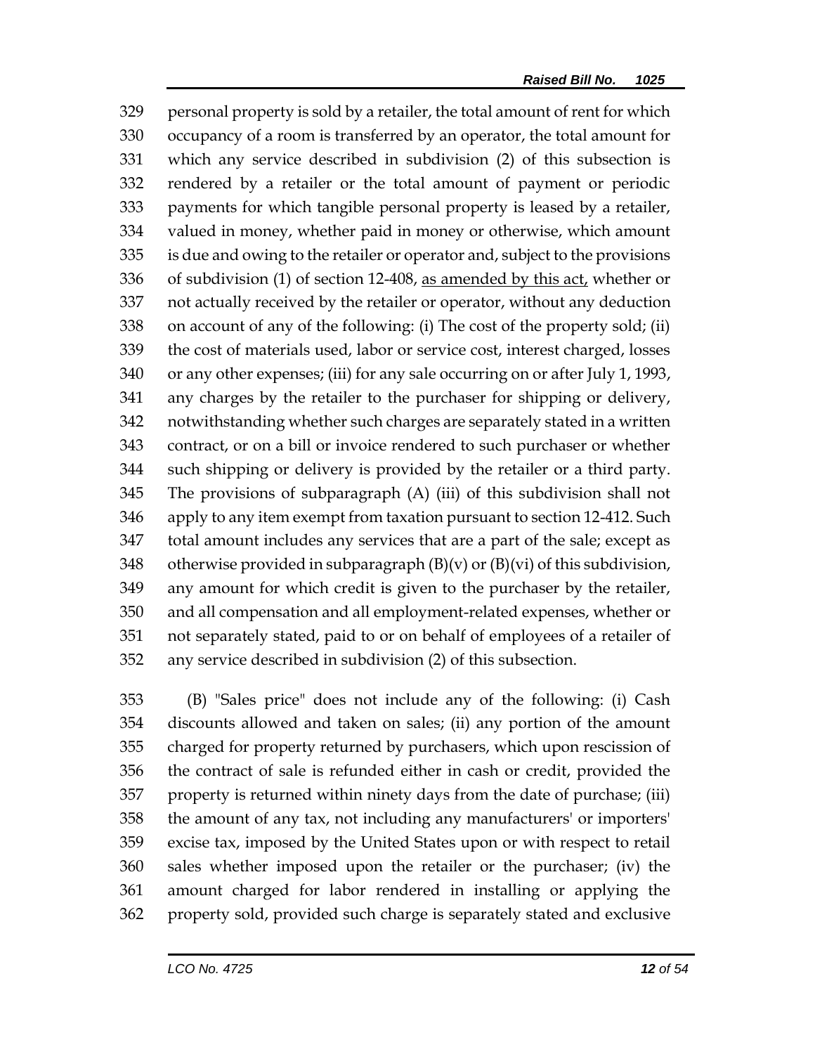329 personal property is sold by a retailer, the total amount of rent for which
330 occupancy of a room is transferred by an operator, the total amount for
331 which any service described in subdivision (2) of this subsection is
332 rendered by a retailer or the total amount of payment or periodic
333 payments for which tangible personal property is leased by a retailer,
334 valued in money, whether paid in money or otherwise, which amount
335 is due and owing to the retailer or operator and, subject to the provisions
336 of subdivision (1) of section 12-408, <u>as amended by this act,</u> whether or
337 not actually received by the retailer or operator, without any deduction
338 on account of any of the following: (i) The cost of the property sold; (ii)
339 the cost of materials used, labor or service cost, interest charged, losses
340 or any other expenses; (iii) for any sale occurring on or after July 1, 1993,
341 any charges by the retailer to the purchaser for shipping or delivery,
342 notwithstanding whether such charges are separately stated in a written
343 contract, or on a bill or invoice rendered to such purchaser or whether
344 such shipping or delivery is provided by the retailer or a third party.
345 The provisions of subparagraph (A) (iii) of this subdivision shall not
346 apply to any item exempt from taxation pursuant to section 12-412. Such
347 total amount includes any services that are a part of the sale; except as
348 otherwise provided in subparagraph (B)(v) or (B)(vi) of this subdivision,
349 any amount for which credit is given to the purchaser by the retailer,
350 and all compensation and all employment-related expenses, whether or
351 not separately stated, paid to or on behalf of employees of a retailer of
352 any service described in subdivision (2) of this subsection.

353 (B) "Sales price" does not include any of the following: (i) Cash
354 discounts allowed and taken on sales; (ii) any portion of the amount
355 charged for property returned by purchasers, which upon rescission of
356 the contract of sale is refunded either in cash or credit, provided the
357 property is returned within ninety days from the date of purchase; (iii)
358 the amount of any tax, not including any manufacturers' or importers'
359 excise tax, imposed by the United States upon or with respect to retail
360 sales whether imposed upon the retailer or the purchaser; (iv) the
361 amount charged for labor rendered in installing or applying the
362 property sold, provided such charge is separately stated and exclusive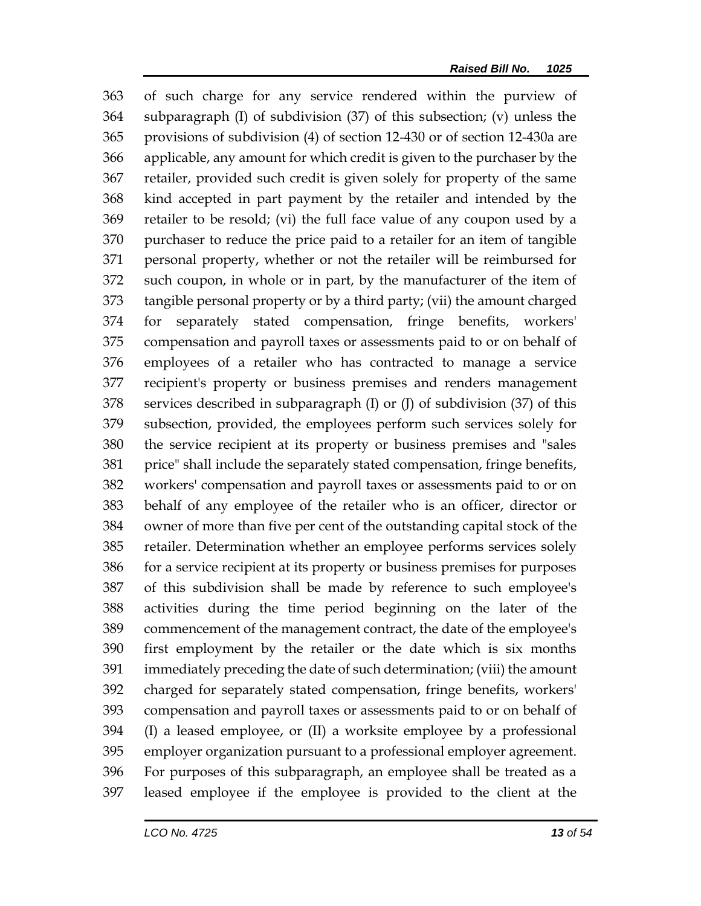363 of such charge for any service rendered within the purview of
364 subparagraph (I) of subdivision (37) of this subsection; (v) unless the
365 provisions of subdivision (4) of section 12-430 or of section 12-430a are
366 applicable, any amount for which credit is given to the purchaser by the
367 retailer, provided such credit is given solely for property of the same
368 kind accepted in part payment by the retailer and intended by the
369 retailer to be resold; (vi) the full face value of any coupon used by a
370 purchaser to reduce the price paid to a retailer for an item of tangible
371 personal property, whether or not the retailer will be reimbursed for
372 such coupon, in whole or in part, by the manufacturer of the item of
373 tangible personal property or by a third party; (vii) the amount charged
374 for separately stated compensation, fringe benefits, workers'
375 compensation and payroll taxes or assessments paid to or on behalf of
376 employees of a retailer who has contracted to manage a service
377 recipient's property or business premises and renders management
378 services described in subparagraph (I) or (J) of subdivision (37) of this
379 subsection, provided, the employees perform such services solely for
380 the service recipient at its property or business premises and "sales
381 price" shall include the separately stated compensation, fringe benefits,
382 workers' compensation and payroll taxes or assessments paid to or on
383 behalf of any employee of the retailer who is an officer, director or
384 owner of more than five per cent of the outstanding capital stock of the
385 retailer. Determination whether an employee performs services solely
386 for a service recipient at its property or business premises for purposes
387 of this subdivision shall be made by reference to such employee's
388 activities during the time period beginning on the later of the
389 commencement of the management contract, the date of the employee's
390 first employment by the retailer or the date which is six months
391 immediately preceding the date of such determination; (viii) the amount
392 charged for separately stated compensation, fringe benefits, workers'
393 compensation and payroll taxes or assessments paid to or on behalf of
394 (I) a leased employee, or (II) a worksite employee by a professional
395 employer organization pursuant to a professional employer agreement.
396 For purposes of this subparagraph, an employee shall be treated as a
397 leased employee if the employee is provided to the client at the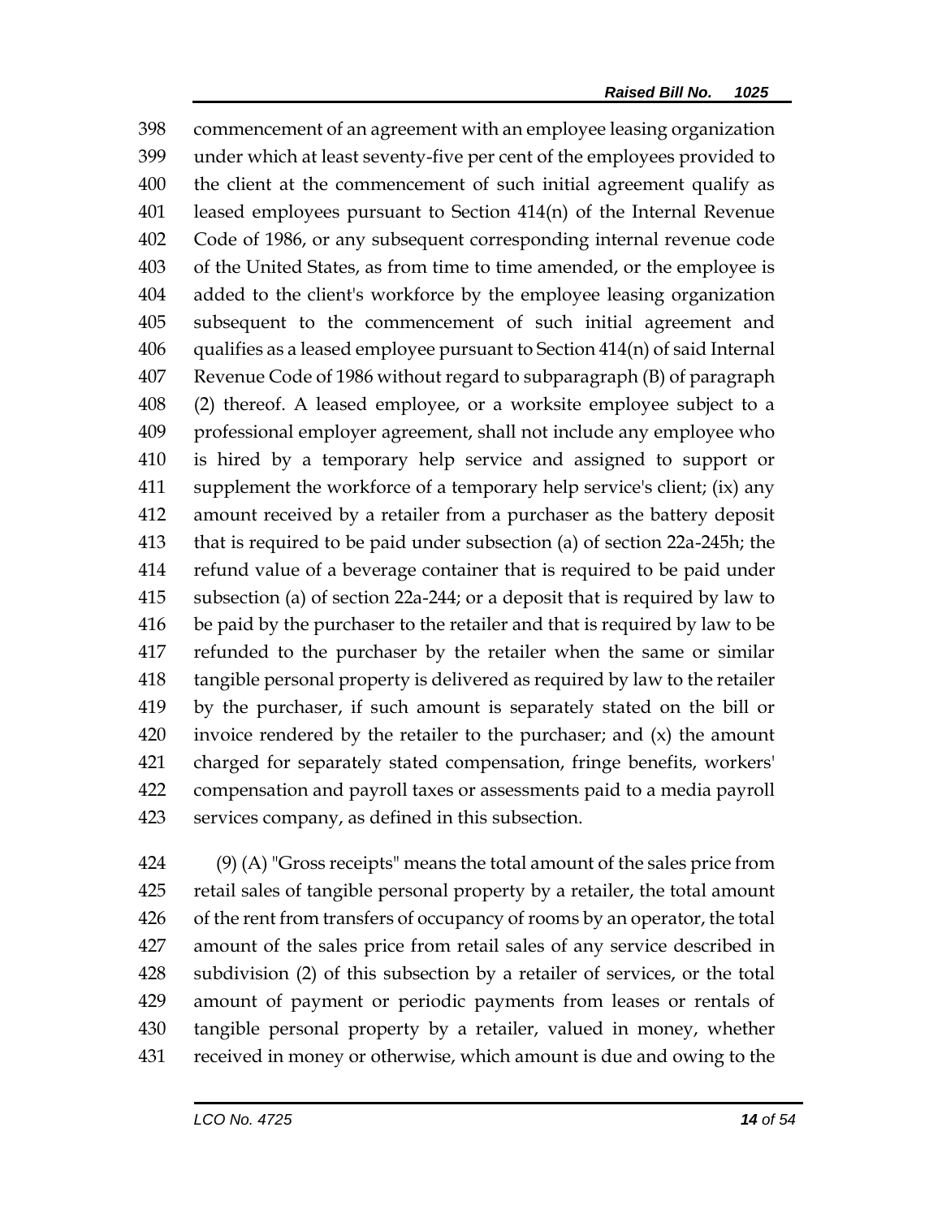398 commencement of an agreement with an employee leasing organization
399 under which at least seventy-five per cent of the employees provided to
400 the client at the commencement of such initial agreement qualify as
401 leased employees pursuant to Section 414(n) of the Internal Revenue
402 Code of 1986, or any subsequent corresponding internal revenue code
403 of the United States, as from time to time amended, or the employee is
404 added to the client's workforce by the employee leasing organization
405 subsequent to the commencement of such initial agreement and
406 qualifies as a leased employee pursuant to Section 414(n) of said Internal
407 Revenue Code of 1986 without regard to subparagraph (B) of paragraph
408 (2) thereof. A leased employee, or a worksite employee subject to a
409 professional employer agreement, shall not include any employee who
410 is hired by a temporary help service and assigned to support or
411 supplement the workforce of a temporary help service's client; (ix) any
412 amount received by a retailer from a purchaser as the battery deposit
413 that is required to be paid under subsection (a) of section 22a-245h; the
414 refund value of a beverage container that is required to be paid under
415 subsection (a) of section 22a-244; or a deposit that is required by law to
416 be paid by the purchaser to the retailer and that is required by law to be
417 refunded to the purchaser by the retailer when the same or similar
418 tangible personal property is delivered as required by law to the retailer
419 by the purchaser, if such amount is separately stated on the bill or
420 invoice rendered by the retailer to the purchaser; and (x) the amount
421 charged for separately stated compensation, fringe benefits, workers'
422 compensation and payroll taxes or assessments paid to a media payroll
423 services company, as defined in this subsection.

424 (9) (A) "Gross receipts" means the total amount of the sales price from
425 retail sales of tangible personal property by a retailer, the total amount
426 of the rent from transfers of occupancy of rooms by an operator, the total
427 amount of the sales price from retail sales of any service described in
428 subdivision (2) of this subsection by a retailer of services, or the total
429 amount of payment or periodic payments from leases or rentals of
430 tangible personal property by a retailer, valued in money, whether
431 received in money or otherwise, which amount is due and owing to the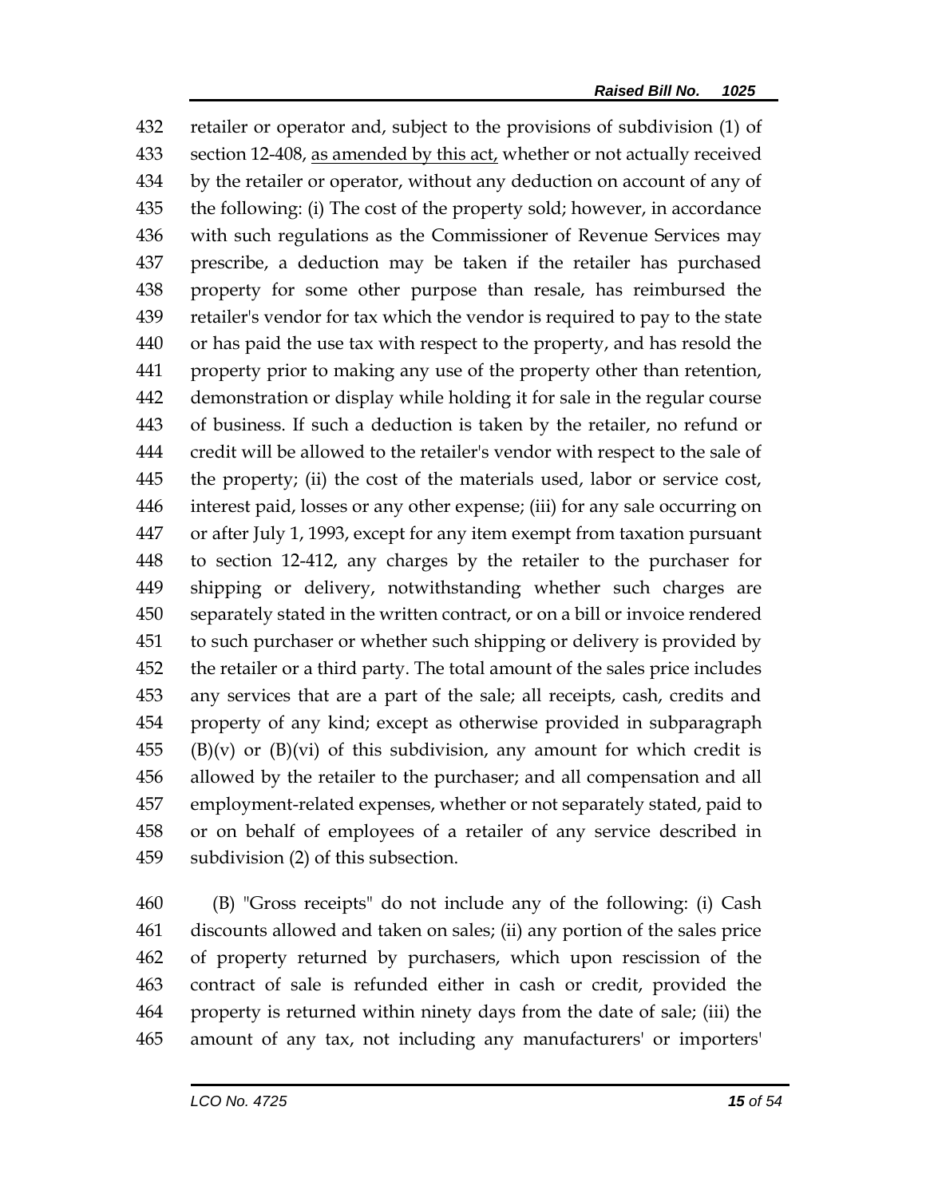retailer or operator and, subject to the provisions of subdivision (1) of section 12-408, <u>as amended by this act,</u> whether or not actually received by the retailer or operator, without any deduction on account of any of the following: (i) The cost of the property sold; however, in accordance with such regulations as the Commissioner of Revenue Services may prescribe, a deduction may be taken if the retailer has purchased property for some other purpose than resale, has reimbursed the retailer's vendor for tax which the vendor is required to pay to the state or has paid the use tax with respect to the property, and has resold the property prior to making any use of the property other than retention, demonstration or display while holding it for sale in the regular course of business. If such a deduction is taken by the retailer, no refund or credit will be allowed to the retailer's vendor with respect to the sale of the property; (ii) the cost of the materials used, labor or service cost, interest paid, losses or any other expense; (iii) for any sale occurring on or after July 1, 1993, except for any item exempt from taxation pursuant to section 12-412, any charges by the retailer to the purchaser for shipping or delivery, notwithstanding whether such charges are separately stated in the written contract, or on a bill or invoice rendered to such purchaser or whether such shipping or delivery is provided by the retailer or a third party. The total amount of the sales price includes any services that are a part of the sale; all receipts, cash, credits and property of any kind; except as otherwise provided in subparagraph (B)(v) or (B)(vi) of this subdivision, any amount for which credit is allowed by the retailer to the purchaser; and all compensation and all employment-related expenses, whether or not separately stated, paid to or on behalf of employees of a retailer of any service described in subdivision (2) of this subsection.

(B) "Gross receipts" do not include any of the following: (i) Cash discounts allowed and taken on sales; (ii) any portion of the sales price of property returned by purchasers, which upon rescission of the contract of sale is refunded either in cash or credit, provided the property is returned within ninety days from the date of sale; (iii) the amount of any tax, not including any manufacturers' or importers'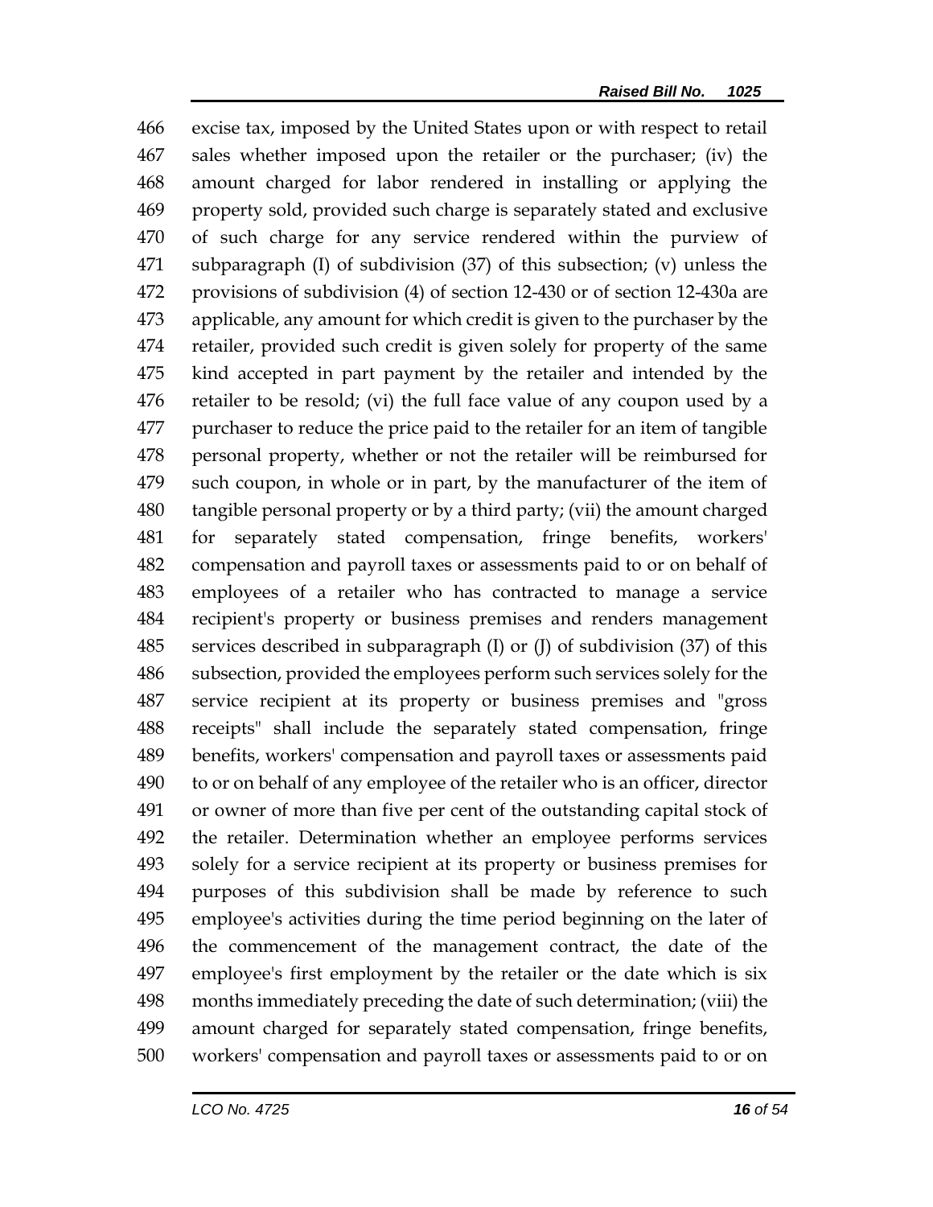excise tax, imposed by the United States upon or with respect to retail sales whether imposed upon the retailer or the purchaser; (iv) the amount charged for labor rendered in installing or applying the property sold, provided such charge is separately stated and exclusive of such charge for any service rendered within the purview of subparagraph (I) of subdivision (37) of this subsection; (v) unless the provisions of subdivision (4) of section 12-430 or of section 12-430a are applicable, any amount for which credit is given to the purchaser by the retailer, provided such credit is given solely for property of the same kind accepted in part payment by the retailer and intended by the retailer to be resold; (vi) the full face value of any coupon used by a purchaser to reduce the price paid to the retailer for an item of tangible personal property, whether or not the retailer will be reimbursed for such coupon, in whole or in part, by the manufacturer of the item of tangible personal property or by a third party; (vii) the amount charged for separately stated compensation, fringe benefits, workers' compensation and payroll taxes or assessments paid to or on behalf of employees of a retailer who has contracted to manage a service recipient's property or business premises and renders management services described in subparagraph (I) or (J) of subdivision (37) of this subsection, provided the employees perform such services solely for the service recipient at its property or business premises and "gross receipts" shall include the separately stated compensation, fringe benefits, workers' compensation and payroll taxes or assessments paid to or on behalf of any employee of the retailer who is an officer, director or owner of more than five per cent of the outstanding capital stock of the retailer. Determination whether an employee performs services solely for a service recipient at its property or business premises for purposes of this subdivision shall be made by reference to such employee's activities during the time period beginning on the later of the commencement of the management contract, the date of the employee's first employment by the retailer or the date which is six months immediately preceding the date of such determination; (viii) the amount charged for separately stated compensation, fringe benefits, workers' compensation and payroll taxes or assessments paid to or on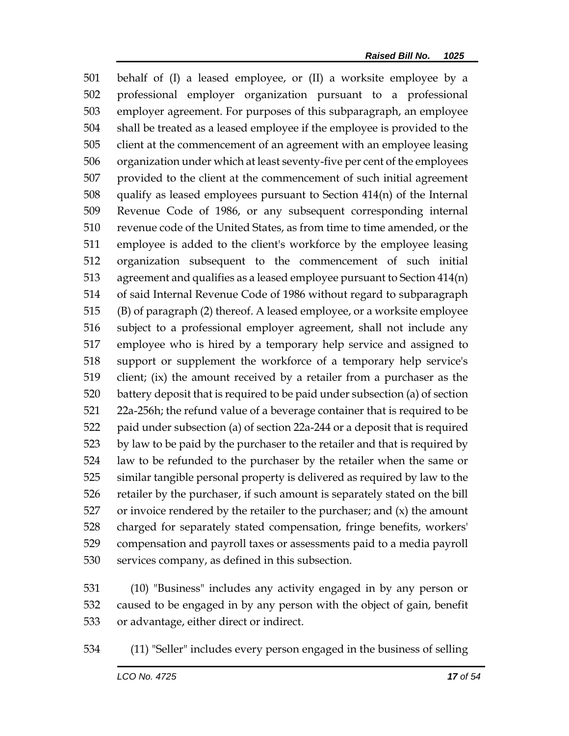behalf of (I) a leased employee, or (II) a worksite employee by a professional employer organization pursuant to a professional employer agreement. For purposes of this subparagraph, an employee shall be treated as a leased employee if the employee is provided to the client at the commencement of an agreement with an employee leasing organization under which at least seventy-five per cent of the employees provided to the client at the commencement of such initial agreement qualify as leased employees pursuant to Section 414(n) of the Internal Revenue Code of 1986, or any subsequent corresponding internal revenue code of the United States, as from time to time amended, or the employee is added to the client's workforce by the employee leasing organization subsequent to the commencement of such initial agreement and qualifies as a leased employee pursuant to Section 414(n) of said Internal Revenue Code of 1986 without regard to subparagraph (B) of paragraph (2) thereof. A leased employee, or a worksite employee subject to a professional employer agreement, shall not include any employee who is hired by a temporary help service and assigned to support or supplement the workforce of a temporary help service's client; (ix) the amount received by a retailer from a purchaser as the battery deposit that is required to be paid under subsection (a) of section 22a-256h; the refund value of a beverage container that is required to be paid under subsection (a) of section 22a-244 or a deposit that is required by law to be paid by the purchaser to the retailer and that is required by law to be refunded to the purchaser by the retailer when the same or similar tangible personal property is delivered as required by law to the retailer by the purchaser, if such amount is separately stated on the bill or invoice rendered by the retailer to the purchaser; and (x) the amount charged for separately stated compensation, fringe benefits, workers' compensation and payroll taxes or assessments paid to a media payroll services company, as defined in this subsection.

(10) "Business" includes any activity engaged in by any person or caused to be engaged in by any person with the object of gain, benefit or advantage, either direct or indirect.

(11) "Seller" includes every person engaged in the business of selling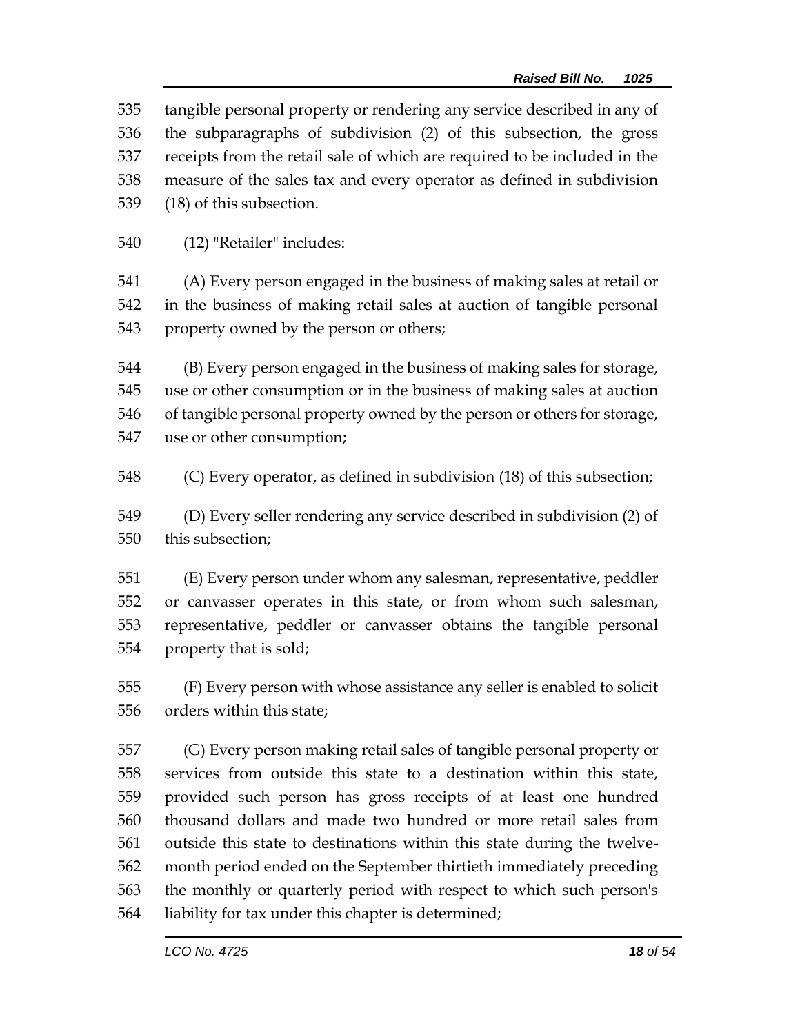tangible personal property or rendering any service described in any of the subparagraphs of subdivision (2) of this subsection, the gross receipts from the retail sale of which are required to be included in the measure of the sales tax and every operator as defined in subdivision (18) of this subsection.

(12) "Retailer" includes:

(A) Every person engaged in the business of making sales at retail or in the business of making retail sales at auction of tangible personal property owned by the person or others;

(B) Every person engaged in the business of making sales for storage, use or other consumption or in the business of making sales at auction of tangible personal property owned by the person or others for storage, use or other consumption;

(C) Every operator, as defined in subdivision (18) of this subsection;

(D) Every seller rendering any service described in subdivision (2) of this subsection;

(E) Every person under whom any salesman, representative, peddler or canvasser operates in this state, or from whom such salesman, representative, peddler or canvasser obtains the tangible personal property that is sold;

(F) Every person with whose assistance any seller is enabled to solicit orders within this state;

(G) Every person making retail sales of tangible personal property or services from outside this state to a destination within this state, provided such person has gross receipts of at least one hundred thousand dollars and made two hundred or more retail sales from outside this state to destinations within this state during the twelve-month period ended on the September thirtieth immediately preceding the monthly or quarterly period with respect to which such person's liability for tax under this chapter is determined;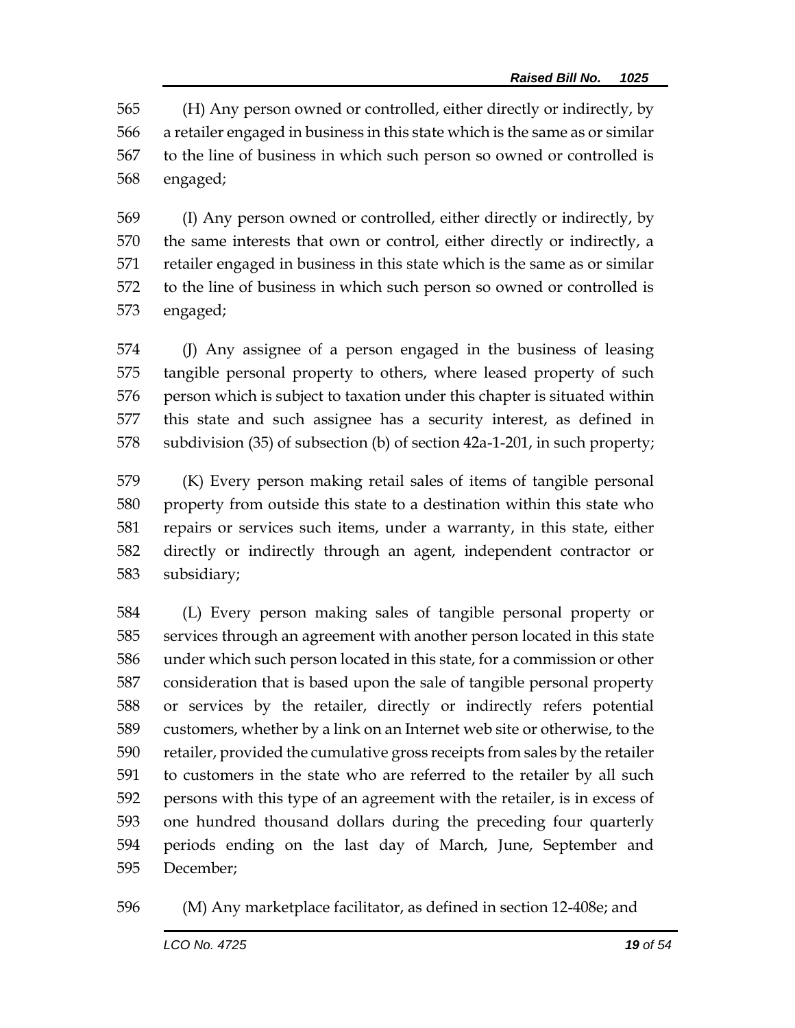(H) Any person owned or controlled, either directly or indirectly, by a retailer engaged in business in this state which is the same as or similar to the line of business in which such person so owned or controlled is engaged;

(I) Any person owned or controlled, either directly or indirectly, by the same interests that own or control, either directly or indirectly, a retailer engaged in business in this state which is the same as or similar to the line of business in which such person so owned or controlled is engaged;

(J) Any assignee of a person engaged in the business of leasing tangible personal property to others, where leased property of such person which is subject to taxation under this chapter is situated within this state and such assignee has a security interest, as defined in subdivision (35) of subsection (b) of section 42a-1-201, in such property;

(K) Every person making retail sales of items of tangible personal property from outside this state to a destination within this state who repairs or services such items, under a warranty, in this state, either directly or indirectly through an agent, independent contractor or subsidiary;

(L) Every person making sales of tangible personal property or services through an agreement with another person located in this state under which such person located in this state, for a commission or other consideration that is based upon the sale of tangible personal property or services by the retailer, directly or indirectly refers potential customers, whether by a link on an Internet web site or otherwise, to the retailer, provided the cumulative gross receipts from sales by the retailer to customers in the state who are referred to the retailer by all such persons with this type of an agreement with the retailer, is in excess of one hundred thousand dollars during the preceding four quarterly periods ending on the last day of March, June, September and December;

(M) Any marketplace facilitator, as defined in section 12-408e; and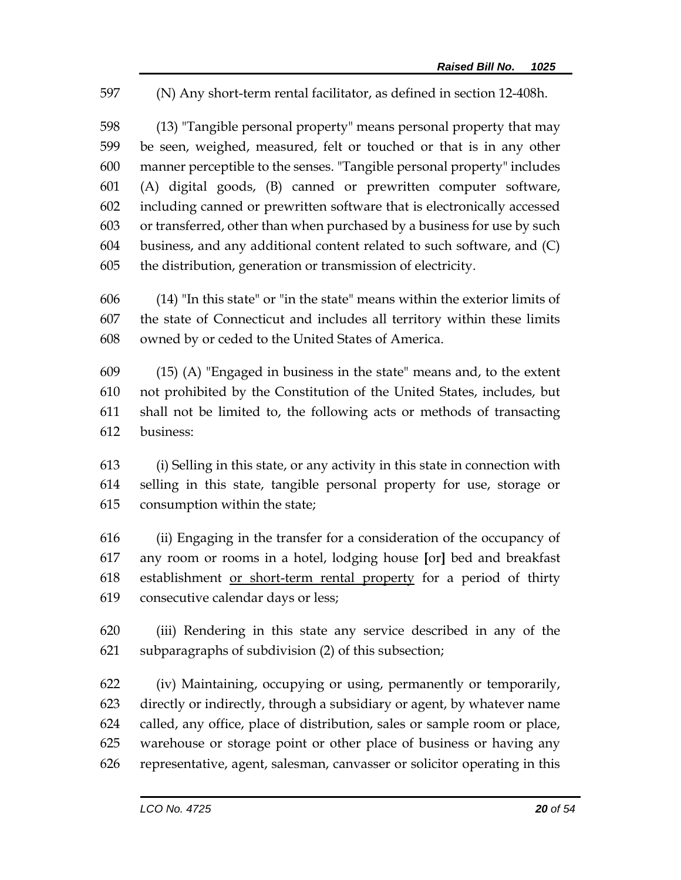597 (N) Any short-term rental facilitator, as defined in section 12-408h.

598 (13) "Tangible personal property" means personal property that may
599 be seen, weighed, measured, felt or touched or that is in any other
600 manner perceptible to the senses. "Tangible personal property" includes
601 (A) digital goods, (B) canned or prewritten computer software,
602 including canned or prewritten software that is electronically accessed
603 or transferred, other than when purchased by a business for use by such
604 business, and any additional content related to such software, and (C)
605 the distribution, generation or transmission of electricity.

606 (14) "In this state" or "in the state" means within the exterior limits of
607 the state of Connecticut and includes all territory within these limits
608 owned by or ceded to the United States of America.

609 (15) (A) "Engaged in business in the state" means and, to the extent
610 not prohibited by the Constitution of the United States, includes, but
611 shall not be limited to, the following acts or methods of transacting
612 business:

613 (i) Selling in this state, or any activity in this state in connection with
614 selling in this state, tangible personal property for use, storage or
615 consumption within the state;

616 (ii) Engaging in the transfer for a consideration of the occupancy of
617 any room or rooms in a hotel, lodging house [or] bed and breakfast
618 establishment <u>or short-term rental property</u> for a period of thirty
619 consecutive calendar days or less;

620 (iii) Rendering in this state any service described in any of the
621 subparagraphs of subdivision (2) of this subsection;

622 (iv) Maintaining, occupying or using, permanently or temporarily,
623 directly or indirectly, through a subsidiary or agent, by whatever name
624 called, any office, place of distribution, sales or sample room or place,
625 warehouse or storage point or other place of business or having any
626 representative, agent, salesman, canvasser or solicitor operating in this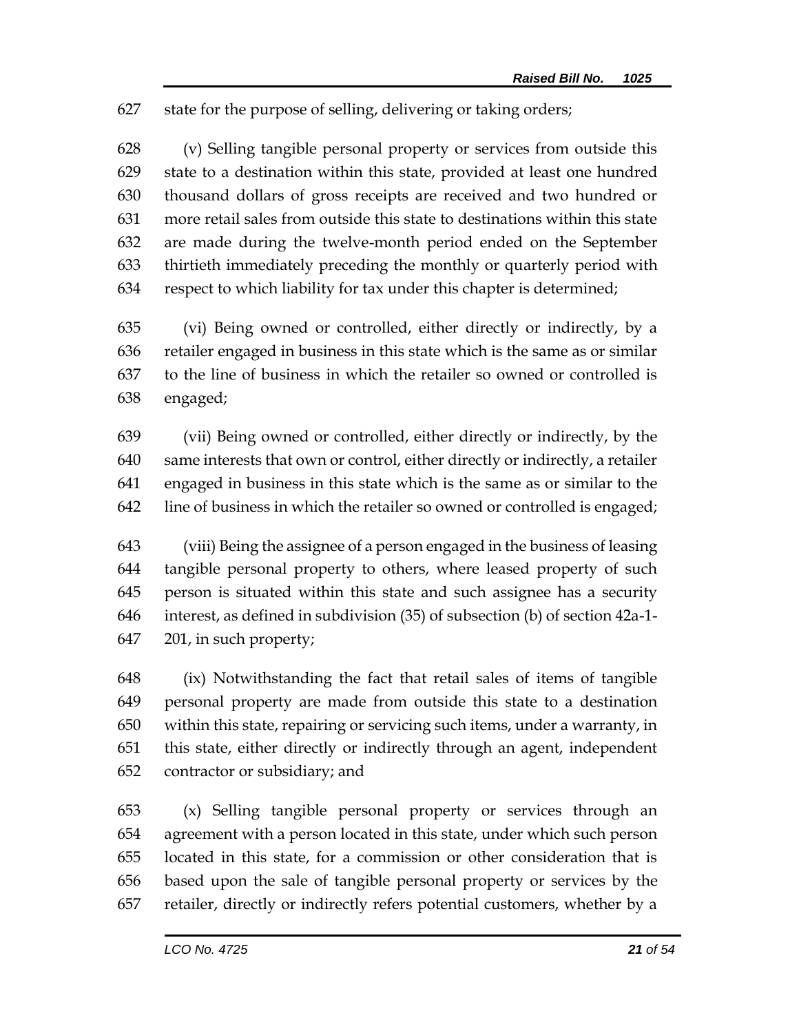state for the purpose of selling, delivering or taking orders;

(v) Selling tangible personal property or services from outside this state to a destination within this state, provided at least one hundred thousand dollars of gross receipts are received and two hundred or more retail sales from outside this state to destinations within this state are made during the twelve-month period ended on the September thirtieth immediately preceding the monthly or quarterly period with respect to which liability for tax under this chapter is determined;

(vi) Being owned or controlled, either directly or indirectly, by a retailer engaged in business in this state which is the same as or similar to the line of business in which the retailer so owned or controlled is engaged;

(vii) Being owned or controlled, either directly or indirectly, by the same interests that own or control, either directly or indirectly, a retailer engaged in business in this state which is the same as or similar to the line of business in which the retailer so owned or controlled is engaged;

(viii) Being the assignee of a person engaged in the business of leasing tangible personal property to others, where leased property of such person is situated within this state and such assignee has a security interest, as defined in subdivision (35) of subsection (b) of section 42a-1-201, in such property;

(ix) Notwithstanding the fact that retail sales of items of tangible personal property are made from outside this state to a destination within this state, repairing or servicing such items, under a warranty, in this state, either directly or indirectly through an agent, independent contractor or subsidiary; and

(x) Selling tangible personal property or services through an agreement with a person located in this state, under which such person located in this state, for a commission or other consideration that is based upon the sale of tangible personal property or services by the retailer, directly or indirectly refers potential customers, whether by a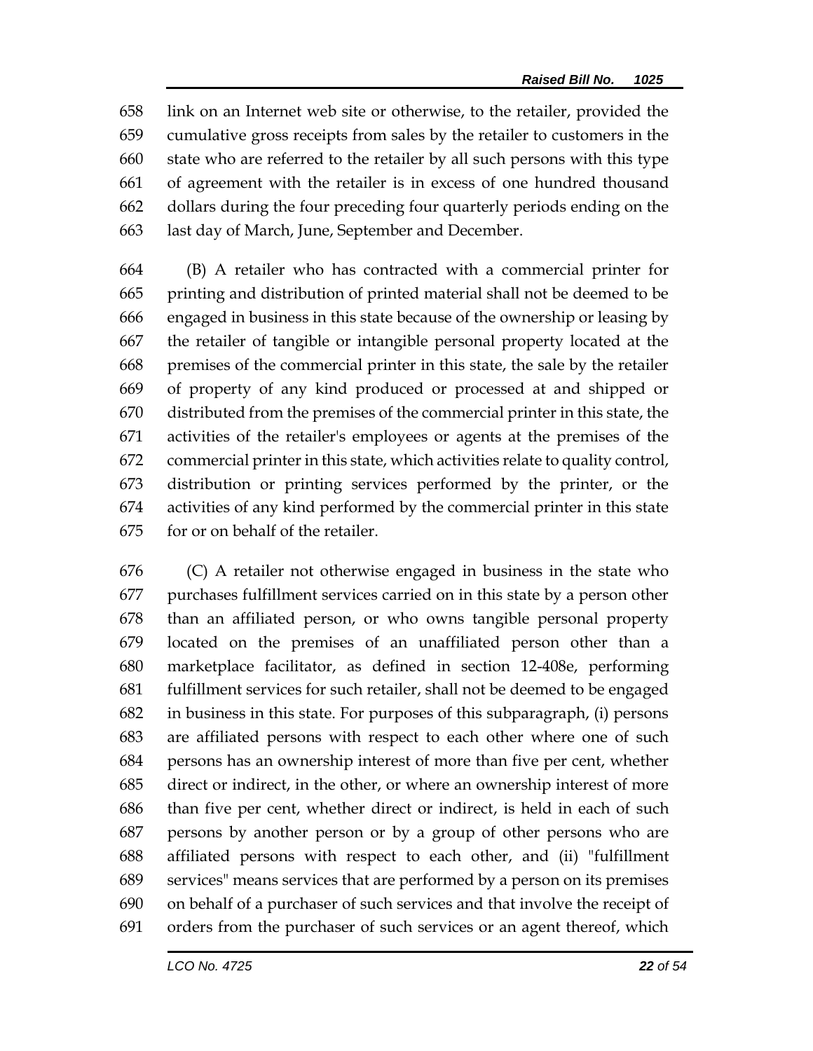link on an Internet web site or otherwise, to the retailer, provided the cumulative gross receipts from sales by the retailer to customers in the state who are referred to the retailer by all such persons with this type of agreement with the retailer is in excess of one hundred thousand dollars during the four preceding four quarterly periods ending on the last day of March, June, September and December.

(B) A retailer who has contracted with a commercial printer for printing and distribution of printed material shall not be deemed to be engaged in business in this state because of the ownership or leasing by the retailer of tangible or intangible personal property located at the premises of the commercial printer in this state, the sale by the retailer of property of any kind produced or processed at and shipped or distributed from the premises of the commercial printer in this state, the activities of the retailer's employees or agents at the premises of the commercial printer in this state, which activities relate to quality control, distribution or printing services performed by the printer, or the activities of any kind performed by the commercial printer in this state for or on behalf of the retailer.

(C) A retailer not otherwise engaged in business in the state who purchases fulfillment services carried on in this state by a person other than an affiliated person, or who owns tangible personal property located on the premises of an unaffiliated person other than a marketplace facilitator, as defined in section 12-408e, performing fulfillment services for such retailer, shall not be deemed to be engaged in business in this state. For purposes of this subparagraph, (i) persons are affiliated persons with respect to each other where one of such persons has an ownership interest of more than five per cent, whether direct or indirect, in the other, or where an ownership interest of more than five per cent, whether direct or indirect, is held in each of such persons by another person or by a group of other persons who are affiliated persons with respect to each other, and (ii) "fulfillment services" means services that are performed by a person on its premises on behalf of a purchaser of such services and that involve the receipt of orders from the purchaser of such services or an agent thereof, which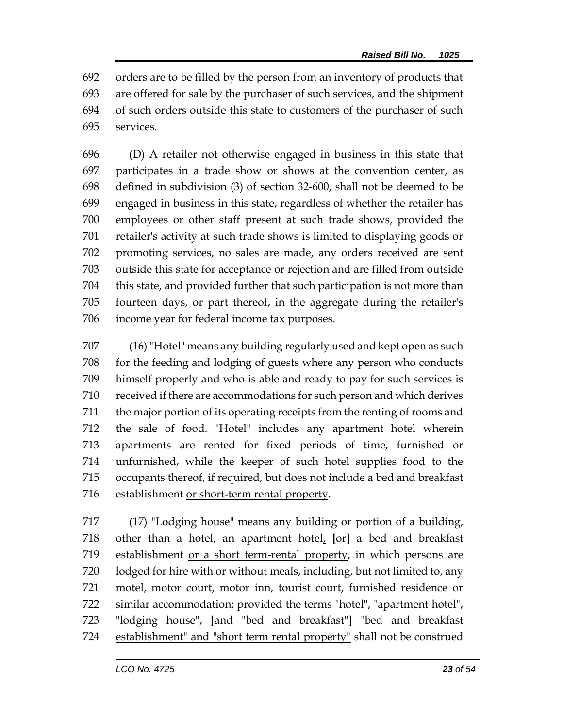orders are to be filled by the person from an inventory of products that are offered for sale by the purchaser of such services, and the shipment of such orders outside this state to customers of the purchaser of such services.

(D) A retailer not otherwise engaged in business in this state that participates in a trade show or shows at the convention center, as defined in subdivision (3) of section 32-600, shall not be deemed to be engaged in business in this state, regardless of whether the retailer has employees or other staff present at such trade shows, provided the retailer's activity at such trade shows is limited to displaying goods or promoting services, no sales are made, any orders received are sent outside this state for acceptance or rejection and are filled from outside this state, and provided further that such participation is not more than fourteen days, or part thereof, in the aggregate during the retailer's income year for federal income tax purposes.

(16) "Hotel" means any building regularly used and kept open as such for the feeding and lodging of guests where any person who conducts himself properly and who is able and ready to pay for such services is received if there are accommodations for such person and which derives the major portion of its operating receipts from the renting of rooms and the sale of food. "Hotel" includes any apartment hotel wherein apartments are rented for fixed periods of time, furnished or unfurnished, while the keeper of such hotel supplies food to the occupants thereof, if required, but does not include a bed and breakfast establishment <u>or short-term rental property</u>.

(17) "Lodging house" means any building or portion of a building, other than a hotel, an apartment hotel<u>,</u> **[**or**]** a bed and breakfast establishment <u>or a short term-rental property</u>, in which persons are lodged for hire with or without meals, including, but not limited to, any motel, motor court, motor inn, tourist court, furnished residence or similar accommodation; provided the terms "hotel", "apartment hotel", "lodging house"<u>,</u> **[**and "bed and breakfast"**]** <u>"bed and breakfast establishment" and "short term rental property"</u> shall not be construed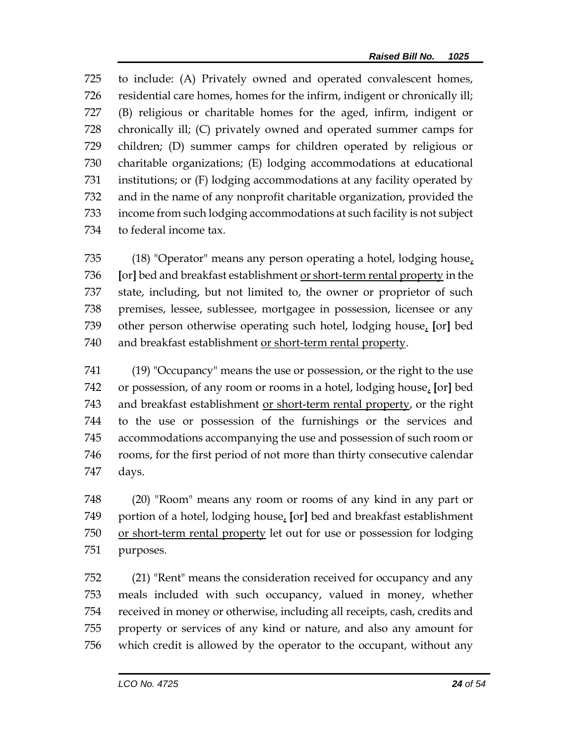725 to include: (A) Privately owned and operated convalescent homes,
726 residential care homes, homes for the infirm, indigent or chronically ill;
727 (B) religious or charitable homes for the aged, infirm, indigent or
728 chronically ill; (C) privately owned and operated summer camps for
729 children; (D) summer camps for children operated by religious or
730 charitable organizations; (E) lodging accommodations at educational
731 institutions; or (F) lodging accommodations at any facility operated by
732 and in the name of any nonprofit charitable organization, provided the
733 income from such lodging accommodations at such facility is not subject
734 to federal income tax.

735 (18) "Operator" means any person operating a hotel, lodging house<u>,</u>
736 [or] bed and breakfast establishment <u>or short-term rental property</u> in the
737 state, including, but not limited to, the owner or proprietor of such
738 premises, lessee, sublessee, mortgagee in possession, licensee or any
739 other person otherwise operating such hotel, lodging house<u>,</u> [or] bed
740 and breakfast establishment <u>or short-term rental property</u>.

741 (19) "Occupancy" means the use or possession, or the right to the use
742 or possession, of any room or rooms in a hotel, lodging house<u>,</u> [or] bed
743 and breakfast establishment <u>or short-term rental property</u>, or the right
744 to the use or possession of the furnishings or the services and
745 accommodations accompanying the use and possession of such room or
746 rooms, for the first period of not more than thirty consecutive calendar
747 days.

748 (20) "Room" means any room or rooms of any kind in any part or
749 portion of a hotel, lodging house<u>,</u> [or] bed and breakfast establishment
750 <u>or short-term rental property</u> let out for use or possession for lodging
751 purposes.

752 (21) "Rent" means the consideration received for occupancy and any
753 meals included with such occupancy, valued in money, whether
754 received in money or otherwise, including all receipts, cash, credits and
755 property or services of any kind or nature, and also any amount for
756 which credit is allowed by the operator to the occupant, without any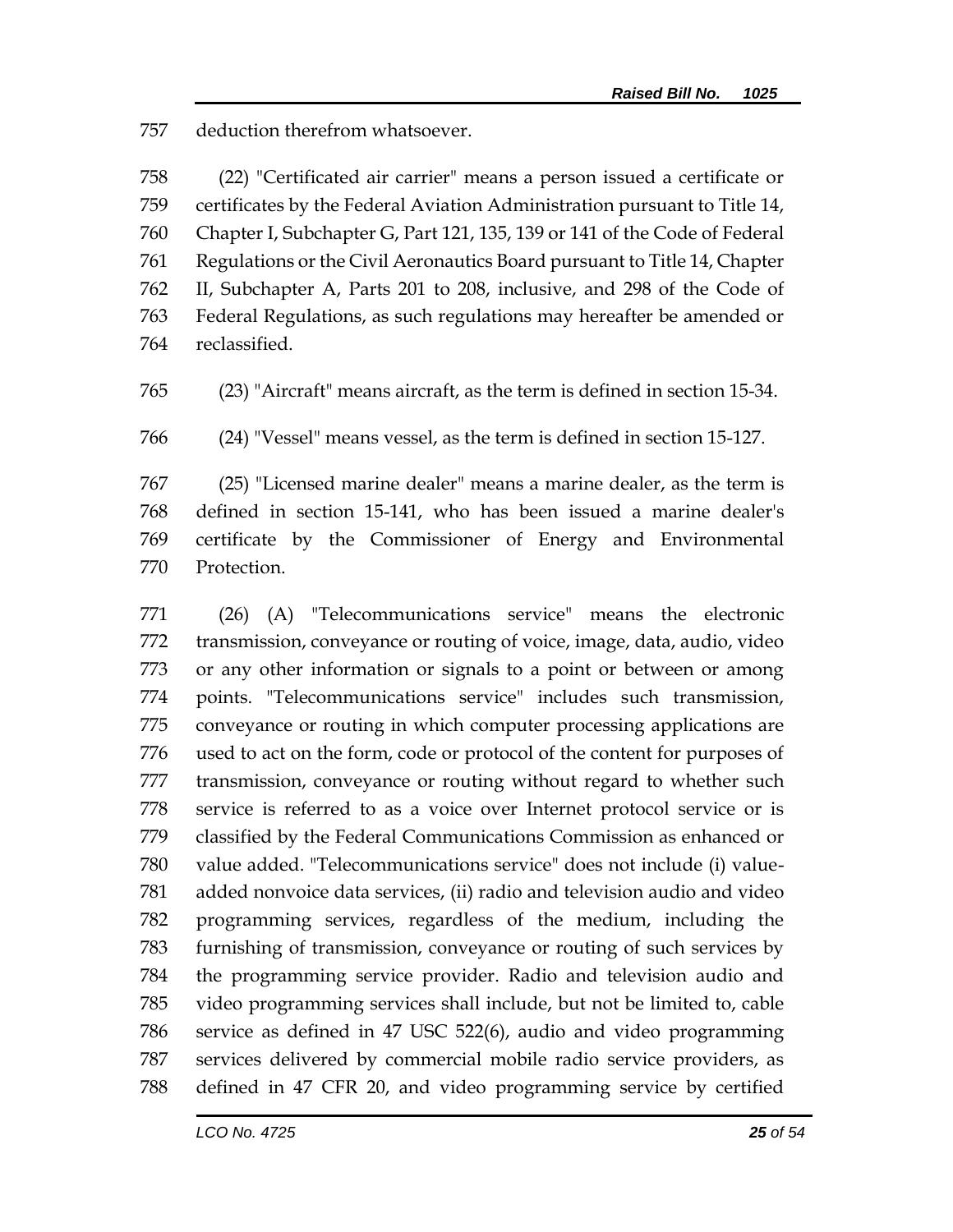deduction therefrom whatsoever.

(22) "Certificated air carrier" means a person issued a certificate or certificates by the Federal Aviation Administration pursuant to Title 14, Chapter I, Subchapter G, Part 121, 135, 139 or 141 of the Code of Federal Regulations or the Civil Aeronautics Board pursuant to Title 14, Chapter II, Subchapter A, Parts 201 to 208, inclusive, and 298 of the Code of Federal Regulations, as such regulations may hereafter be amended or reclassified.

(23) "Aircraft" means aircraft, as the term is defined in section 15-34.

(24) "Vessel" means vessel, as the term is defined in section 15-127.

(25) "Licensed marine dealer" means a marine dealer, as the term is defined in section 15-141, who has been issued a marine dealer's certificate by the Commissioner of Energy and Environmental Protection.

(26) (A) "Telecommunications service" means the electronic transmission, conveyance or routing of voice, image, data, audio, video or any other information or signals to a point or between or among points. "Telecommunications service" includes such transmission, conveyance or routing in which computer processing applications are used to act on the form, code or protocol of the content for purposes of transmission, conveyance or routing without regard to whether such service is referred to as a voice over Internet protocol service or is classified by the Federal Communications Commission as enhanced or value added. "Telecommunications service" does not include (i) value-added nonvoice data services, (ii) radio and television audio and video programming services, regardless of the medium, including the furnishing of transmission, conveyance or routing of such services by the programming service provider. Radio and television audio and video programming services shall include, but not be limited to, cable service as defined in 47 USC 522(6), audio and video programming services delivered by commercial mobile radio service providers, as defined in 47 CFR 20, and video programming service by certified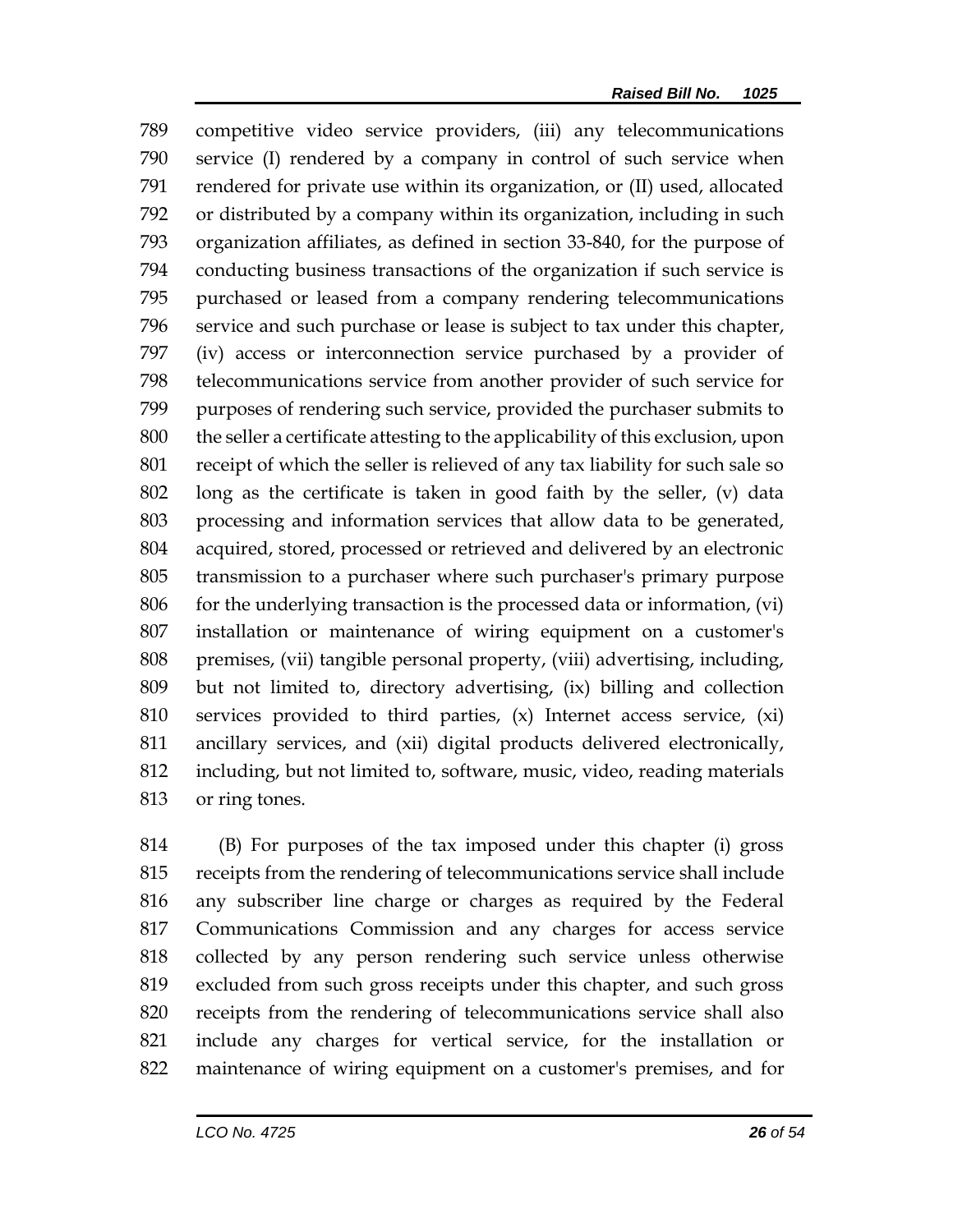789 competitive video service providers, (iii) any telecommunications
790 service (I) rendered by a company in control of such service when
791 rendered for private use within its organization, or (II) used, allocated
792 or distributed by a company within its organization, including in such
793 organization affiliates, as defined in section 33-840, for the purpose of
794 conducting business transactions of the organization if such service is
795 purchased or leased from a company rendering telecommunications
796 service and such purchase or lease is subject to tax under this chapter,
797 (iv) access or interconnection service purchased by a provider of
798 telecommunications service from another provider of such service for
799 purposes of rendering such service, provided the purchaser submits to
800 the seller a certificate attesting to the applicability of this exclusion, upon
801 receipt of which the seller is relieved of any tax liability for such sale so
802 long as the certificate is taken in good faith by the seller, (v) data
803 processing and information services that allow data to be generated,
804 acquired, stored, processed or retrieved and delivered by an electronic
805 transmission to a purchaser where such purchaser's primary purpose
806 for the underlying transaction is the processed data or information, (vi)
807 installation or maintenance of wiring equipment on a customer's
808 premises, (vii) tangible personal property, (viii) advertising, including,
809 but not limited to, directory advertising, (ix) billing and collection
810 services provided to third parties, (x) Internet access service, (xi)
811 ancillary services, and (xii) digital products delivered electronically,
812 including, but not limited to, software, music, video, reading materials
813 or ring tones.

814 (B) For purposes of the tax imposed under this chapter (i) gross
815 receipts from the rendering of telecommunications service shall include
816 any subscriber line charge or charges as required by the Federal
817 Communications Commission and any charges for access service
818 collected by any person rendering such service unless otherwise
819 excluded from such gross receipts under this chapter, and such gross
820 receipts from the rendering of telecommunications service shall also
821 include any charges for vertical service, for the installation or
822 maintenance of wiring equipment on a customer's premises, and for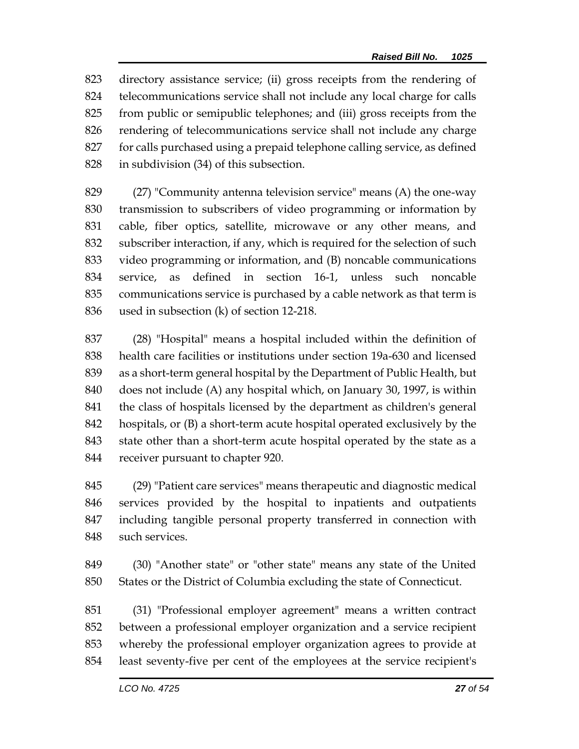directory assistance service; (ii) gross receipts from the rendering of telecommunications service shall not include any local charge for calls from public or semipublic telephones; and (iii) gross receipts from the rendering of telecommunications service shall not include any charge for calls purchased using a prepaid telephone calling service, as defined in subdivision (34) of this subsection.

(27) "Community antenna television service" means (A) the one-way transmission to subscribers of video programming or information by cable, fiber optics, satellite, microwave or any other means, and subscriber interaction, if any, which is required for the selection of such video programming or information, and (B) noncable communications service, as defined in section 16-1, unless such noncable communications service is purchased by a cable network as that term is used in subsection (k) of section 12-218.

(28) "Hospital" means a hospital included within the definition of health care facilities or institutions under section 19a-630 and licensed as a short-term general hospital by the Department of Public Health, but does not include (A) any hospital which, on January 30, 1997, is within the class of hospitals licensed by the department as children's general hospitals, or (B) a short-term acute hospital operated exclusively by the state other than a short-term acute hospital operated by the state as a receiver pursuant to chapter 920.

(29) "Patient care services" means therapeutic and diagnostic medical services provided by the hospital to inpatients and outpatients including tangible personal property transferred in connection with such services.

(30) "Another state" or "other state" means any state of the United States or the District of Columbia excluding the state of Connecticut.

(31) "Professional employer agreement" means a written contract between a professional employer organization and a service recipient whereby the professional employer organization agrees to provide at least seventy-five per cent of the employees at the service recipient's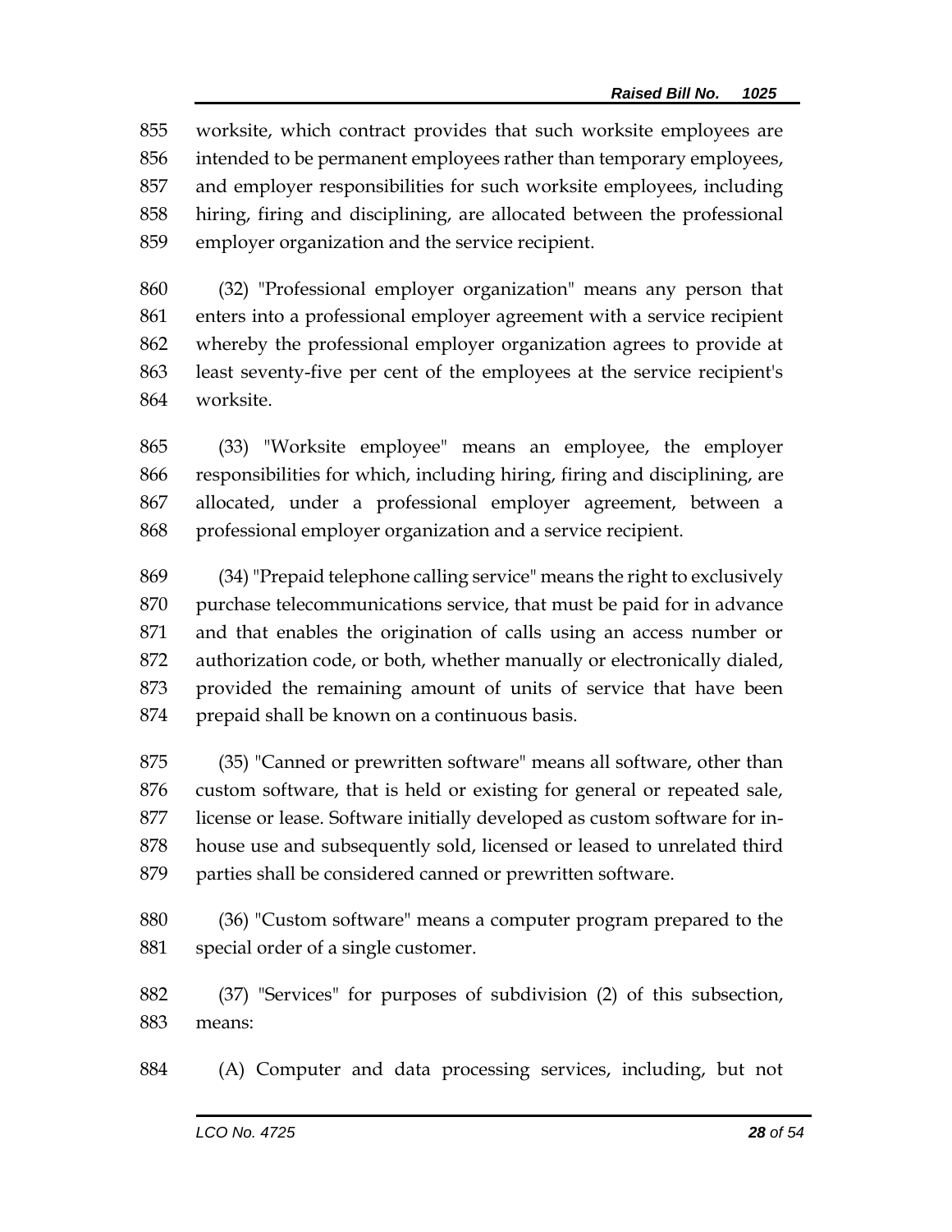worksite, which contract provides that such worksite employees are intended to be permanent employees rather than temporary employees, and employer responsibilities for such worksite employees, including hiring, firing and disciplining, are allocated between the professional employer organization and the service recipient.

(32) "Professional employer organization" means any person that enters into a professional employer agreement with a service recipient whereby the professional employer organization agrees to provide at least seventy-five per cent of the employees at the service recipient's worksite.

(33) "Worksite employee" means an employee, the employer responsibilities for which, including hiring, firing and disciplining, are allocated, under a professional employer agreement, between a professional employer organization and a service recipient.

(34) "Prepaid telephone calling service" means the right to exclusively purchase telecommunications service, that must be paid for in advance and that enables the origination of calls using an access number or authorization code, or both, whether manually or electronically dialed, provided the remaining amount of units of service that have been prepaid shall be known on a continuous basis.

(35) "Canned or prewritten software" means all software, other than custom software, that is held or existing for general or repeated sale, license or lease. Software initially developed as custom software for in-house use and subsequently sold, licensed or leased to unrelated third parties shall be considered canned or prewritten software.

(36) "Custom software" means a computer program prepared to the special order of a single customer.

(37) "Services" for purposes of subdivision (2) of this subsection, means:

(A) Computer and data processing services, including, but not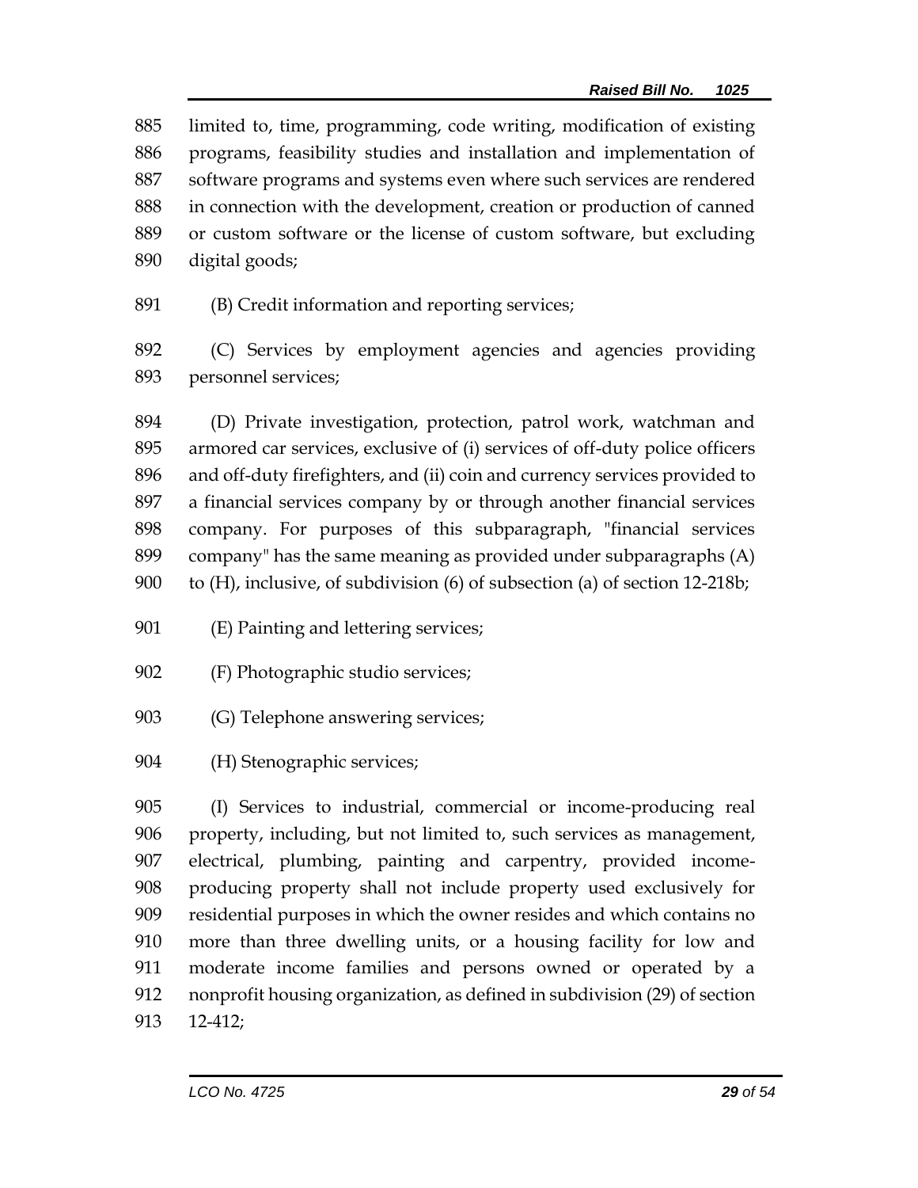limited to, time, programming, code writing, modification of existing programs, feasibility studies and installation and implementation of software programs and systems even where such services are rendered in connection with the development, creation or production of canned or custom software or the license of custom software, but excluding digital goods;

(B) Credit information and reporting services;

(C) Services by employment agencies and agencies providing personnel services;

(D) Private investigation, protection, patrol work, watchman and armored car services, exclusive of (i) services of off-duty police officers and off-duty firefighters, and (ii) coin and currency services provided to a financial services company by or through another financial services company. For purposes of this subparagraph, "financial services company" has the same meaning as provided under subparagraphs (A) to (H), inclusive, of subdivision (6) of subsection (a) of section 12-218b;

(E) Painting and lettering services;

(F) Photographic studio services;

(G) Telephone answering services;

(H) Stenographic services;

(I) Services to industrial, commercial or income-producing real property, including, but not limited to, such services as management, electrical, plumbing, painting and carpentry, provided income-producing property shall not include property used exclusively for residential purposes in which the owner resides and which contains no more than three dwelling units, or a housing facility for low and moderate income families and persons owned or operated by a nonprofit housing organization, as defined in subdivision (29) of section 12-412;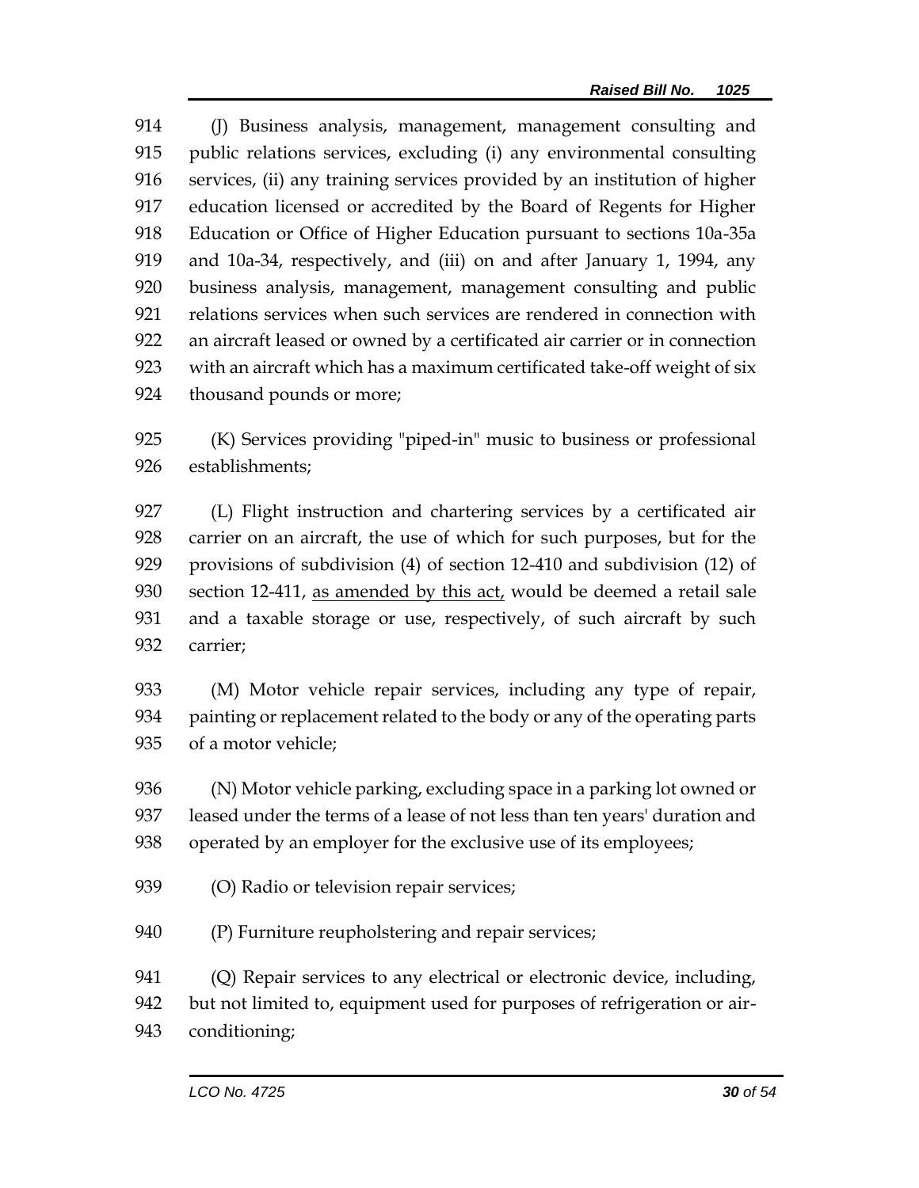914 (J) Business analysis, management, management consulting and 915 public relations services, excluding (i) any environmental consulting 916 services, (ii) any training services provided by an institution of higher 917 education licensed or accredited by the Board of Regents for Higher 918 Education or Office of Higher Education pursuant to sections 10a-35a 919 and 10a-34, respectively, and (iii) on and after January 1, 1994, any 920 business analysis, management, management consulting and public 921 relations services when such services are rendered in connection with 922 an aircraft leased or owned by a certificated air carrier or in connection 923 with an aircraft which has a maximum certificated take-off weight of six 924 thousand pounds or more;

925 (K) Services providing "piped-in" music to business or professional 926 establishments;

927 (L) Flight instruction and chartering services by a certificated air 928 carrier on an aircraft, the use of which for such purposes, but for the 929 provisions of subdivision (4) of section 12-410 and subdivision (12) of 930 section 12-411, <u>as amended by this act,</u> would be deemed a retail sale 931 and a taxable storage or use, respectively, of such aircraft by such 932 carrier;

933 (M) Motor vehicle repair services, including any type of repair, 934 painting or replacement related to the body or any of the operating parts 935 of a motor vehicle;

936 (N) Motor vehicle parking, excluding space in a parking lot owned or 937 leased under the terms of a lease of not less than ten years' duration and 938 operated by an employer for the exclusive use of its employees;

939 (O) Radio or television repair services;

940 (P) Furniture reupholstering and repair services;

941 (Q) Repair services to any electrical or electronic device, including, 942 but not limited to, equipment used for purposes of refrigeration or air-943 conditioning;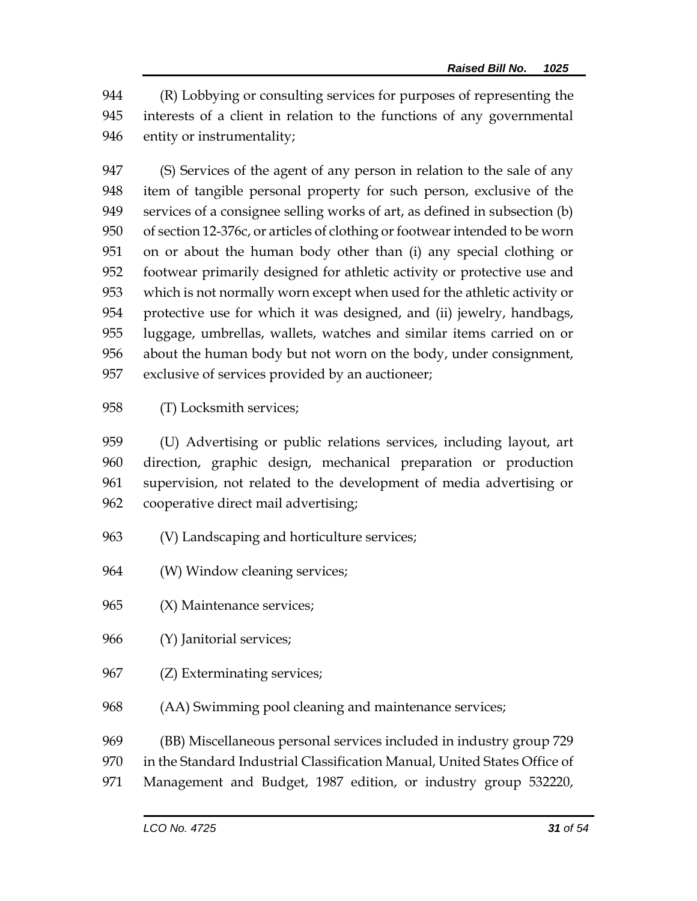(R) Lobbying or consulting services for purposes of representing the interests of a client in relation to the functions of any governmental entity or instrumentality;

(S) Services of the agent of any person in relation to the sale of any item of tangible personal property for such person, exclusive of the services of a consignee selling works of art, as defined in subsection (b) of section 12-376c, or articles of clothing or footwear intended to be worn on or about the human body other than (i) any special clothing or footwear primarily designed for athletic activity or protective use and which is not normally worn except when used for the athletic activity or protective use for which it was designed, and (ii) jewelry, handbags, luggage, umbrellas, wallets, watches and similar items carried on or about the human body but not worn on the body, under consignment, exclusive of services provided by an auctioneer;

(T) Locksmith services;

(U) Advertising or public relations services, including layout, art direction, graphic design, mechanical preparation or production supervision, not related to the development of media advertising or cooperative direct mail advertising;

(V) Landscaping and horticulture services;

(W) Window cleaning services;

(X) Maintenance services;

(Y) Janitorial services;

(Z) Exterminating services;

(AA) Swimming pool cleaning and maintenance services;

(BB) Miscellaneous personal services included in industry group 729 in the Standard Industrial Classification Manual, United States Office of Management and Budget, 1987 edition, or industry group 532220,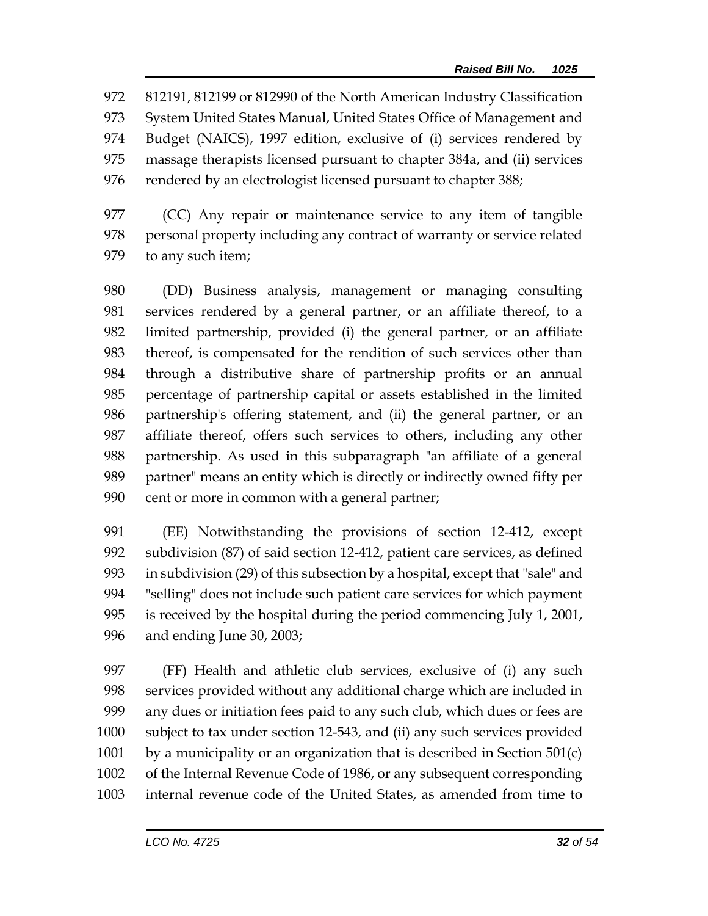812191, 812199 or 812990 of the North American Industry Classification System United States Manual, United States Office of Management and Budget (NAICS), 1997 edition, exclusive of (i) services rendered by massage therapists licensed pursuant to chapter 384a, and (ii) services rendered by an electrologist licensed pursuant to chapter 388;

(CC) Any repair or maintenance service to any item of tangible personal property including any contract of warranty or service related to any such item;

(DD) Business analysis, management or managing consulting services rendered by a general partner, or an affiliate thereof, to a limited partnership, provided (i) the general partner, or an affiliate thereof, is compensated for the rendition of such services other than through a distributive share of partnership profits or an annual percentage of partnership capital or assets established in the limited partnership's offering statement, and (ii) the general partner, or an affiliate thereof, offers such services to others, including any other partnership. As used in this subparagraph "an affiliate of a general partner" means an entity which is directly or indirectly owned fifty per cent or more in common with a general partner;

(EE) Notwithstanding the provisions of section 12-412, except subdivision (87) of said section 12-412, patient care services, as defined in subdivision (29) of this subsection by a hospital, except that "sale" and "selling" does not include such patient care services for which payment is received by the hospital during the period commencing July 1, 2001, and ending June 30, 2003;

(FF) Health and athletic club services, exclusive of (i) any such services provided without any additional charge which are included in any dues or initiation fees paid to any such club, which dues or fees are subject to tax under section 12-543, and (ii) any such services provided by a municipality or an organization that is described in Section 501(c) of the Internal Revenue Code of 1986, or any subsequent corresponding internal revenue code of the United States, as amended from time to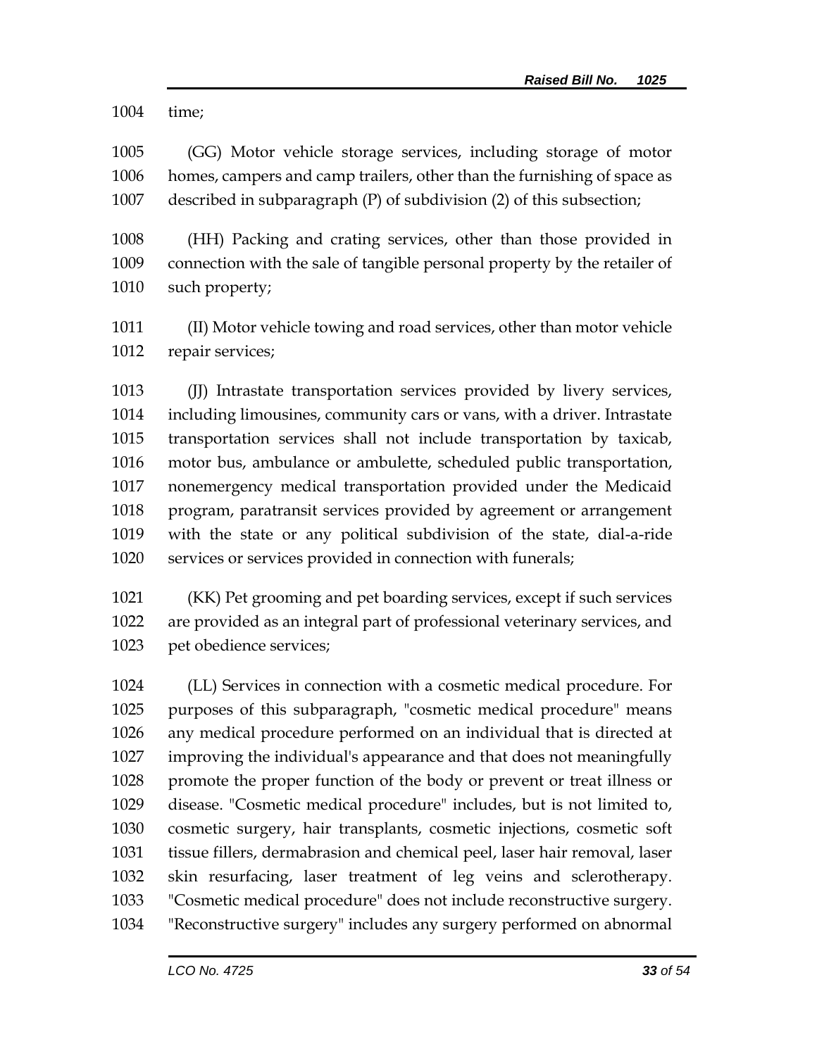time;

(GG) Motor vehicle storage services, including storage of motor homes, campers and camp trailers, other than the furnishing of space as described in subparagraph (P) of subdivision (2) of this subsection;

(HH) Packing and crating services, other than those provided in connection with the sale of tangible personal property by the retailer of such property;

(II) Motor vehicle towing and road services, other than motor vehicle repair services;

(JJ) Intrastate transportation services provided by livery services, including limousines, community cars or vans, with a driver. Intrastate transportation services shall not include transportation by taxicab, motor bus, ambulance or ambulette, scheduled public transportation, nonemergency medical transportation provided under the Medicaid program, paratransit services provided by agreement or arrangement with the state or any political subdivision of the state, dial-a-ride services or services provided in connection with funerals;

(KK) Pet grooming and pet boarding services, except if such services are provided as an integral part of professional veterinary services, and pet obedience services;

(LL) Services in connection with a cosmetic medical procedure. For purposes of this subparagraph, "cosmetic medical procedure" means any medical procedure performed on an individual that is directed at improving the individual's appearance and that does not meaningfully promote the proper function of the body or prevent or treat illness or disease. "Cosmetic medical procedure" includes, but is not limited to, cosmetic surgery, hair transplants, cosmetic injections, cosmetic soft tissue fillers, dermabrasion and chemical peel, laser hair removal, laser skin resurfacing, laser treatment of leg veins and sclerotherapy. "Cosmetic medical procedure" does not include reconstructive surgery. "Reconstructive surgery" includes any surgery performed on abnormal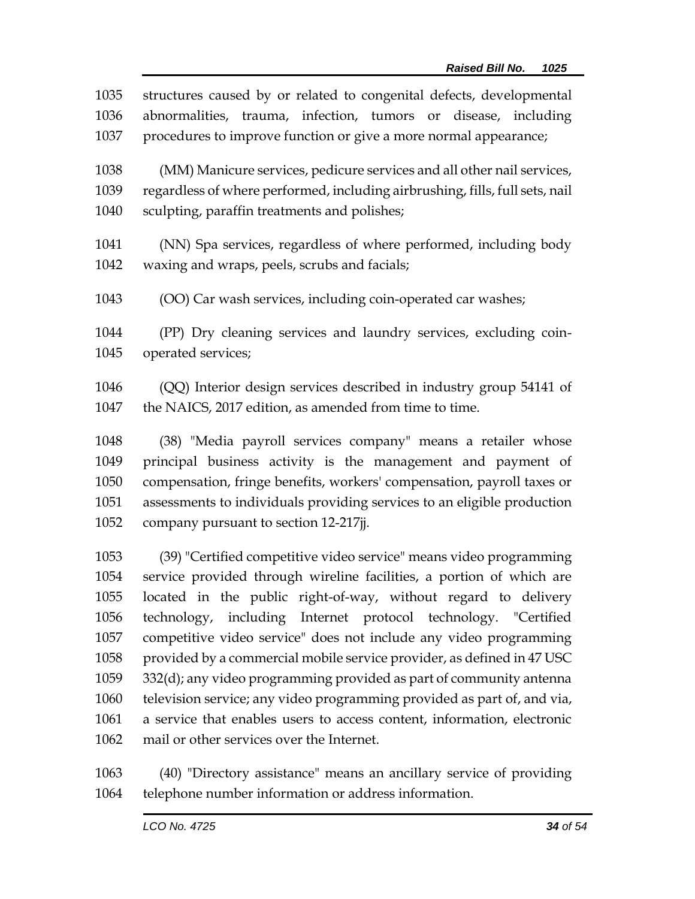structures caused by or related to congenital defects, developmental abnormalities, trauma, infection, tumors or disease, including procedures to improve function or give a more normal appearance;

(MM) Manicure services, pedicure services and all other nail services, regardless of where performed, including airbrushing, fills, full sets, nail sculpting, paraffin treatments and polishes;

(NN) Spa services, regardless of where performed, including body waxing and wraps, peels, scrubs and facials;

(OO) Car wash services, including coin-operated car washes;

(PP) Dry cleaning services and laundry services, excluding coin-operated services;

(QQ) Interior design services described in industry group 54141 of the NAICS, 2017 edition, as amended from time to time.

(38) "Media payroll services company" means a retailer whose principal business activity is the management and payment of compensation, fringe benefits, workers' compensation, payroll taxes or assessments to individuals providing services to an eligible production company pursuant to section 12-217jj.

(39) "Certified competitive video service" means video programming service provided through wireline facilities, a portion of which are located in the public right-of-way, without regard to delivery technology, including Internet protocol technology. "Certified competitive video service" does not include any video programming provided by a commercial mobile service provider, as defined in 47 USC 332(d); any video programming provided as part of community antenna television service; any video programming provided as part of, and via, a service that enables users to access content, information, electronic mail or other services over the Internet.

(40) "Directory assistance" means an ancillary service of providing telephone number information or address information.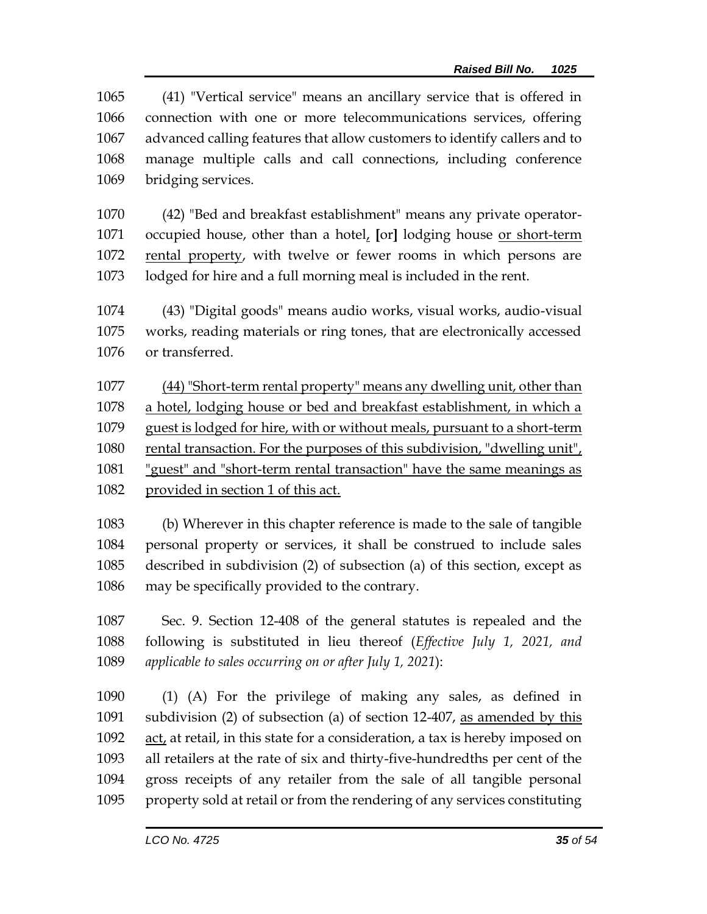1065 (41) "Vertical service" means an ancillary service that is offered in 1066 connection with one or more telecommunications services, offering 1067 advanced calling features that allow customers to identify callers and to 1068 manage multiple calls and call connections, including conference 1069 bridging services.

1070 (42) "Bed and breakfast establishment" means any private operator-1071 occupied house, other than a hotel<u>,</u> **[**or**]** lodging house <u>or short-term</u> 1072 <u>rental property</u>, with twelve or fewer rooms in which persons are 1073 lodged for hire and a full morning meal is included in the rent.

1074 (43) "Digital goods" means audio works, visual works, audio-visual 1075 works, reading materials or ring tones, that are electronically accessed 1076 or transferred.

1077 <u>(44) "Short-term rental property" means any dwelling unit, other than</u> 1078 <u>a hotel, lodging house or bed and breakfast establishment, in which a</u> 1079 <u>guest is lodged for hire, with or without meals, pursuant to a short-term</u> 1080 <u>rental transaction. For the purposes of this subdivision, "dwelling unit",</u> 1081 <u>"guest" and "short-term rental transaction" have the same meanings as</u> 1082 <u>provided in section 1 of this act.</u>

1083 (b) Wherever in this chapter reference is made to the sale of tangible 1084 personal property or services, it shall be construed to include sales 1085 described in subdivision (2) of subsection (a) of this section, except as 1086 may be specifically provided to the contrary.

1087 Sec. 9. Section 12-408 of the general statutes is repealed and the 1088 following is substituted in lieu thereof (*Effective July 1, 2021, and* 1089 *applicable to sales occurring on or after July 1, 2021*):

1090 (1) (A) For the privilege of making any sales, as defined in 1091 subdivision (2) of subsection (a) of section 12-407, <u>as amended by this</u> 1092 <u>act,</u> at retail, in this state for a consideration, a tax is hereby imposed on 1093 all retailers at the rate of six and thirty-five-hundredths per cent of the 1094 gross receipts of any retailer from the sale of all tangible personal 1095 property sold at retail or from the rendering of any services constituting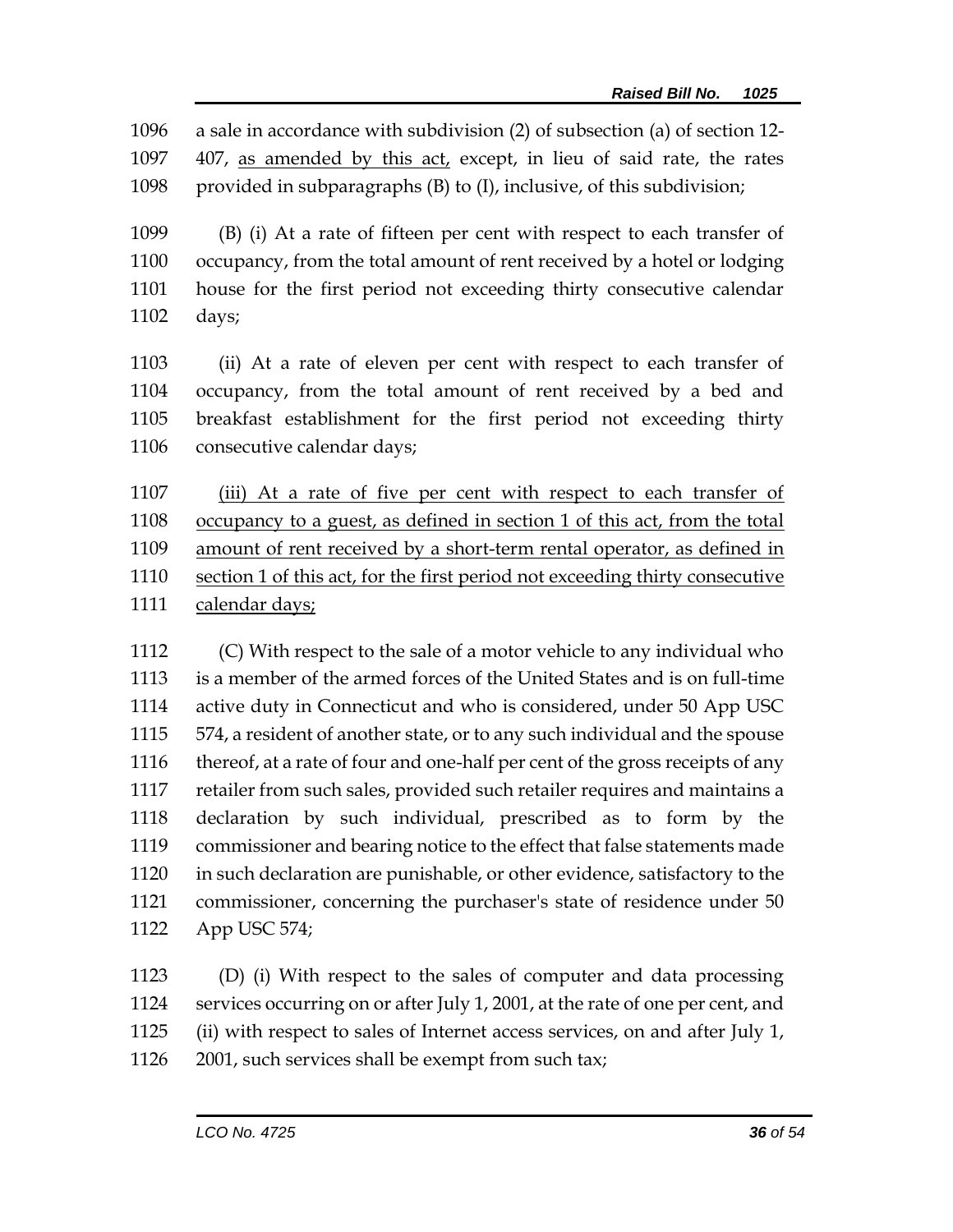1096 a sale in accordance with subdivision (2) of subsection (a) of section 12-
1097 407, <u>as amended by this act,</u> except, in lieu of said rate, the rates
1098 provided in subparagraphs (B) to (I), inclusive, of this subdivision;

1099 (B) (i) At a rate of fifteen per cent with respect to each transfer of
1100 occupancy, from the total amount of rent received by a hotel or lodging
1101 house for the first period not exceeding thirty consecutive calendar
1102 days;

1103 (ii) At a rate of eleven per cent with respect to each transfer of
1104 occupancy, from the total amount of rent received by a bed and
1105 breakfast establishment for the first period not exceeding thirty
1106 consecutive calendar days;

1107 <u>(iii) At a rate of five per cent with respect to each transfer of</u>
1108 <u>occupancy to a guest, as defined in section 1 of this act, from the total</u>
1109 <u>amount of rent received by a short-term rental operator, as defined in</u>
1110 <u>section 1 of this act, for the first period not exceeding thirty consecutive</u>
1111 <u>calendar days;</u>

1112 (C) With respect to the sale of a motor vehicle to any individual who
1113 is a member of the armed forces of the United States and is on full-time
1114 active duty in Connecticut and who is considered, under 50 App USC
1115 574, a resident of another state, or to any such individual and the spouse
1116 thereof, at a rate of four and one-half per cent of the gross receipts of any
1117 retailer from such sales, provided such retailer requires and maintains a
1118 declaration by such individual, prescribed as to form by the
1119 commissioner and bearing notice to the effect that false statements made
1120 in such declaration are punishable, or other evidence, satisfactory to the
1121 commissioner, concerning the purchaser's state of residence under 50
1122 App USC 574;

1123 (D) (i) With respect to the sales of computer and data processing
1124 services occurring on or after July 1, 2001, at the rate of one per cent, and
1125 (ii) with respect to sales of Internet access services, on and after July 1,
1126 2001, such services shall be exempt from such tax;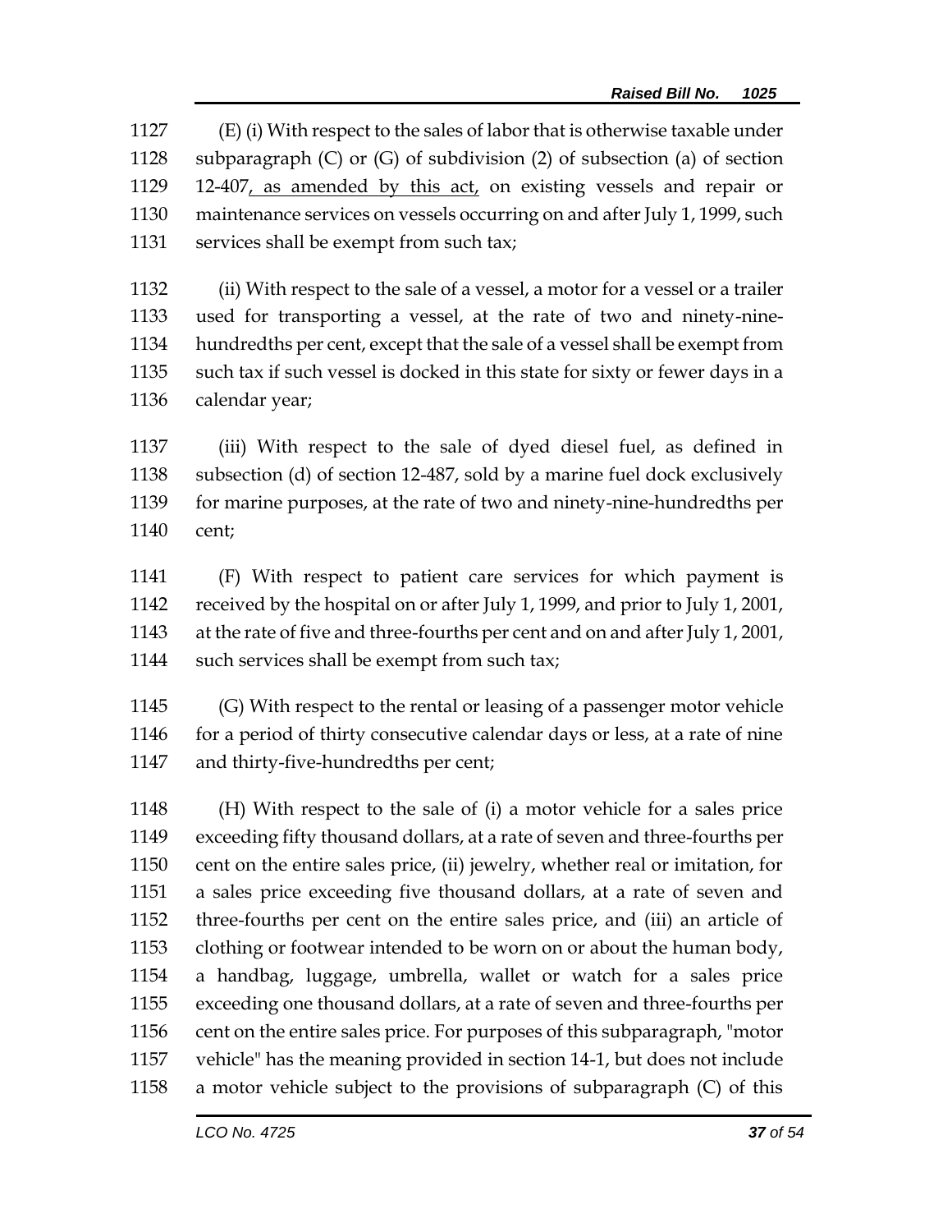(E) (i) With respect to the sales of labor that is otherwise taxable under subparagraph (C) or (G) of subdivision (2) of subsection (a) of section 12-407, as amended by this act, on existing vessels and repair or maintenance services on vessels occurring on and after July 1, 1999, such services shall be exempt from such tax;

(ii) With respect to the sale of a vessel, a motor for a vessel or a trailer used for transporting a vessel, at the rate of two and ninety-nine-hundredths per cent, except that the sale of a vessel shall be exempt from such tax if such vessel is docked in this state for sixty or fewer days in a calendar year;

(iii) With respect to the sale of dyed diesel fuel, as defined in subsection (d) of section 12-487, sold by a marine fuel dock exclusively for marine purposes, at the rate of two and ninety-nine-hundredths per cent;

(F) With respect to patient care services for which payment is received by the hospital on or after July 1, 1999, and prior to July 1, 2001, at the rate of five and three-fourths per cent and on and after July 1, 2001, such services shall be exempt from such tax;

(G) With respect to the rental or leasing of a passenger motor vehicle for a period of thirty consecutive calendar days or less, at a rate of nine and thirty-five-hundredths per cent;

(H) With respect to the sale of (i) a motor vehicle for a sales price exceeding fifty thousand dollars, at a rate of seven and three-fourths per cent on the entire sales price, (ii) jewelry, whether real or imitation, for a sales price exceeding five thousand dollars, at a rate of seven and three-fourths per cent on the entire sales price, and (iii) an article of clothing or footwear intended to be worn on or about the human body, a handbag, luggage, umbrella, wallet or watch for a sales price exceeding one thousand dollars, at a rate of seven and three-fourths per cent on the entire sales price. For purposes of this subparagraph, "motor vehicle" has the meaning provided in section 14-1, but does not include a motor vehicle subject to the provisions of subparagraph (C) of this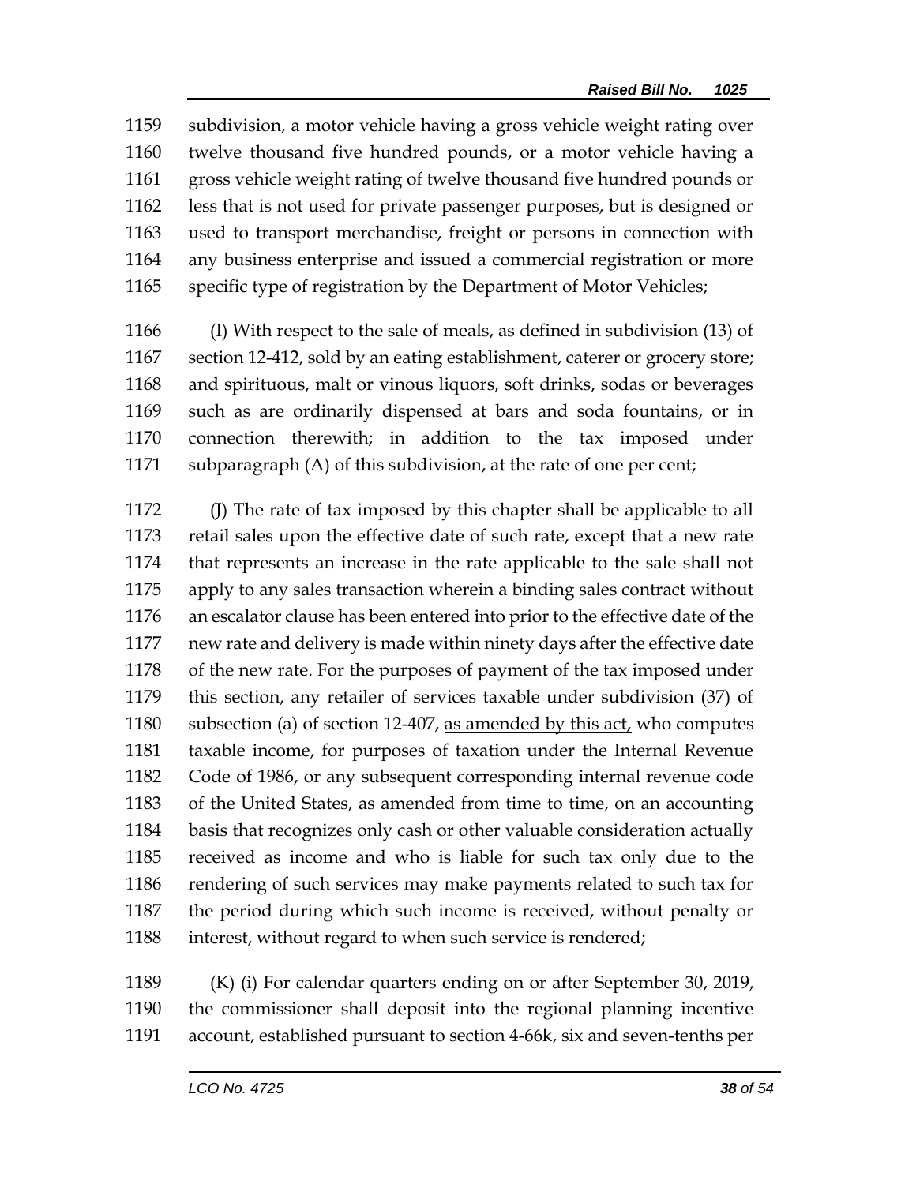1159 subdivision, a motor vehicle having a gross vehicle weight rating over
1160 twelve thousand five hundred pounds, or a motor vehicle having a
1161 gross vehicle weight rating of twelve thousand five hundred pounds or
1162 less that is not used for private passenger purposes, but is designed or
1163 used to transport merchandise, freight or persons in connection with
1164 any business enterprise and issued a commercial registration or more
1165 specific type of registration by the Department of Motor Vehicles;

1166 (I) With respect to the sale of meals, as defined in subdivision (13) of
1167 section 12-412, sold by an eating establishment, caterer or grocery store;
1168 and spirituous, malt or vinous liquors, soft drinks, sodas or beverages
1169 such as are ordinarily dispensed at bars and soda fountains, or in
1170 connection therewith; in addition to the tax imposed under
1171 subparagraph (A) of this subdivision, at the rate of one per cent;

1172 (J) The rate of tax imposed by this chapter shall be applicable to all
1173 retail sales upon the effective date of such rate, except that a new rate
1174 that represents an increase in the rate applicable to the sale shall not
1175 apply to any sales transaction wherein a binding sales contract without
1176 an escalator clause has been entered into prior to the effective date of the
1177 new rate and delivery is made within ninety days after the effective date
1178 of the new rate. For the purposes of payment of the tax imposed under
1179 this section, any retailer of services taxable under subdivision (37) of
1180 subsection (a) of section 12-407, <u>as amended by this act,</u> who computes
1181 taxable income, for purposes of taxation under the Internal Revenue
1182 Code of 1986, or any subsequent corresponding internal revenue code
1183 of the United States, as amended from time to time, on an accounting
1184 basis that recognizes only cash or other valuable consideration actually
1185 received as income and who is liable for such tax only due to the
1186 rendering of such services may make payments related to such tax for
1187 the period during which such income is received, without penalty or
1188 interest, without regard to when such service is rendered;

1189 (K) (i) For calendar quarters ending on or after September 30, 2019,
1190 the commissioner shall deposit into the regional planning incentive
1191 account, established pursuant to section 4-66k, six and seven-tenths per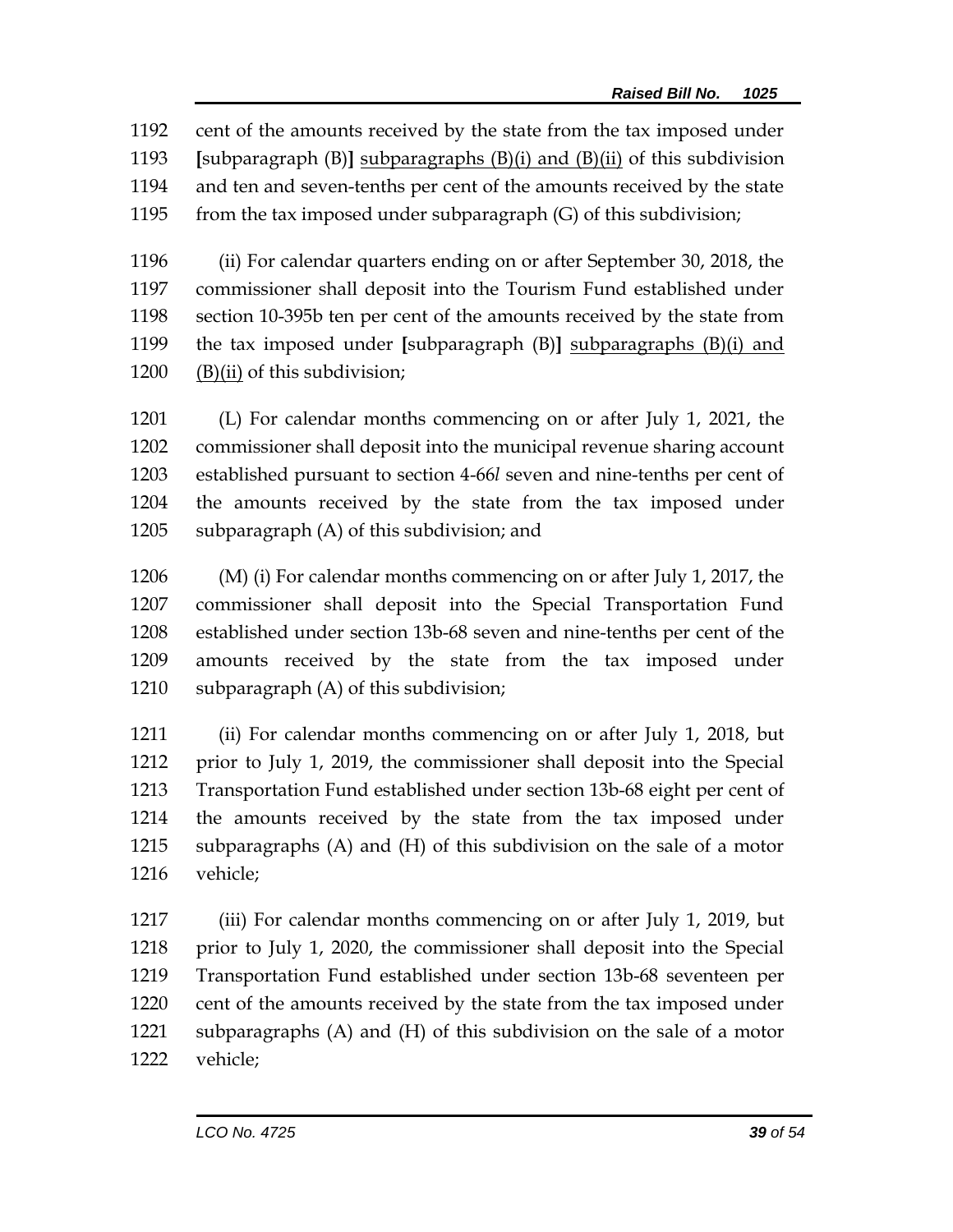1192 cent of the amounts received by the state from the tax imposed under
1193 [subparagraph (B)] <u>subparagraphs (B)(i) and (B)(ii)</u> of this subdivision
1194 and ten and seven-tenths per cent of the amounts received by the state
1195 from the tax imposed under subparagraph (G) of this subdivision;

1196 (ii) For calendar quarters ending on or after September 30, 2018, the
1197 commissioner shall deposit into the Tourism Fund established under
1198 section 10-395b ten per cent of the amounts received by the state from
1199 the tax imposed under [subparagraph (B)] <u>subparagraphs (B)(i) and</u>
1200 <u>(B)(ii)</u> of this subdivision;

1201 (L) For calendar months commencing on or after July 1, 2021, the
1202 commissioner shall deposit into the municipal revenue sharing account
1203 established pursuant to section 4-66*l* seven and nine-tenths per cent of
1204 the amounts received by the state from the tax imposed under
1205 subparagraph (A) of this subdivision; and

1206 (M) (i) For calendar months commencing on or after July 1, 2017, the
1207 commissioner shall deposit into the Special Transportation Fund
1208 established under section 13b-68 seven and nine-tenths per cent of the
1209 amounts received by the state from the tax imposed under
1210 subparagraph (A) of this subdivision;

1211 (ii) For calendar months commencing on or after July 1, 2018, but
1212 prior to July 1, 2019, the commissioner shall deposit into the Special
1213 Transportation Fund established under section 13b-68 eight per cent of
1214 the amounts received by the state from the tax imposed under
1215 subparagraphs (A) and (H) of this subdivision on the sale of a motor
1216 vehicle;

1217 (iii) For calendar months commencing on or after July 1, 2019, but
1218 prior to July 1, 2020, the commissioner shall deposit into the Special
1219 Transportation Fund established under section 13b-68 seventeen per
1220 cent of the amounts received by the state from the tax imposed under
1221 subparagraphs (A) and (H) of this subdivision on the sale of a motor
1222 vehicle;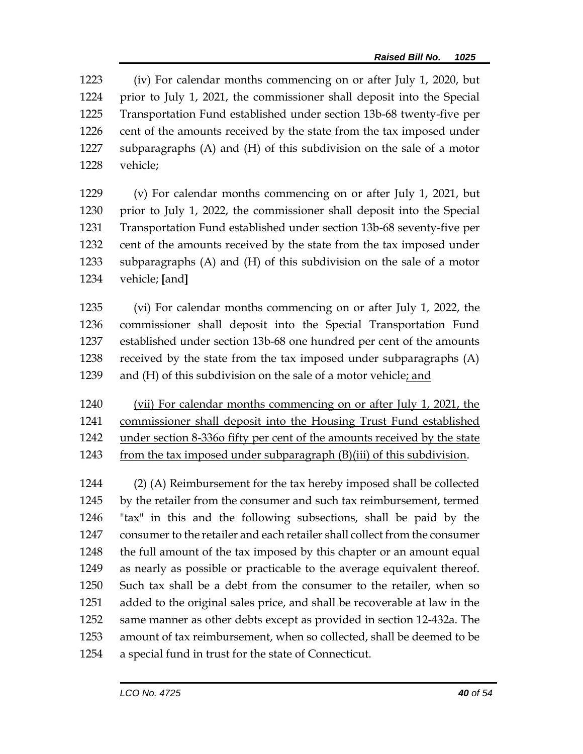1223 (iv) For calendar months commencing on or after July 1, 2020, but
1224 prior to July 1, 2021, the commissioner shall deposit into the Special
1225 Transportation Fund established under section 13b-68 twenty-five per
1226 cent of the amounts received by the state from the tax imposed under
1227 subparagraphs (A) and (H) of this subdivision on the sale of a motor
1228 vehicle;

1229 (v) For calendar months commencing on or after July 1, 2021, but
1230 prior to July 1, 2022, the commissioner shall deposit into the Special
1231 Transportation Fund established under section 13b-68 seventy-five per
1232 cent of the amounts received by the state from the tax imposed under
1233 subparagraphs (A) and (H) of this subdivision on the sale of a motor
1234 vehicle; **[**and**]**

1235 (vi) For calendar months commencing on or after July 1, 2022, the
1236 commissioner shall deposit into the Special Transportation Fund
1237 established under section 13b-68 one hundred per cent of the amounts
1238 received by the state from the tax imposed under subparagraphs (A)
1239 and (H) of this subdivision on the sale of a motor vehicle<u>; and</u>

1240 <u>(vii) For calendar months commencing on or after July 1, 2021, the</u>
1241 <u>commissioner shall deposit into the Housing Trust Fund established</u>
1242 <u>under section 8-336o fifty per cent of the amounts received by the state</u>
1243 <u>from the tax imposed under subparagraph (B)(iii) of this subdivision</u>.

1244 (2) (A) Reimbursement for the tax hereby imposed shall be collected
1245 by the retailer from the consumer and such tax reimbursement, termed
1246 "tax" in this and the following subsections, shall be paid by the
1247 consumer to the retailer and each retailer shall collect from the consumer
1248 the full amount of the tax imposed by this chapter or an amount equal
1249 as nearly as possible or practicable to the average equivalent thereof.
1250 Such tax shall be a debt from the consumer to the retailer, when so
1251 added to the original sales price, and shall be recoverable at law in the
1252 same manner as other debts except as provided in section 12-432a. The
1253 amount of tax reimbursement, when so collected, shall be deemed to be
1254 a special fund in trust for the state of Connecticut.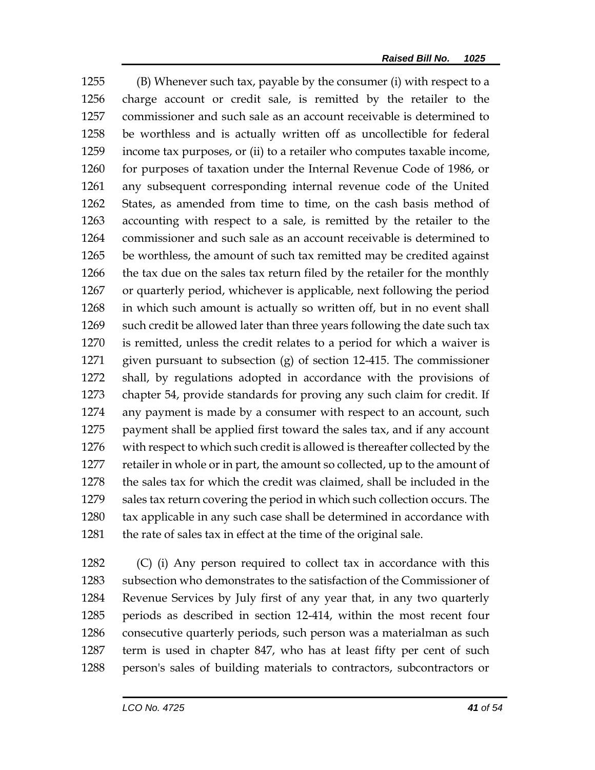(B) Whenever such tax, payable by the consumer (i) with respect to a charge account or credit sale, is remitted by the retailer to the commissioner and such sale as an account receivable is determined to be worthless and is actually written off as uncollectible for federal income tax purposes, or (ii) to a retailer who computes taxable income, for purposes of taxation under the Internal Revenue Code of 1986, or any subsequent corresponding internal revenue code of the United States, as amended from time to time, on the cash basis method of accounting with respect to a sale, is remitted by the retailer to the commissioner and such sale as an account receivable is determined to be worthless, the amount of such tax remitted may be credited against the tax due on the sales tax return filed by the retailer for the monthly or quarterly period, whichever is applicable, next following the period in which such amount is actually so written off, but in no event shall such credit be allowed later than three years following the date such tax is remitted, unless the credit relates to a period for which a waiver is given pursuant to subsection (g) of section 12-415. The commissioner shall, by regulations adopted in accordance with the provisions of chapter 54, provide standards for proving any such claim for credit. If any payment is made by a consumer with respect to an account, such payment shall be applied first toward the sales tax, and if any account with respect to which such credit is allowed is thereafter collected by the retailer in whole or in part, the amount so collected, up to the amount of the sales tax for which the credit was claimed, shall be included in the sales tax return covering the period in which such collection occurs. The tax applicable in any such case shall be determined in accordance with the rate of sales tax in effect at the time of the original sale.

(C) (i) Any person required to collect tax in accordance with this subsection who demonstrates to the satisfaction of the Commissioner of Revenue Services by July first of any year that, in any two quarterly periods as described in section 12-414, within the most recent four consecutive quarterly periods, such person was a materialman as such term is used in chapter 847, who has at least fifty per cent of such person's sales of building materials to contractors, subcontractors or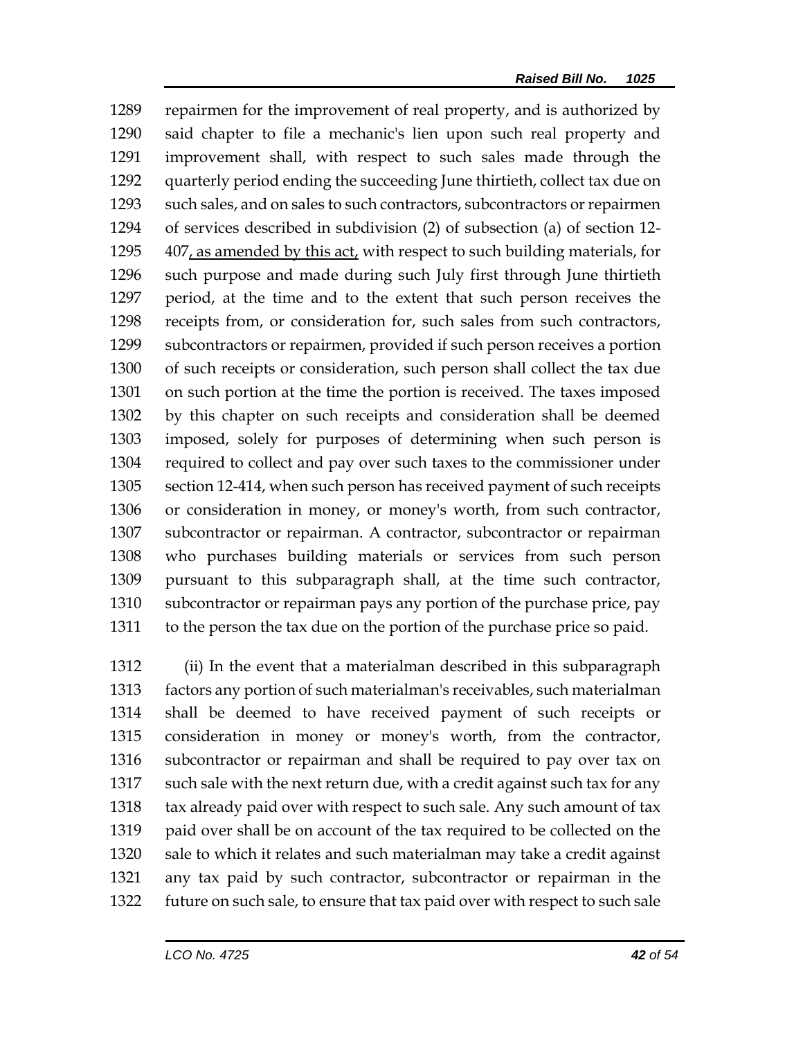repairmen for the improvement of real property, and is authorized by said chapter to file a mechanic's lien upon such real property and improvement shall, with respect to such sales made through the quarterly period ending the succeeding June thirtieth, collect tax due on such sales, and on sales to such contractors, subcontractors or repairmen of services described in subdivision (2) of subsection (a) of section 12-407, as amended by this act, with respect to such building materials, for such purpose and made during such July first through June thirtieth period, at the time and to the extent that such person receives the receipts from, or consideration for, such sales from such contractors, subcontractors or repairmen, provided if such person receives a portion of such receipts or consideration, such person shall collect the tax due on such portion at the time the portion is received. The taxes imposed by this chapter on such receipts and consideration shall be deemed imposed, solely for purposes of determining when such person is required to collect and pay over such taxes to the commissioner under section 12-414, when such person has received payment of such receipts or consideration in money, or money's worth, from such contractor, subcontractor or repairman. A contractor, subcontractor or repairman who purchases building materials or services from such person pursuant to this subparagraph shall, at the time such contractor, subcontractor or repairman pays any portion of the purchase price, pay to the person the tax due on the portion of the purchase price so paid.

(ii) In the event that a materialman described in this subparagraph factors any portion of such materialman's receivables, such materialman shall be deemed to have received payment of such receipts or consideration in money or money's worth, from the contractor, subcontractor or repairman and shall be required to pay over tax on such sale with the next return due, with a credit against such tax for any tax already paid over with respect to such sale. Any such amount of tax paid over shall be on account of the tax required to be collected on the sale to which it relates and such materialman may take a credit against any tax paid by such contractor, subcontractor or repairman in the future on such sale, to ensure that tax paid over with respect to such sale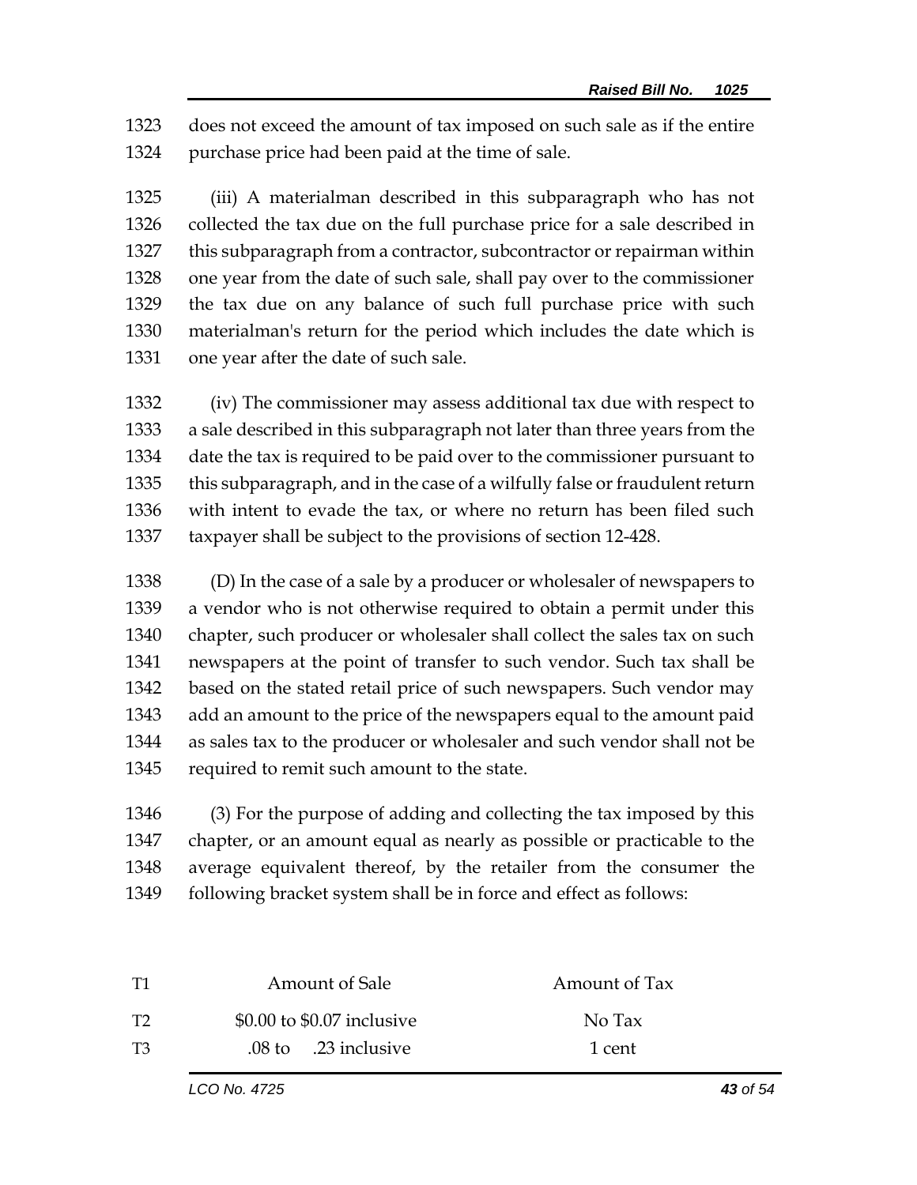1323 does not exceed the amount of tax imposed on such sale as if the entire
1324 purchase price had been paid at the time of sale.

1325 (iii) A materialman described in this subparagraph who has not
1326 collected the tax due on the full purchase price for a sale described in
1327 this subparagraph from a contractor, subcontractor or repairman within
1328 one year from the date of such sale, shall pay over to the commissioner
1329 the tax due on any balance of such full purchase price with such
1330 materialman's return for the period which includes the date which is
1331 one year after the date of such sale.

1332 (iv) The commissioner may assess additional tax due with respect to
1333 a sale described in this subparagraph not later than three years from the
1334 date the tax is required to be paid over to the commissioner pursuant to
1335 this subparagraph, and in the case of a wilfully false or fraudulent return
1336 with intent to evade the tax, or where no return has been filed such
1337 taxpayer shall be subject to the provisions of section 12-428.

1338 (D) In the case of a sale by a producer or wholesaler of newspapers to
1339 a vendor who is not otherwise required to obtain a permit under this
1340 chapter, such producer or wholesaler shall collect the sales tax on such
1341 newspapers at the point of transfer to such vendor. Such tax shall be
1342 based on the stated retail price of such newspapers. Such vendor may
1343 add an amount to the price of the newspapers equal to the amount paid
1344 as sales tax to the producer or wholesaler and such vendor shall not be
1345 required to remit such amount to the state.

1346 (3) For the purpose of adding and collecting the tax imposed by this
1347 chapter, or an amount equal as nearly as possible or practicable to the
1348 average equivalent thereof, by the retailer from the consumer the
1349 following bracket system shall be in force and effect as follows:

| T1 | Amount of Sale | Amount of Tax |
|---|---|---|
| T2 | $0.00 to $0.07 inclusive | No Tax |
| T3 | .08 to .23 inclusive | 1 cent |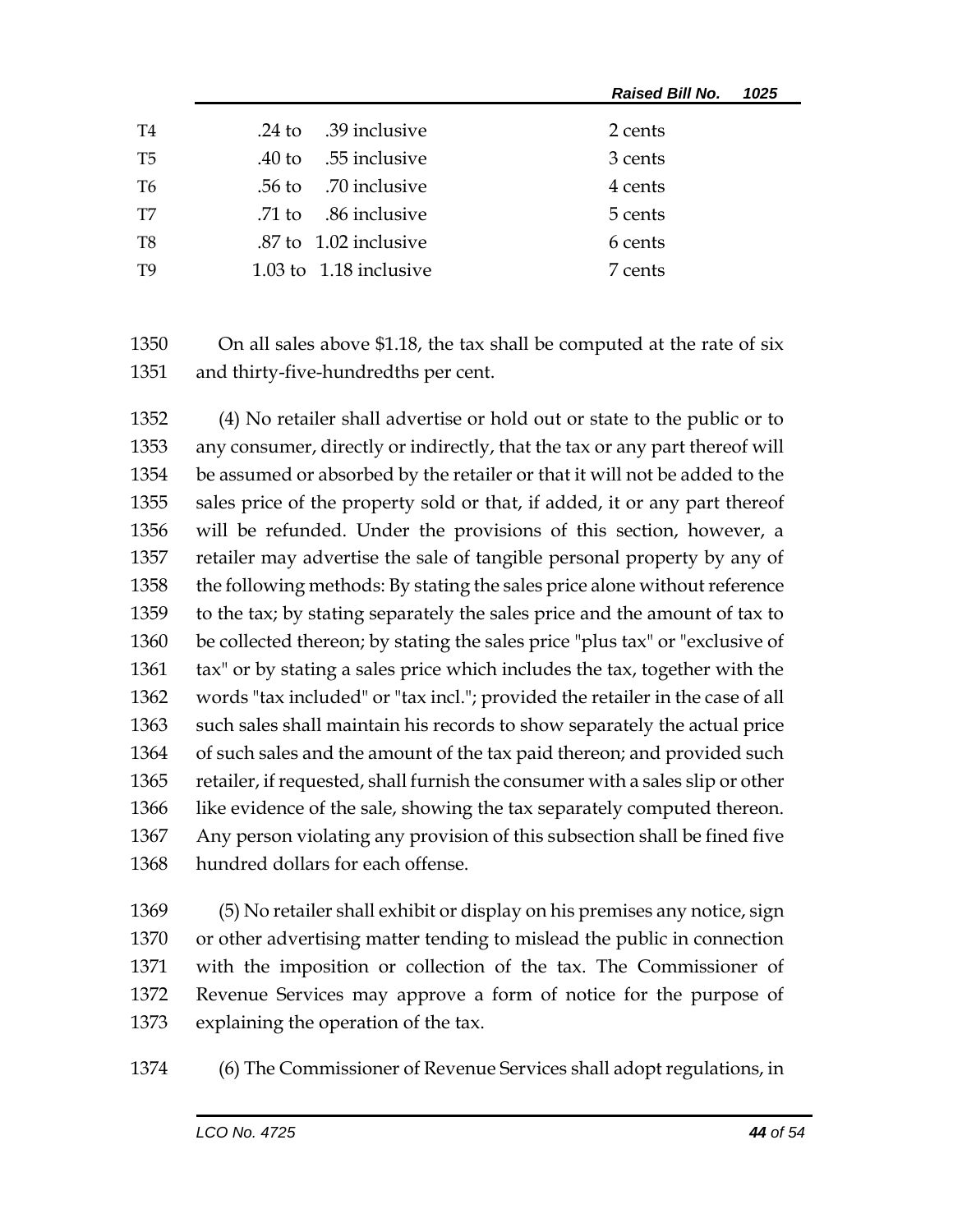| | | |
|---|---|---|
| T4 | .24 to .39 inclusive | 2 cents |
| T5 | .40 to .55 inclusive | 3 cents |
| T6 | .56 to .70 inclusive | 4 cents |
| T7 | .71 to .86 inclusive | 5 cents |
| T8 | .87 to 1.02 inclusive | 6 cents |
| T9 | 1.03 to 1.18 inclusive | 7 cents |

1350 On all sales above $1.18, the tax shall be computed at the rate of six
1351 and thirty-five-hundredths per cent.

1352 (4) No retailer shall advertise or hold out or state to the public or to
1353 any consumer, directly or indirectly, that the tax or any part thereof will
1354 be assumed or absorbed by the retailer or that it will not be added to the
1355 sales price of the property sold or that, if added, it or any part thereof
1356 will be refunded. Under the provisions of this section, however, a
1357 retailer may advertise the sale of tangible personal property by any of
1358 the following methods: By stating the sales price alone without reference
1359 to the tax; by stating separately the sales price and the amount of tax to
1360 be collected thereon; by stating the sales price "plus tax" or "exclusive of
1361 tax" or by stating a sales price which includes the tax, together with the
1362 words "tax included" or "tax incl."; provided the retailer in the case of all
1363 such sales shall maintain his records to show separately the actual price
1364 of such sales and the amount of the tax paid thereon; and provided such
1365 retailer, if requested, shall furnish the consumer with a sales slip or other
1366 like evidence of the sale, showing the tax separately computed thereon.
1367 Any person violating any provision of this subsection shall be fined five
1368 hundred dollars for each offense.

1369 (5) No retailer shall exhibit or display on his premises any notice, sign
1370 or other advertising matter tending to mislead the public in connection
1371 with the imposition or collection of the tax. The Commissioner of
1372 Revenue Services may approve a form of notice for the purpose of
1373 explaining the operation of the tax.

1374 (6) The Commissioner of Revenue Services shall adopt regulations, in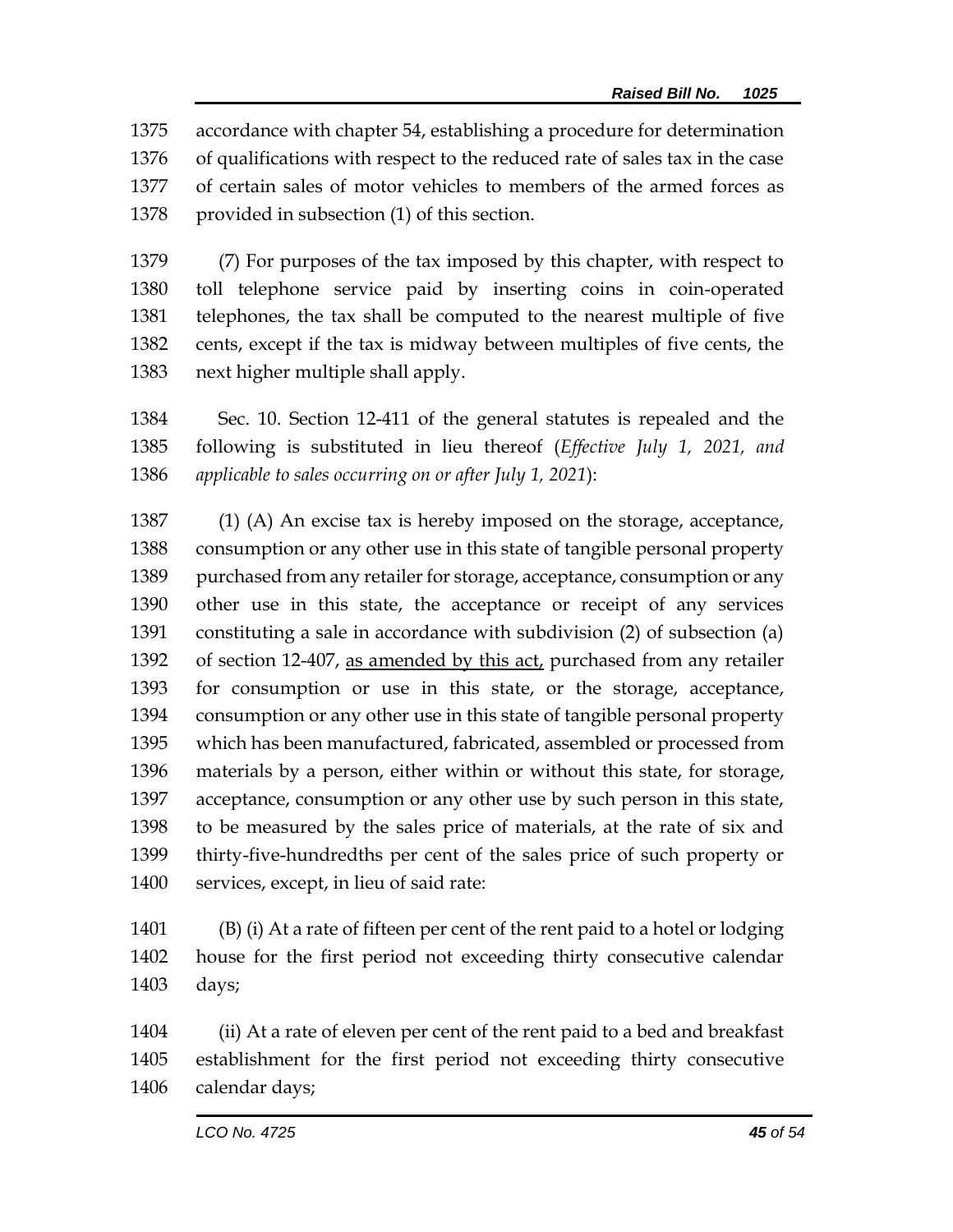accordance with chapter 54, establishing a procedure for determination of qualifications with respect to the reduced rate of sales tax in the case of certain sales of motor vehicles to members of the armed forces as provided in subsection (1) of this section.

(7) For purposes of the tax imposed by this chapter, with respect to toll telephone service paid by inserting coins in coin-operated telephones, the tax shall be computed to the nearest multiple of five cents, except if the tax is midway between multiples of five cents, the next higher multiple shall apply.

Sec. 10. Section 12-411 of the general statutes is repealed and the following is substituted in lieu thereof (*Effective July 1, 2021, and applicable to sales occurring on or after July 1, 2021*):

(1) (A) An excise tax is hereby imposed on the storage, acceptance, consumption or any other use in this state of tangible personal property purchased from any retailer for storage, acceptance, consumption or any other use in this state, the acceptance or receipt of any services constituting a sale in accordance with subdivision (2) of subsection (a) of section 12-407, <u>as amended by this act,</u> purchased from any retailer for consumption or use in this state, or the storage, acceptance, consumption or any other use in this state of tangible personal property which has been manufactured, fabricated, assembled or processed from materials by a person, either within or without this state, for storage, acceptance, consumption or any other use by such person in this state, to be measured by the sales price of materials, at the rate of six and thirty-five-hundredths per cent of the sales price of such property or services, except, in lieu of said rate:

(B) (i) At a rate of fifteen per cent of the rent paid to a hotel or lodging house for the first period not exceeding thirty consecutive calendar days;

(ii) At a rate of eleven per cent of the rent paid to a bed and breakfast establishment for the first period not exceeding thirty consecutive calendar days;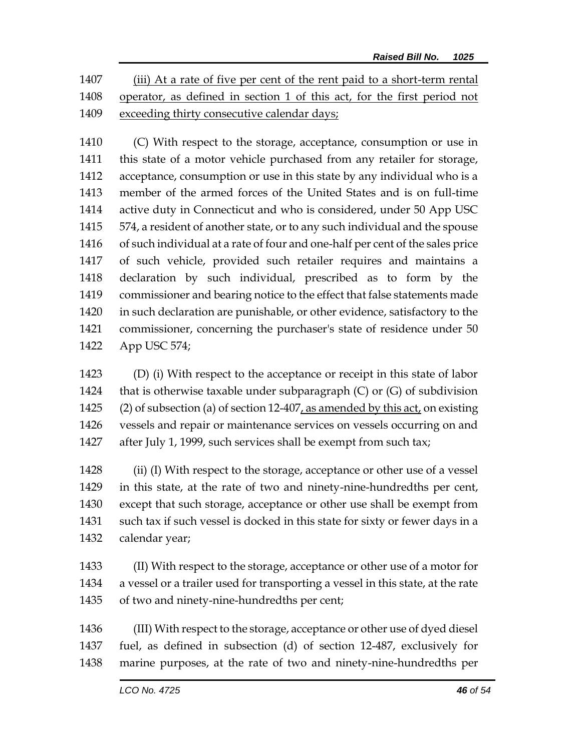1407 <u>(iii) At a rate of five per cent of the rent paid to a short-term rental</u>
1408 <u>operator, as defined in section 1 of this act, for the first period not</u>
1409 <u>exceeding thirty consecutive calendar days;</u>

1410 (C) With respect to the storage, acceptance, consumption or use in
1411 this state of a motor vehicle purchased from any retailer for storage,
1412 acceptance, consumption or use in this state by any individual who is a
1413 member of the armed forces of the United States and is on full-time
1414 active duty in Connecticut and who is considered, under 50 App USC
1415 574, a resident of another state, or to any such individual and the spouse
1416 of such individual at a rate of four and one-half per cent of the sales price
1417 of such vehicle, provided such retailer requires and maintains a
1418 declaration by such individual, prescribed as to form by the
1419 commissioner and bearing notice to the effect that false statements made
1420 in such declaration are punishable, or other evidence, satisfactory to the
1421 commissioner, concerning the purchaser's state of residence under 50
1422 App USC 574;

1423 (D) (i) With respect to the acceptance or receipt in this state of labor
1424 that is otherwise taxable under subparagraph (C) or (G) of subdivision
1425 (2) of subsection (a) of section 12-407<u>, as amended by this act,</u> on existing
1426 vessels and repair or maintenance services on vessels occurring on and
1427 after July 1, 1999, such services shall be exempt from such tax;

1428 (ii) (I) With respect to the storage, acceptance or other use of a vessel
1429 in this state, at the rate of two and ninety-nine-hundredths per cent,
1430 except that such storage, acceptance or other use shall be exempt from
1431 such tax if such vessel is docked in this state for sixty or fewer days in a
1432 calendar year;

1433 (II) With respect to the storage, acceptance or other use of a motor for
1434 a vessel or a trailer used for transporting a vessel in this state, at the rate
1435 of two and ninety-nine-hundredths per cent;

1436 (III) With respect to the storage, acceptance or other use of dyed diesel
1437 fuel, as defined in subsection (d) of section 12-487, exclusively for
1438 marine purposes, at the rate of two and ninety-nine-hundredths per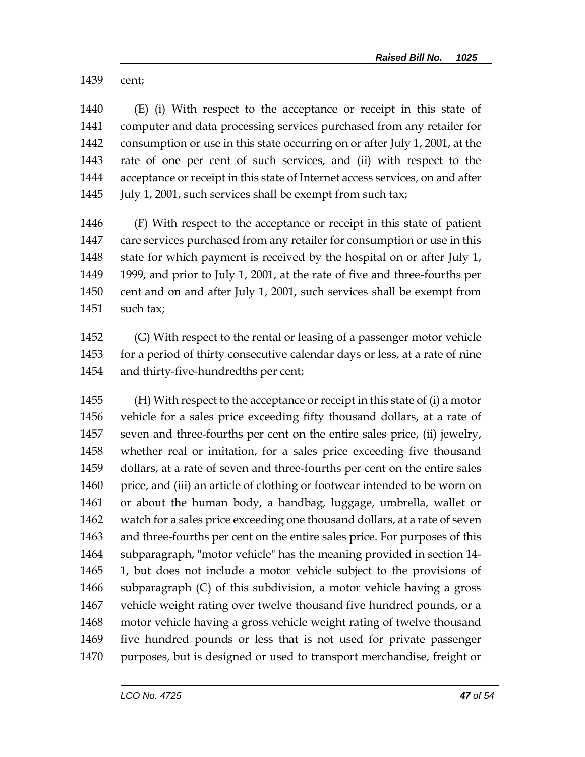cent;

(E) (i) With respect to the acceptance or receipt in this state of computer and data processing services purchased from any retailer for consumption or use in this state occurring on or after July 1, 2001, at the rate of one per cent of such services, and (ii) with respect to the acceptance or receipt in this state of Internet access services, on and after July 1, 2001, such services shall be exempt from such tax;

(F) With respect to the acceptance or receipt in this state of patient care services purchased from any retailer for consumption or use in this state for which payment is received by the hospital on or after July 1, 1999, and prior to July 1, 2001, at the rate of five and three-fourths per cent and on and after July 1, 2001, such services shall be exempt from such tax;

(G) With respect to the rental or leasing of a passenger motor vehicle for a period of thirty consecutive calendar days or less, at a rate of nine and thirty-five-hundredths per cent;

(H) With respect to the acceptance or receipt in this state of (i) a motor vehicle for a sales price exceeding fifty thousand dollars, at a rate of seven and three-fourths per cent on the entire sales price, (ii) jewelry, whether real or imitation, for a sales price exceeding five thousand dollars, at a rate of seven and three-fourths per cent on the entire sales price, and (iii) an article of clothing or footwear intended to be worn on or about the human body, a handbag, luggage, umbrella, wallet or watch for a sales price exceeding one thousand dollars, at a rate of seven and three-fourths per cent on the entire sales price. For purposes of this subparagraph, "motor vehicle" has the meaning provided in section 14-1, but does not include a motor vehicle subject to the provisions of subparagraph (C) of this subdivision, a motor vehicle having a gross vehicle weight rating over twelve thousand five hundred pounds, or a motor vehicle having a gross vehicle weight rating of twelve thousand five hundred pounds or less that is not used for private passenger purposes, but is designed or used to transport merchandise, freight or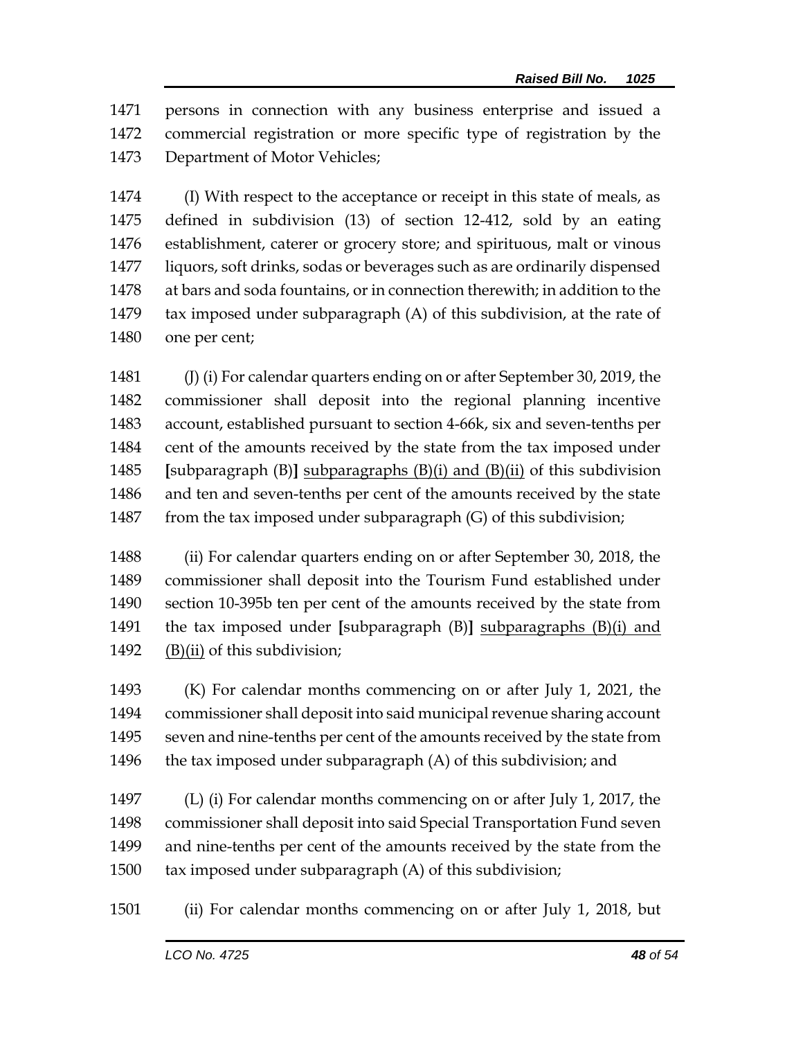persons in connection with any business enterprise and issued a commercial registration or more specific type of registration by the Department of Motor Vehicles;

(I) With respect to the acceptance or receipt in this state of meals, as defined in subdivision (13) of section 12-412, sold by an eating establishment, caterer or grocery store; and spirituous, malt or vinous liquors, soft drinks, sodas or beverages such as are ordinarily dispensed at bars and soda fountains, or in connection therewith; in addition to the tax imposed under subparagraph (A) of this subdivision, at the rate of one per cent;

(J) (i) For calendar quarters ending on or after September 30, 2019, the commissioner shall deposit into the regional planning incentive account, established pursuant to section 4-66k, six and seven-tenths per cent of the amounts received by the state from the tax imposed under [subparagraph (B)] subparagraphs (B)(i) and (B)(ii) of this subdivision and ten and seven-tenths per cent of the amounts received by the state from the tax imposed under subparagraph (G) of this subdivision;

(ii) For calendar quarters ending on or after September 30, 2018, the commissioner shall deposit into the Tourism Fund established under section 10-395b ten per cent of the amounts received by the state from the tax imposed under [subparagraph (B)] subparagraphs (B)(i) and (B)(ii) of this subdivision;

(K) For calendar months commencing on or after July 1, 2021, the commissioner shall deposit into said municipal revenue sharing account seven and nine-tenths per cent of the amounts received by the state from the tax imposed under subparagraph (A) of this subdivision; and

(L) (i) For calendar months commencing on or after July 1, 2017, the commissioner shall deposit into said Special Transportation Fund seven and nine-tenths per cent of the amounts received by the state from the tax imposed under subparagraph (A) of this subdivision;

(ii) For calendar months commencing on or after July 1, 2018, but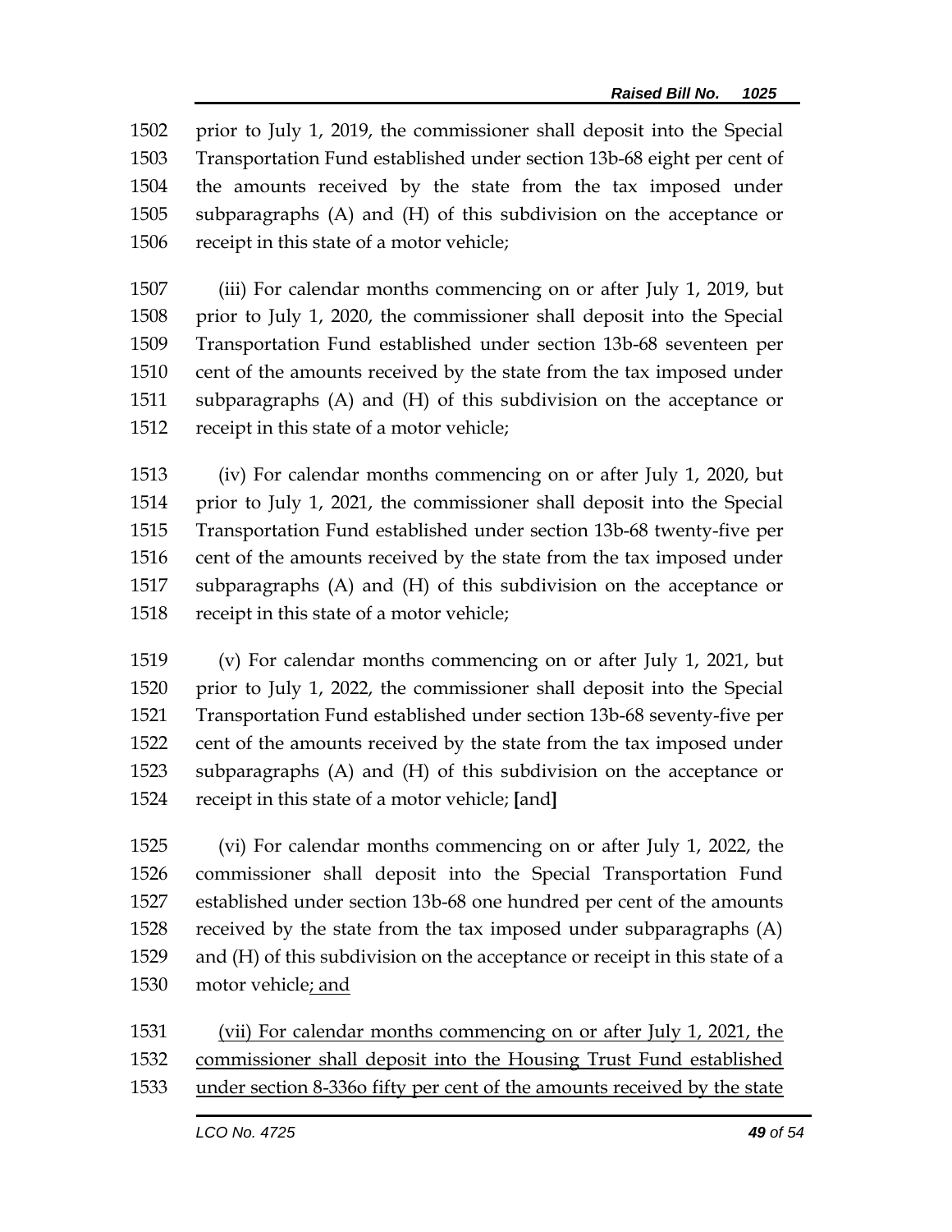prior to July 1, 2019, the commissioner shall deposit into the Special Transportation Fund established under section 13b-68 eight per cent of the amounts received by the state from the tax imposed under subparagraphs (A) and (H) of this subdivision on the acceptance or receipt in this state of a motor vehicle;

(iii) For calendar months commencing on or after July 1, 2019, but prior to July 1, 2020, the commissioner shall deposit into the Special Transportation Fund established under section 13b-68 seventeen per cent of the amounts received by the state from the tax imposed under subparagraphs (A) and (H) of this subdivision on the acceptance or receipt in this state of a motor vehicle;

(iv) For calendar months commencing on or after July 1, 2020, but prior to July 1, 2021, the commissioner shall deposit into the Special Transportation Fund established under section 13b-68 twenty-five per cent of the amounts received by the state from the tax imposed under subparagraphs (A) and (H) of this subdivision on the acceptance or receipt in this state of a motor vehicle;

(v) For calendar months commencing on or after July 1, 2021, but prior to July 1, 2022, the commissioner shall deposit into the Special Transportation Fund established under section 13b-68 seventy-five per cent of the amounts received by the state from the tax imposed under subparagraphs (A) and (H) of this subdivision on the acceptance or receipt in this state of a motor vehicle; **[**and**]**

(vi) For calendar months commencing on or after July 1, 2022, the commissioner shall deposit into the Special Transportation Fund established under section 13b-68 one hundred per cent of the amounts received by the state from the tax imposed under subparagraphs (A) and (H) of this subdivision on the acceptance or receipt in this state of a motor vehicle<u>; and</u>

<u>(vii) For calendar months commencing on or after July 1, 2021, the commissioner shall deposit into the Housing Trust Fund established under section 8-336o fifty per cent of the amounts received by the state</u>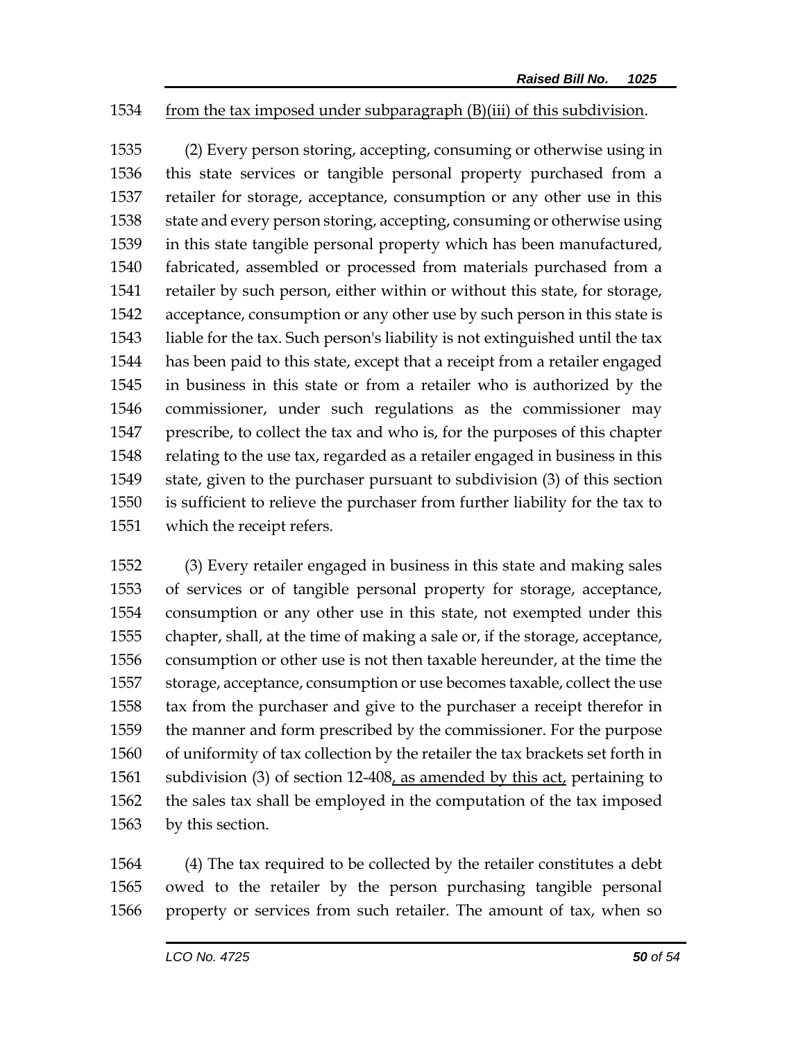from the tax imposed under subparagraph (B)(iii) of this subdivision.

(2) Every person storing, accepting, consuming or otherwise using in this state services or tangible personal property purchased from a retailer for storage, acceptance, consumption or any other use in this state and every person storing, accepting, consuming or otherwise using in this state tangible personal property which has been manufactured, fabricated, assembled or processed from materials purchased from a retailer by such person, either within or without this state, for storage, acceptance, consumption or any other use by such person in this state is liable for the tax. Such person's liability is not extinguished until the tax has been paid to this state, except that a receipt from a retailer engaged in business in this state or from a retailer who is authorized by the commissioner, under such regulations as the commissioner may prescribe, to collect the tax and who is, for the purposes of this chapter relating to the use tax, regarded as a retailer engaged in business in this state, given to the purchaser pursuant to subdivision (3) of this section is sufficient to relieve the purchaser from further liability for the tax to which the receipt refers.

(3) Every retailer engaged in business in this state and making sales of services or of tangible personal property for storage, acceptance, consumption or any other use in this state, not exempted under this chapter, shall, at the time of making a sale or, if the storage, acceptance, consumption or other use is not then taxable hereunder, at the time the storage, acceptance, consumption or use becomes taxable, collect the use tax from the purchaser and give to the purchaser a receipt therefor in the manner and form prescribed by the commissioner. For the purpose of uniformity of tax collection by the retailer the tax brackets set forth in subdivision (3) of section 12-408, as amended by this act, pertaining to the sales tax shall be employed in the computation of the tax imposed by this section.

(4) The tax required to be collected by the retailer constitutes a debt owed to the retailer by the person purchasing tangible personal property or services from such retailer. The amount of tax, when so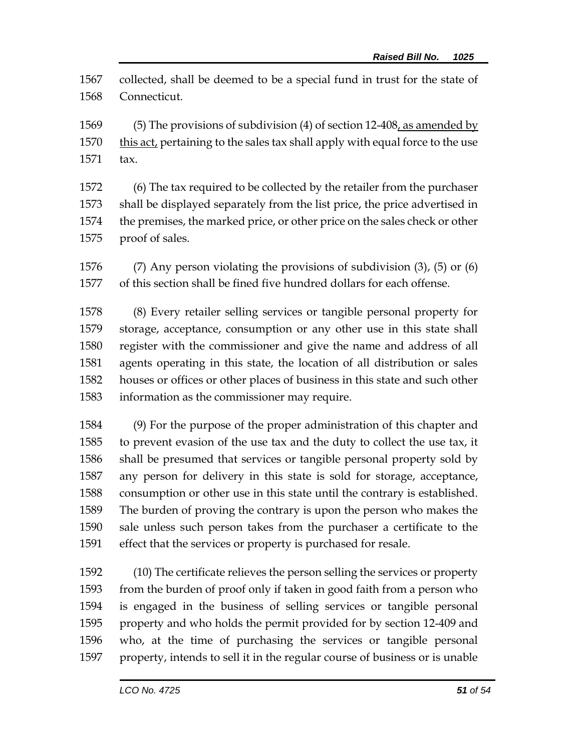1567 collected, shall be deemed to be a special fund in trust for the state of
1568 Connecticut.

1569 (5) The provisions of subdivision (4) of section 12-408, as amended by
1570 this act, pertaining to the sales tax shall apply with equal force to the use
1571 tax.

1572 (6) The tax required to be collected by the retailer from the purchaser
1573 shall be displayed separately from the list price, the price advertised in
1574 the premises, the marked price, or other price on the sales check or other
1575 proof of sales.

1576 (7) Any person violating the provisions of subdivision (3), (5) or (6)
1577 of this section shall be fined five hundred dollars for each offense.

1578 (8) Every retailer selling services or tangible personal property for
1579 storage, acceptance, consumption or any other use in this state shall
1580 register with the commissioner and give the name and address of all
1581 agents operating in this state, the location of all distribution or sales
1582 houses or offices or other places of business in this state and such other
1583 information as the commissioner may require.

1584 (9) For the purpose of the proper administration of this chapter and
1585 to prevent evasion of the use tax and the duty to collect the use tax, it
1586 shall be presumed that services or tangible personal property sold by
1587 any person for delivery in this state is sold for storage, acceptance,
1588 consumption or other use in this state until the contrary is established.
1589 The burden of proving the contrary is upon the person who makes the
1590 sale unless such person takes from the purchaser a certificate to the
1591 effect that the services or property is purchased for resale.

1592 (10) The certificate relieves the person selling the services or property
1593 from the burden of proof only if taken in good faith from a person who
1594 is engaged in the business of selling services or tangible personal
1595 property and who holds the permit provided for by section 12-409 and
1596 who, at the time of purchasing the services or tangible personal
1597 property, intends to sell it in the regular course of business or is unable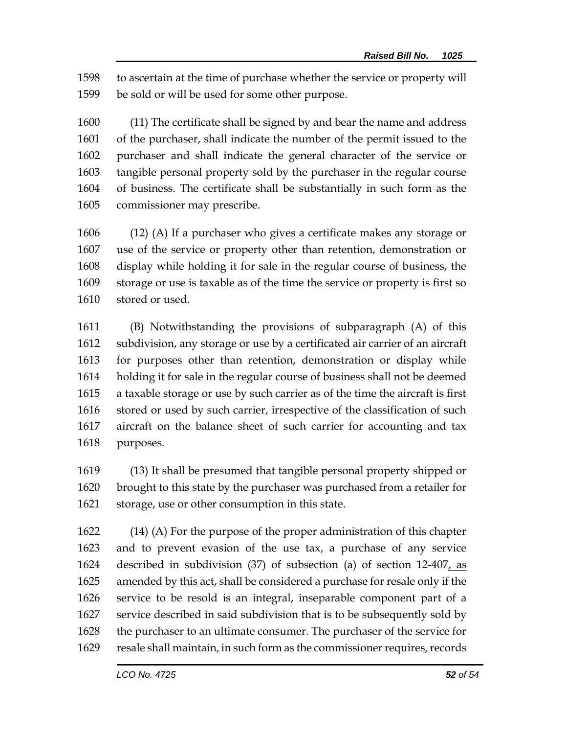to ascertain at the time of purchase whether the service or property will be sold or will be used for some other purpose.

(11) The certificate shall be signed by and bear the name and address of the purchaser, shall indicate the number of the permit issued to the purchaser and shall indicate the general character of the service or tangible personal property sold by the purchaser in the regular course of business. The certificate shall be substantially in such form as the commissioner may prescribe.

(12) (A) If a purchaser who gives a certificate makes any storage or use of the service or property other than retention, demonstration or display while holding it for sale in the regular course of business, the storage or use is taxable as of the time the service or property is first so stored or used.

(B) Notwithstanding the provisions of subparagraph (A) of this subdivision, any storage or use by a certificated air carrier of an aircraft for purposes other than retention, demonstration or display while holding it for sale in the regular course of business shall not be deemed a taxable storage or use by such carrier as of the time the aircraft is first stored or used by such carrier, irrespective of the classification of such aircraft on the balance sheet of such carrier for accounting and tax purposes.

(13) It shall be presumed that tangible personal property shipped or brought to this state by the purchaser was purchased from a retailer for storage, use or other consumption in this state.

(14) (A) For the purpose of the proper administration of this chapter and to prevent evasion of the use tax, a purchase of any service described in subdivision (37) of subsection (a) of section 12-407, as amended by this act, shall be considered a purchase for resale only if the service to be resold is an integral, inseparable component part of a service described in said subdivision that is to be subsequently sold by the purchaser to an ultimate consumer. The purchaser of the service for resale shall maintain, in such form as the commissioner requires, records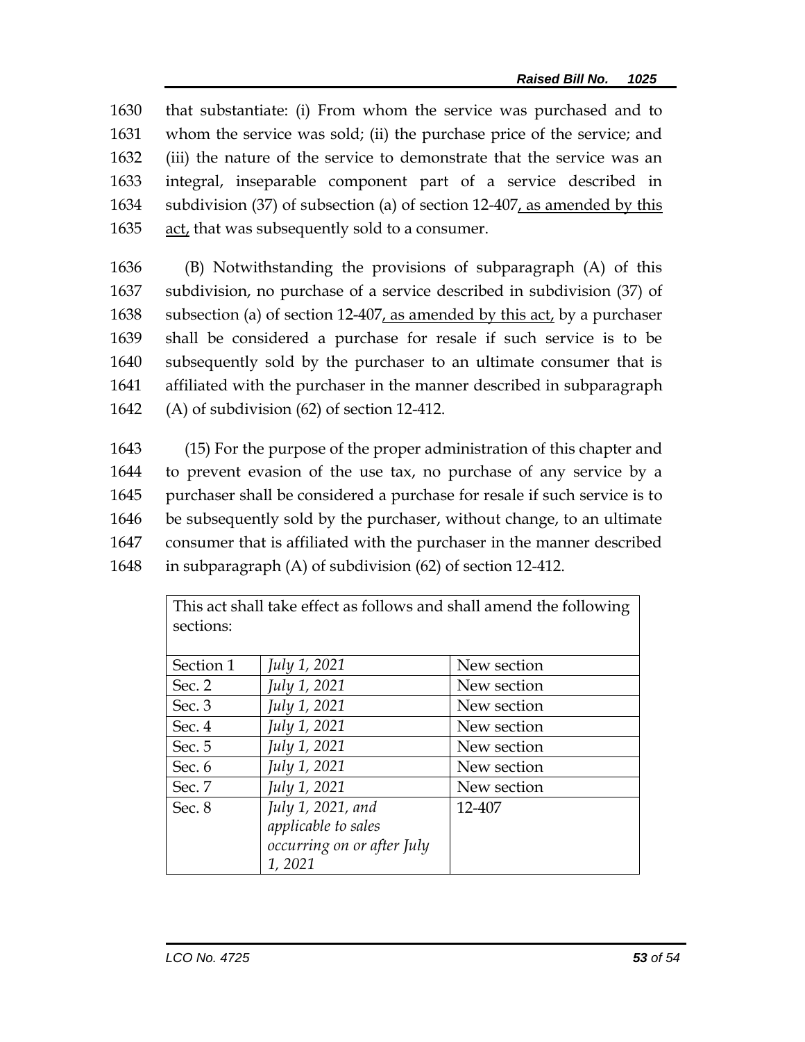1630 that substantiate: (i) From whom the service was purchased and to
1631 whom the service was sold; (ii) the purchase price of the service; and
1632 (iii) the nature of the service to demonstrate that the service was an
1633 integral, inseparable component part of a service described in
1634 subdivision (37) of subsection (a) of section 12-407<u>, as amended by this</u>
1635 <u>act,</u> that was subsequently sold to a consumer.

1636 (B) Notwithstanding the provisions of subparagraph (A) of this
1637 subdivision, no purchase of a service described in subdivision (37) of
1638 subsection (a) of section 12-407<u>, as amended by this act,</u> by a purchaser
1639 shall be considered a purchase for resale if such service is to be
1640 subsequently sold by the purchaser to an ultimate consumer that is
1641 affiliated with the purchaser in the manner described in subparagraph
1642 (A) of subdivision (62) of section 12-412.

1643 (15) For the purpose of the proper administration of this chapter and
1644 to prevent evasion of the use tax, no purchase of any service by a
1645 purchaser shall be considered a purchase for resale if such service is to
1646 be subsequently sold by the purchaser, without change, to an ultimate
1647 consumer that is affiliated with the purchaser in the manner described
1648 in subparagraph (A) of subdivision (62) of section 12-412.

| This act shall take effect as follows and shall amend the following sections: | | |
|---|---|---|
| Section 1 | *July 1, 2021* | New section |
| Sec. 2 | *July 1, 2021* | New section |
| Sec. 3 | *July 1, 2021* | New section |
| Sec. 4 | *July 1, 2021* | New section |
| Sec. 5 | *July 1, 2021* | New section |
| Sec. 6 | *July 1, 2021* | New section |
| Sec. 7 | *July 1, 2021* | New section |
| Sec. 8 | *July 1, 2021, and applicable to sales occurring on or after July 1, 2021* | 12-407 |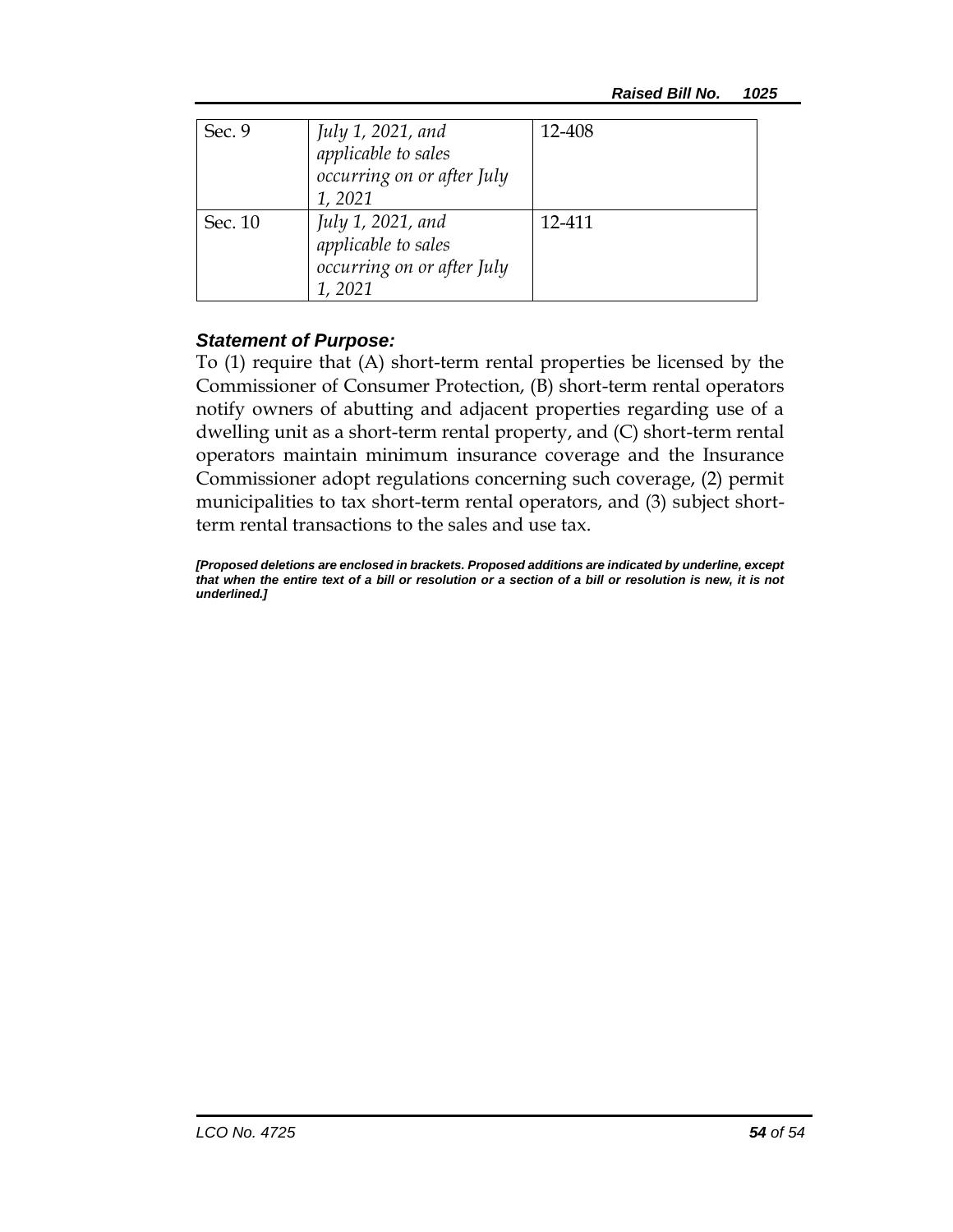| | | |
|---|---|---|
| Sec. 9 | *July 1, 2021, and applicable to sales occurring on or after July 1, 2021* | 12-408 |
| Sec. 10 | *July 1, 2021, and applicable to sales occurring on or after July 1, 2021* | 12-411 |

### *Statement of Purpose:*

To (1) require that (A) short-term rental properties be licensed by the Commissioner of Consumer Protection, (B) short-term rental operators notify owners of abutting and adjacent properties regarding use of a dwelling unit as a short-term rental property, and (C) short-term rental operators maintain minimum insurance coverage and the Insurance Commissioner adopt regulations concerning such coverage, (2) permit municipalities to tax short-term rental operators, and (3) subject short-term rental transactions to the sales and use tax.

***[Proposed deletions are enclosed in brackets. Proposed additions are indicated by underline, except that when the entire text of a bill or resolution or a section of a bill or resolution is new, it is not underlined.]***